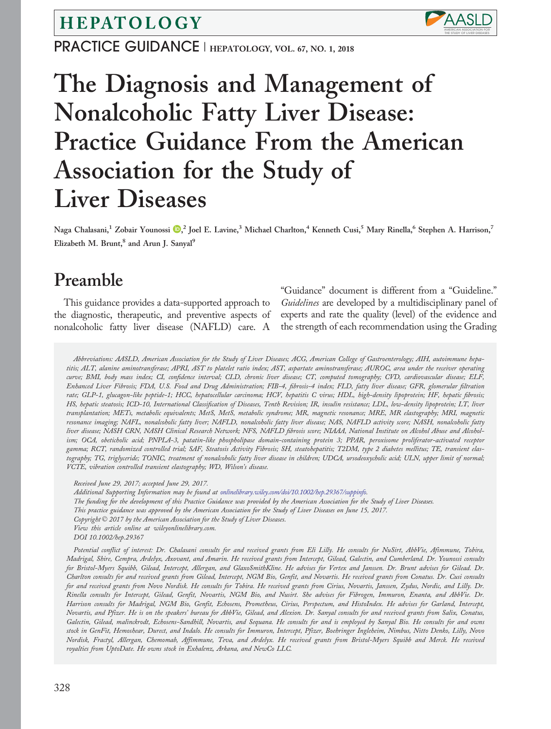# The Diagnosis and Management of Nonalcoholic Fatty Liver Disease: Practice Guidance From the American Association for the Study of Liver Diseases

Naga Chalasani,[1] Zobair Younossi,[2] Joel E. Lavine,[3] Michael Charlton,[4] Kenneth Cusi,[5] Mary Rinella,[6] Stephen A. Harrison,[7] Elizabeth M. Brunt,[8] and Arun J. Sanyal[9]

## Preamble

This guidance provides a data-supported approach to the diagnostic, therapeutic, and preventive aspects of nonalcoholic fatty liver disease (NAFLD) care. A "Guidance" document is different from a "Guideline." *Guidelines* are developed by a multidisciplinary panel of experts and rate the quality (level) of the evidence and the strength of each recommendation using the Grading

*Abbreviations: AASLD, American Association for the Study of Liver Diseases; ACG, American College of Gastroenterology; AIH, autoimmune hepatitis; ALT, alanine aminotransferase; APRI, AST to platelet ratio index; AST, aspartate aminotransferase; AUROC, area under the receiver operating curve; BMI, body mass index; CI, confidence interval; CLD, chronic liver disease; CT, computed tomography; CVD, cardiovascular disease; ELF, Enhanced Liver Fibrosis; FDA, U.S. Food and Drug Administration; FIB-4, fibrosis-4 index; FLD, fatty liver disease; GFR, glomerular filtration rate; GLP-1, glucagon-like peptide-1; HCC, hepatocellular carcinoma; HCV, hepatitis C virus; HDL, high-density lipoprotein; HF, hepatic fibrosis; HS, hepatic steatosis; ICD-10, International Classification of Diseases, Tenth Revision; IR, insulin resistance; LDL, low-density lipoprotein; LT, liver transplantation; METs, metabolic equivalents; MetS, MetS, metabolic syndrome; MR, magnetic resonance; MRE, MR elastography; MRI, magnetic resonance imaging; NAFL, nonalcoholic fatty liver; NAFLD, nonalcoholic fatty liver disease; NAS, NAFLD activity score; NASH, nonalcoholic fatty liver disease; NASH CRN, NASH Clinical Research Network; NFS, NAFLD fibrosis score; NIAAA, National Institute on Alcohol Abuse and Alcoholism; OCA, obeticholic acid; PNPLA-3, patatin-like phospholipase domain-containing protein 3; PPAR, peroxisome proliferator-activated receptor gamma; RCT, randomized controlled trial; SAF, Steatosis Activity Fibrosis; SH, steatohepatitis; T2DM, type 2 diabetes mellitus; TE, transient elastography; TG, triglyceride; TONIC, treatment of nonalcoholic fatty liver disease in children; UDCA, ursodeoxycholic acid; ULN, upper limit of normal; VCTE, vibration controlled transient elastography; WD, Wilson's disease.*

*Received June 29, 2017; accepted June 29, 2017.*

*Additional Supporting Information may be found at onlinelibrary.wiley.com/doi/10.1002/hep.29367/suppinfo.*

*The funding for the development of this Practice Guidance was provided by the American Association for the Study of Liver Diseases.*

*This practice guidance was approved by the American Association for the Study of Liver Diseases on June 15, 2017.*

*Copyright © 2017 by the American Association for the Study of Liver Diseases.*

*View this article online at wileyonlinelibrary.com.*

*DOI 10.1002/hep.29367*

*Potential conflict of interest: Dr. Chalasani consults for and received grants from Eli Lilly. He consults for NuSirt, AbbVie, Afimmune, Tobira, Madrigal, Shire, Cempra, Ardelyx, Axovant, and Amarin. He received grants from Intercept, Gilead, Galectin, and Cumberland. Dr. Younossi consults for Bristol-Myers Squibb, Gilead, Intercept, Allergan, and GlaxoSmithKline. He advises for Vertex and Janssen. Dr. Brunt advises for Gilead. Dr. Charlton consults for and received grants from Gilead, Intercept, NGM Bio, Genfit, and Novartis. He received grants from Conatus. Dr. Cusi consults for and received grants from Novo Nordisk. He consults for Tobira. He received grants from Cirius, Novartis, Janssen, Zydus, Nordic, and Lilly. Dr. Rinella consults for Intercept, Gilead, Genfit, Novartis, NGM Bio, and Nusirt. She advises for Fibrogen, Immuron, Enanta, and AbbVie. Dr. Harrison consults for Madrigal, NGM Bio, Genfit, Echosens, Prometheus, Cirius, Perspectum, and HistoIndex. He advises for Garland, Intercept, Novartis, and Pfizer. He is on the speakers' bureau for AbbVie, Gilead, and Alexion. Dr. Sanyal consults for and received grants from Salix, Conatus, Galectin, Gilead, malinckrodt, Echosens-Sandhill, Novartis, and Sequana. He consults for and is employed by Sanyal Bio. He consults for and owns stock in GenFit, Hemoshear, Durect, and Indalo. He consults for Immuron, Intercept, Pfizer, Boehringer Ingleheim, Nimbus, Nitto Denko, Lilly, Novo Nordisk, Fractyl, Allergan, Chemomab, Affimmune, Teva, and Ardelyx. He received grants from Bristol-Myers Squibb and Merck. He received royalties from UptoDate. He owns stock in Exhalenz, Arkana, and NewCo LLC.*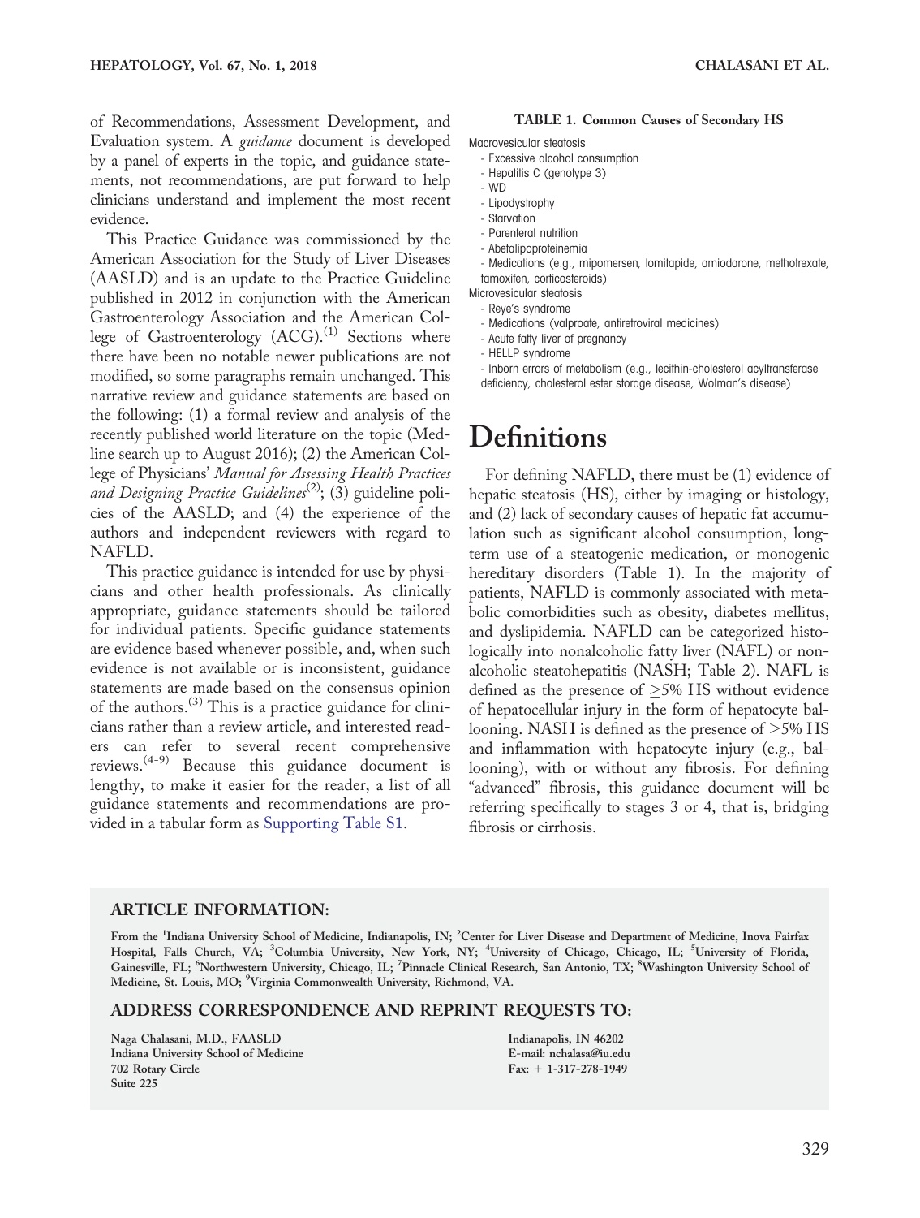of Recommendations, Assessment Development, and Evaluation system. A *guidance* document is developed by a panel of experts in the topic, and guidance statements, not recommendations, are put forward to help clinicians understand and implement the most recent evidence.

This Practice Guidance was commissioned by the American Association for the Study of Liver Diseases (AASLD) and is an update to the Practice Guideline published in 2012 in conjunction with the American Gastroenterology Association and the American College of Gastroenterology (ACG).[1] Sections where there have been no notable newer publications are not modified, so some paragraphs remain unchanged. This narrative review and guidance statements are based on the following: (1) a formal review and analysis of the recently published world literature on the topic (Medline search up to August 2016); (2) the American College of Physicians' *Manual for Assessing Health Practices and Designing Practice Guidelines*[2]; (3) guideline policies of the AASLD; and (4) the experience of the authors and independent reviewers with regard to NAFLD.

This practice guidance is intended for use by physicians and other health professionals. As clinically appropriate, guidance statements should be tailored for individual patients. Specific guidance statements are evidence based whenever possible, and, when such evidence is not available or is inconsistent, guidance statements are made based on the consensus opinion of the authors.[3] This is a practice guidance for clinicians rather than a review article, and interested readers can refer to several recent comprehensive reviews.[4-9] Because this guidance document is lengthy, to make it easier for the reader, a list of all guidance statements and recommendations are provided in a tabular form as Supporting Table S1.

**TABLE 1. Common Causes of Secondary HS**

Macrovesicular steatosis
- Excessive alcohol consumption
- Hepatitis C (genotype 3)
- WD
- Lipodystrophy
- Starvation
- Parenteral nutrition
- Abetalipoproteinemia
- Medications (e.g., mipomersen, lomitapide, amiodarone, methotrexate, tamoxifen, corticosteroids)

Microvesicular steatosis
- Reye's syndrome
- Medications (valproate, antiretroviral medicines)
- Acute fatty liver of pregnancy
- HELLP syndrome
- Inborn errors of metabolism (e.g., lecithin-cholesterol acyltransferase deficiency, cholesterol ester storage disease, Wolman's disease)

# Definitions

For defining NAFLD, there must be (1) evidence of hepatic steatosis (HS), either by imaging or histology, and (2) lack of secondary causes of hepatic fat accumulation such as significant alcohol consumption, long-term use of a steatogenic medication, or monogenic hereditary disorders (Table 1). In the majority of patients, NAFLD is commonly associated with metabolic comorbidities such as obesity, diabetes mellitus, and dyslipidemia. NAFLD can be categorized histologically into nonalcoholic fatty liver (NAFL) or nonalcoholic steatohepatitis (NASH; Table 2). NAFL is defined as the presence of $\geq$5% HS without evidence of hepatocellular injury in the form of hepatocyte ballooning. NASH is defined as the presence of $\geq$5% HS and inflammation with hepatocyte injury (e.g., ballooning), with or without any fibrosis. For defining "advanced" fibrosis, this guidance document will be referring specifically to stages 3 or 4, that is, bridging fibrosis or cirrhosis.

## ARTICLE INFORMATION:

From the [1]Indiana University School of Medicine, Indianapolis, IN; [2]Center for Liver Disease and Department of Medicine, Inova Fairfax Hospital, Falls Church, VA; [3]Columbia University, New York, NY; [4]University of Chicago, Chicago, IL; [5]University of Florida, Gainesville, FL; [6]Northwestern University, Chicago, IL; [7]Pinnacle Clinical Research, San Antonio, TX; [8]Washington University School of Medicine, St. Louis, MO; [9]Virginia Commonwealth University, Richmond, VA.

## ADDRESS CORRESPONDENCE AND REPRINT REQUESTS TO:

Naga Chalasani, M.D., FAASLD
Indiana University School of Medicine
702 Rotary Circle
Suite 225
Indianapolis, IN 46202
E-mail: nchalasa@iu.edu
Fax: + 1-317-278-1949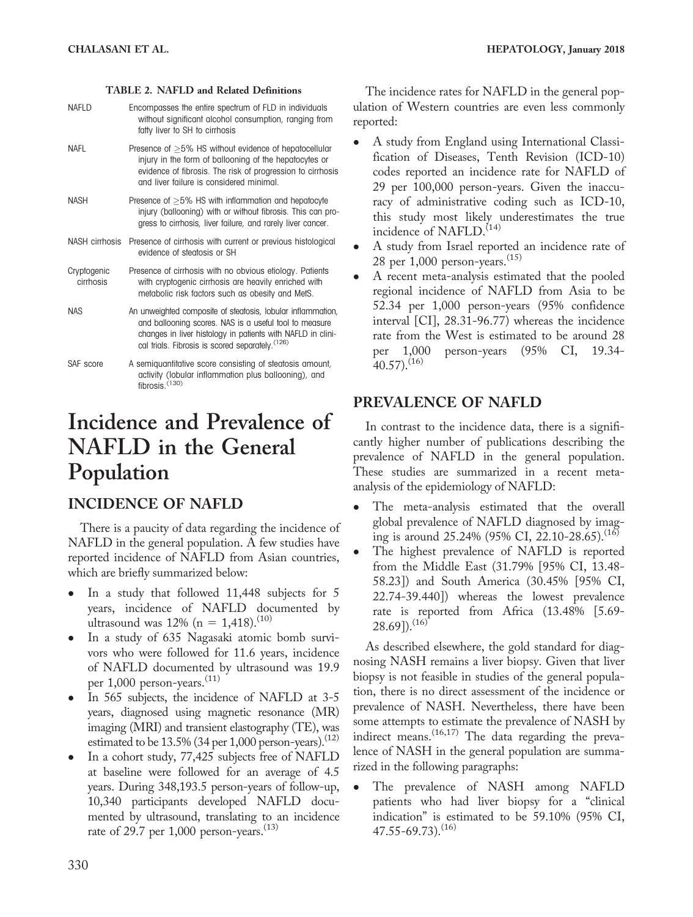**TABLE 2. NAFLD and Related Definitions**

| | |
|---|---|
| NAFLD | Encompasses the entire spectrum of FLD in individuals without significant alcohol consumption, ranging from fatty liver to SH to cirrhosis |
| NAFL | Presence of ≥5% HS without evidence of hepatocellular injury in the form of ballooning of the hepatocytes or evidence of fibrosis. The risk of progression to cirrhosis and liver failure is considered minimal. |
| NASH | Presence of ≥5% HS with inflammation and hepatocyte injury (ballooning) with or without fibrosis. This can progress to cirrhosis, liver failure, and rarely liver cancer. |
| NASH cirrhosis | Presence of cirrhosis with current or previous histological evidence of steatosis or SH |
| Cryptogenic cirrhosis | Presence of cirrhosis with no obvious etiology. Patients with cryptogenic cirrhosis are heavily enriched with metabolic risk factors such as obesity and MetS. |
| NAS | An unweighted composite of steatosis, lobular inflammation, and ballooning scores. NAS is a useful tool to measure changes in liver histology in patients with NAFLD in clinical trials. Fibrosis is scored separately.[126] |
| SAF score | A semiquantitative score consisting of steatosis amount, activity (lobular inflammation plus ballooning), and fibrosis.[130] |

# Incidence and Prevalence of NAFLD in the General Population

## INCIDENCE OF NAFLD

There is a paucity of data regarding the incidence of NAFLD in the general population. A few studies have reported incidence of NAFLD from Asian countries, which are briefly summarized below:

- In a study that followed 11,448 subjects for 5 years, incidence of NAFLD documented by ultrasound was 12% (n = 1,418).[10]
- In a study of 635 Nagasaki atomic bomb survivors who were followed for 11.6 years, incidence of NAFLD documented by ultrasound was 19.9 per 1,000 person-years.[11]
- In 565 subjects, the incidence of NAFLD at 3-5 years, diagnosed using magnetic resonance (MR) imaging (MRI) and transient elastography (TE), was estimated to be 13.5% (34 per 1,000 person-years).[12]
- In a cohort study, 77,425 subjects free of NAFLD at baseline were followed for an average of 4.5 years. During 348,193.5 person-years of follow-up, 10,340 participants developed NAFLD documented by ultrasound, translating to an incidence rate of 29.7 per 1,000 person-years.[13]

The incidence rates for NAFLD in the general population of Western countries are even less commonly reported:

- A study from England using International Classification of Diseases, Tenth Revision (ICD-10) codes reported an incidence rate for NAFLD of 29 per 100,000 person-years. Given the inaccuracy of administrative coding such as ICD-10, this study most likely underestimates the true incidence of NAFLD.[14]
- A study from Israel reported an incidence rate of 28 per 1,000 person-years.[15]
- A recent meta-analysis estimated that the pooled regional incidence of NAFLD from Asia to be 52.34 per 1,000 person-years (95% confidence interval [CI], 28.31-96.77) whereas the incidence rate from the West is estimated to be around 28 per 1,000 person-years (95% CI, 19.34-40.57).[16]

## PREVALENCE OF NAFLD

In contrast to the incidence data, there is a significantly higher number of publications describing the prevalence of NAFLD in the general population. These studies are summarized in a recent meta-analysis of the epidemiology of NAFLD:

- The meta-analysis estimated that the overall global prevalence of NAFLD diagnosed by imaging is around 25.24% (95% CI, 22.10-28.65).[16]
- The highest prevalence of NAFLD is reported from the Middle East (31.79% [95% CI, 13.48-58.23]) and South America (30.45% [95% CI, 22.74-39.440]) whereas the lowest prevalence rate is reported from Africa (13.48% [5.69-28.69]).[16]

As described elsewhere, the gold standard for diagnosing NASH remains a liver biopsy. Given that liver biopsy is not feasible in studies of the general population, there is no direct assessment of the incidence or prevalence of NASH. Nevertheless, there have been some attempts to estimate the prevalence of NASH by indirect means.[16,17] The data regarding the prevalence of NASH in the general population are summarized in the following paragraphs:

- The prevalence of NASH among NAFLD patients who had liver biopsy for a "clinical indication" is estimated to be 59.10% (95% CI, 47.55-69.73).[16]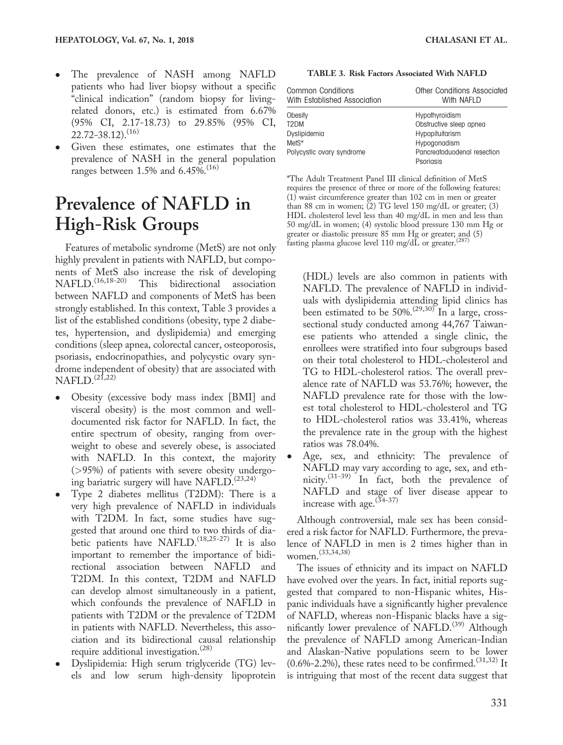- The prevalence of NASH among NAFLD patients who had liver biopsy without a specific "clinical indication" (random biopsy for living-related donors, etc.) is estimated from 6.67% (95% CI, 2.17-18.73) to 29.85% (95% CI, 22.72-38.12).[16]
- Given these estimates, one estimates that the prevalence of NASH in the general population ranges between 1.5% and 6.45%.[16]

# Prevalence of NAFLD in High-Risk Groups

Features of metabolic syndrome (MetS) are not only highly prevalent in patients with NAFLD, but components of MetS also increase the risk of developing NAFLD.[16,18-20] This bidirectional association between NAFLD and components of MetS has been strongly established. In this context, Table 3 provides a list of the established conditions (obesity, type 2 diabetes, hypertension, and dyslipidemia) and emerging conditions (sleep apnea, colorectal cancer, osteoporosis, psoriasis, endocrinopathies, and polycystic ovary syndrome independent of obesity) that are associated with NAFLD.[21,22]

- Obesity (excessive body mass index [BMI] and visceral obesity) is the most common and well-documented risk factor for NAFLD. In fact, the entire spectrum of obesity, ranging from overweight to obese and severely obese, is associated with NAFLD. In this context, the majority (>95%) of patients with severe obesity undergoing bariatric surgery will have NAFLD.[23,24]
- Type 2 diabetes mellitus (T2DM): There is a very high prevalence of NAFLD in individuals with T2DM. In fact, some studies have suggested that around one third to two thirds of diabetic patients have NAFLD.[18,25-27] It is also important to remember the importance of bidirectional association between NAFLD and T2DM. In this context, T2DM and NAFLD can develop almost simultaneously in a patient, which confounds the prevalence of NAFLD in patients with T2DM or the prevalence of T2DM in patients with NAFLD. Nevertheless, this association and its bidirectional causal relationship require additional investigation.[28]
- Dyslipidemia: High serum triglyceride (TG) levels and low serum high-density lipoprotein (HDL) levels are also common in patients with NAFLD. The prevalence of NAFLD in individuals with dyslipidemia attending lipid clinics has been estimated to be 50%.[29,30] In a large, cross-sectional study conducted among 44,767 Taiwanese patients who attended a single clinic, the enrollees were stratified into four subgroups based on their total cholesterol to HDL-cholesterol and TG to HDL-cholesterol ratios. The overall prevalence rate of NAFLD was 53.76%; however, the NAFLD prevalence rate for those with the lowest total cholesterol to HDL-cholesterol and TG to HDL-cholesterol ratios was 33.41%, whereas the prevalence rate in the group with the highest ratios was 78.04%.
- Age, sex, and ethnicity: The prevalence of NAFLD may vary according to age, sex, and ethnicity.[31-39] In fact, both the prevalence of NAFLD and stage of liver disease appear to increase with age.[34-37]

**TABLE 3. Risk Factors Associated With NAFLD**

| Common Conditions With Established Association | Other Conditions Associated With NAFLD |
|---|---|
| Obesity | Hypothyroidism |
| T2DM | Obstructive sleep apnea |
| Dyslipidemia | Hypopituitarism |
| MetS* | Hypogonadism |
| Polycystic ovary syndrome | Pancreatoduodenal resection |
| | Psoriasis |

*The Adult Treatment Panel III clinical definition of MetS requires the presence of three or more of the following features: (1) waist circumference greater than 102 cm in men or greater than 88 cm in women; (2) TG level 150 mg/dL or greater; (3) HDL cholesterol level less than 40 mg/dL in men and less than 50 mg/dL in women; (4) systolic blood pressure 130 mm Hg or greater or diastolic pressure 85 mm Hg or greater; and (5) fasting plasma glucose level 110 mg/dL or greater.[287]

Although controversial, male sex has been considered a risk factor for NAFLD. Furthermore, the prevalence of NAFLD in men is 2 times higher than in women.[33,34,38]

The issues of ethnicity and its impact on NAFLD have evolved over the years. In fact, initial reports suggested that compared to non-Hispanic whites, Hispanic individuals have a significantly higher prevalence of NAFLD, whereas non-Hispanic blacks have a significantly lower prevalence of NAFLD.[39] Although the prevalence of NAFLD among American-Indian and Alaskan-Native populations seem to be lower (0.6%-2.2%), these rates need to be confirmed.[31,32] It is intriguing that most of the recent data suggest that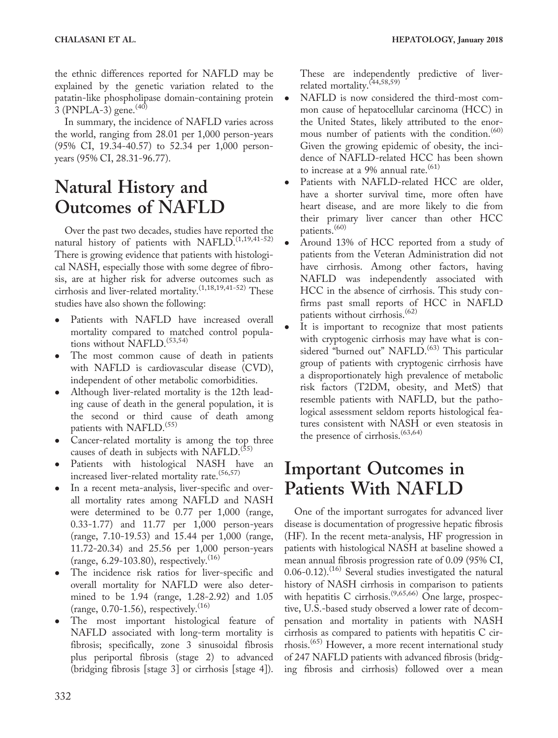the ethnic differences reported for NAFLD may be explained by the genetic variation related to the patatin-like phospholipase domain-containing protein 3 (PNPLA-3) gene.[40]

In summary, the incidence of NAFLD varies across the world, ranging from 28.01 per 1,000 person-years (95% CI, 19.34-40.57) to 52.34 per 1,000 person-years (95% CI, 28.31-96.77).

# Natural History and Outcomes of NAFLD

Over the past two decades, studies have reported the natural history of patients with NAFLD.[1,19,41-52] There is growing evidence that patients with histological NASH, especially those with some degree of fibrosis, are at higher risk for adverse outcomes such as cirrhosis and liver-related mortality.[1,18,19,41-52] These studies have also shown the following:

- Patients with NAFLD have increased overall mortality compared to matched control populations without NAFLD.[53,54]
- The most common cause of death in patients with NAFLD is cardiovascular disease (CVD), independent of other metabolic comorbidities.
- Although liver-related mortality is the 12th leading cause of death in the general population, it is the second or third cause of death among patients with NAFLD.[55]
- Cancer-related mortality is among the top three causes of death in subjects with NAFLD.[55]
- Patients with histological NASH have an increased liver-related mortality rate.[56,57]
- In a recent meta-analysis, liver-specific and overall mortality rates among NAFLD and NASH were determined to be 0.77 per 1,000 (range, 0.33-1.77) and 11.77 per 1,000 person-years (range, 7.10-19.53) and 15.44 per 1,000 (range, 11.72-20.34) and 25.56 per 1,000 person-years (range, 6.29-103.80), respectively.[16]
- The incidence risk ratios for liver-specific and overall mortality for NAFLD were also determined to be 1.94 (range, 1.28-2.92) and 1.05 (range, 0.70-1.56), respectively.[16]
- The most important histological feature of NAFLD associated with long-term mortality is fibrosis; specifically, zone 3 sinusoidal fibrosis plus periportal fibrosis (stage 2) to advanced (bridging fibrosis [stage 3] or cirrhosis [stage 4]). These are independently predictive of liver-related mortality.[44,58,59]
- NAFLD is now considered the third-most common cause of hepatocellular carcinoma (HCC) in the United States, likely attributed to the enormous number of patients with the condition.[60] Given the growing epidemic of obesity, the incidence of NAFLD-related HCC has been shown to increase at a 9% annual rate.[61]
- Patients with NAFLD-related HCC are older, have a shorter survival time, more often have heart disease, and are more likely to die from their primary liver cancer than other HCC patients.[60]
- Around 13% of HCC reported from a study of patients from the Veteran Administration did not have cirrhosis. Among other factors, having NAFLD was independently associated with HCC in the absence of cirrhosis. This study confirms past small reports of HCC in NAFLD patients without cirrhosis.[62]
- It is important to recognize that most patients with cryptogenic cirrhosis may have what is considered "burned out" NAFLD.[63] This particular group of patients with cryptogenic cirrhosis have a disproportionately high prevalence of metabolic risk factors (T2DM, obesity, and MetS) that resemble patients with NAFLD, but the pathological assessment seldom reports histological features consistent with NASH or even steatosis in the presence of cirrhosis.[63,64]

# Important Outcomes in Patients With NAFLD

One of the important surrogates for advanced liver disease is documentation of progressive hepatic fibrosis (HF). In the recent meta-analysis, HF progression in patients with histological NASH at baseline showed a mean annual fibrosis progression rate of 0.09 (95% CI, 0.06-0.12).[16] Several studies investigated the natural history of NASH cirrhosis in comparison to patients with hepatitis C cirrhosis.[9,65,66] One large, prospective, U.S.-based study observed a lower rate of decompensation and mortality in patients with NASH cirrhosis as compared to patients with hepatitis C cirrhosis.[65] However, a more recent international study of 247 NAFLD patients with advanced fibrosis (bridging fibrosis and cirrhosis) followed over a mean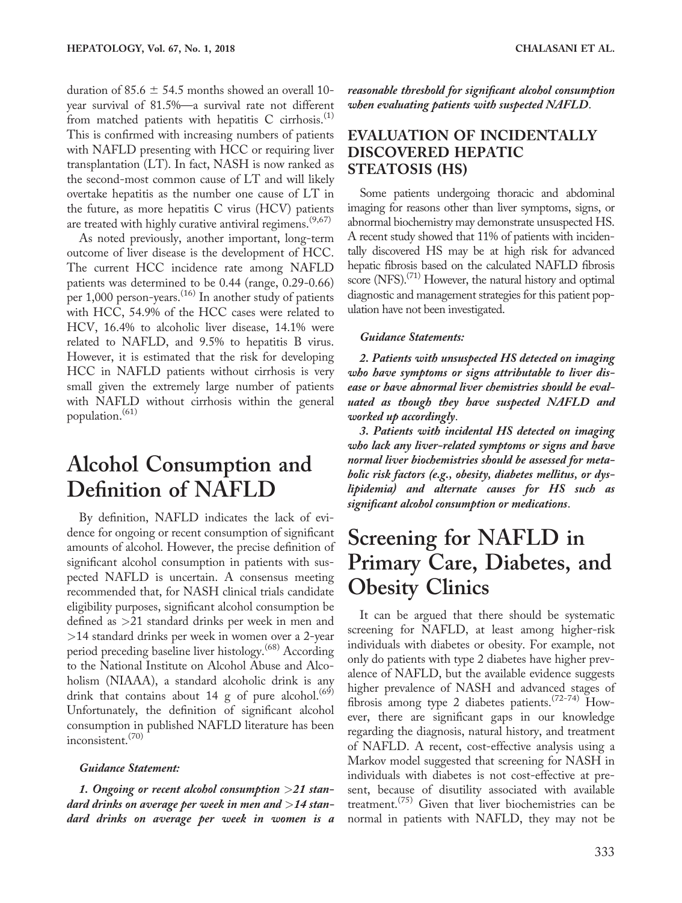duration of 85.6 ± 54.5 months showed an overall 10-year survival of 81.5%—a survival rate not different from matched patients with hepatitis C cirrhosis.[1] This is confirmed with increasing numbers of patients with NAFLD presenting with HCC or requiring liver transplantation (LT). In fact, NASH is now ranked as the second-most common cause of LT and will likely overtake hepatitis as the number one cause of LT in the future, as more hepatitis C virus (HCV) patients are treated with highly curative antiviral regimens.[9,67]

As noted previously, another important, long-term outcome of liver disease is the development of HCC. The current HCC incidence rate among NAFLD patients was determined to be 0.44 (range, 0.29-0.66) per 1,000 person-years.[16] In another study of patients with HCC, 54.9% of the HCC cases were related to HCV, 16.4% to alcoholic liver disease, 14.1% were related to NAFLD, and 9.5% to hepatitis B virus. However, it is estimated that the risk for developing HCC in NAFLD patients without cirrhosis is very small given the extremely large number of patients with NAFLD without cirrhosis within the general population.[61]

# Alcohol Consumption and Definition of NAFLD

By definition, NAFLD indicates the lack of evidence for ongoing or recent consumption of significant amounts of alcohol. However, the precise definition of significant alcohol consumption in patients with suspected NAFLD is uncertain. A consensus meeting recommended that, for NASH clinical trials candidate eligibility purposes, significant alcohol consumption be defined as >21 standard drinks per week in men and >14 standard drinks per week in women over a 2-year period preceding baseline liver histology.[68] According to the National Institute on Alcohol Abuse and Alcoholism (NIAAA), a standard alcoholic drink is any drink that contains about 14 g of pure alcohol.[69] Unfortunately, the definition of significant alcohol consumption in published NAFLD literature has been inconsistent.[70]

***Guidance Statement:***

***1. Ongoing or recent alcohol consumption >21 standard drinks on average per week in men and >14 standard drinks on average per week in women is a reasonable threshold for significant alcohol consumption when evaluating patients with suspected NAFLD.***

## EVALUATION OF INCIDENTALLY DISCOVERED HEPATIC STEATOSIS (HS)

Some patients undergoing thoracic and abdominal imaging for reasons other than liver symptoms, signs, or abnormal biochemistry may demonstrate unsuspected HS. A recent study showed that 11% of patients with incidentally discovered HS may be at high risk for advanced hepatic fibrosis based on the calculated NAFLD fibrosis score (NFS).[71] However, the natural history and optimal diagnostic and management strategies for this patient population have not been investigated.

***Guidance Statements:***

***2. Patients with unsuspected HS detected on imaging who have symptoms or signs attributable to liver disease or have abnormal liver chemistries should be evaluated as though they have suspected NAFLD and worked up accordingly.***

***3. Patients with incidental HS detected on imaging who lack any liver-related symptoms or signs and have normal liver biochemistries should be assessed for metabolic risk factors (e.g., obesity, diabetes mellitus, or dyslipidemia) and alternate causes for HS such as significant alcohol consumption or medications.***

# Screening for NAFLD in Primary Care, Diabetes, and Obesity Clinics

It can be argued that there should be systematic screening for NAFLD, at least among higher-risk individuals with diabetes or obesity. For example, not only do patients with type 2 diabetes have higher prevalence of NAFLD, but the available evidence suggests higher prevalence of NASH and advanced stages of fibrosis among type 2 diabetes patients.[72-74] However, there are significant gaps in our knowledge regarding the diagnosis, natural history, and treatment of NAFLD. A recent, cost-effective analysis using a Markov model suggested that screening for NASH in individuals with diabetes is not cost-effective at present, because of disutility associated with available treatment.[75] Given that liver biochemistries can be normal in patients with NAFLD, they may not be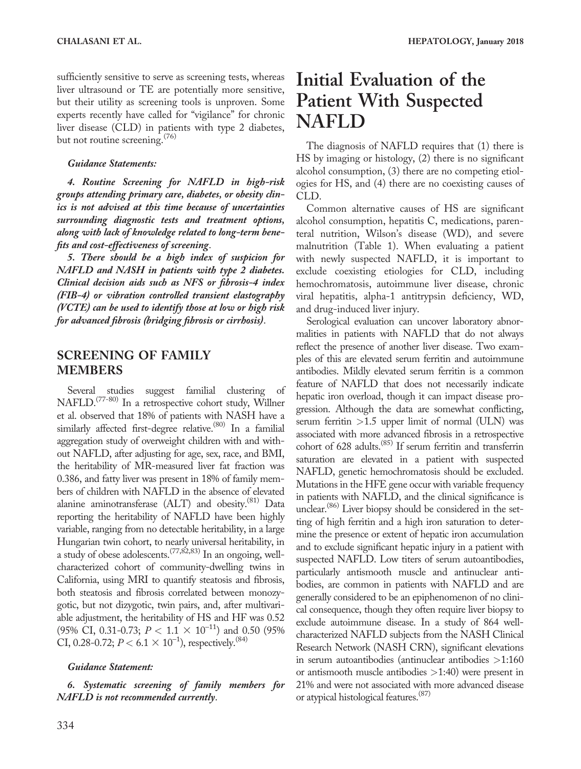sufficiently sensitive to serve as screening tests, whereas liver ultrasound or TE are potentially more sensitive, but their utility as screening tools is unproven. Some experts recently have called for "vigilance" for chronic liver disease (CLD) in patients with type 2 diabetes, but not routine screening.[76]

***Guidance Statements:***

***4. Routine Screening for NAFLD in high-risk groups attending primary care, diabetes, or obesity clinics is not advised at this time because of uncertainties surrounding diagnostic tests and treatment options, along with lack of knowledge related to long-term benefits and cost-effectiveness of screening.***

***5. There should be a high index of suspicion for NAFLD and NASH in patients with type 2 diabetes. Clinical decision aids such as NFS or fibrosis-4 index (FIB-4) or vibration controlled transient elastography (VCTE) can be used to identify those at low or high risk for advanced fibrosis (bridging fibrosis or cirrhosis).***

## SCREENING OF FAMILY MEMBERS

Several studies suggest familial clustering of NAFLD.[77-80] In a retrospective cohort study, Willner et al. observed that 18% of patients with NASH have a similarly affected first-degree relative.[80] In a familial aggregation study of overweight children with and without NAFLD, after adjusting for age, sex, race, and BMI, the heritability of MR-measured liver fat fraction was 0.386, and fatty liver was present in 18% of family members of children with NAFLD in the absence of elevated alanine aminotransferase (ALT) and obesity.[81] Data reporting the heritability of NAFLD have been highly variable, ranging from no detectable heritability, in a large Hungarian twin cohort, to nearly universal heritability, in a study of obese adolescents.[77,82,83] In an ongoing, well-characterized cohort of community-dwelling twins in California, using MRI to quantify steatosis and fibrosis, both steatosis and fibrosis correlated between monozygotic, but not dizygotic, twin pairs, and, after multivariable adjustment, the heritability of HS and HF was 0.52 (95% CI, 0.31-0.73; $P < 1.1 \times 10^{-11}$) and 0.50 (95% CI, 0.28-0.72; $P < 6.1 \times 10^{-1}$), respectively.[84]

***Guidance Statement:***

***6. Systematic screening of family members for NAFLD is not recommended currently.***

# Initial Evaluation of the Patient With Suspected NAFLD

The diagnosis of NAFLD requires that (1) there is HS by imaging or histology, (2) there is no significant alcohol consumption, (3) there are no competing etiologies for HS, and (4) there are no coexisting causes of CLD.

Common alternative causes of HS are significant alcohol consumption, hepatitis C, medications, parenteral nutrition, Wilson's disease (WD), and severe malnutrition (Table 1). When evaluating a patient with newly suspected NAFLD, it is important to exclude coexisting etiologies for CLD, including hemochromatosis, autoimmune liver disease, chronic viral hepatitis, alpha-1 antitrypsin deficiency, WD, and drug-induced liver injury.

Serological evaluation can uncover laboratory abnormalities in patients with NAFLD that do not always reflect the presence of another liver disease. Two examples of this are elevated serum ferritin and autoimmune antibodies. Mildly elevated serum ferritin is a common feature of NAFLD that does not necessarily indicate hepatic iron overload, though it can impact disease progression. Although the data are somewhat conflicting, serum ferritin >1.5 upper limit of normal (ULN) was associated with more advanced fibrosis in a retrospective cohort of 628 adults.[85] If serum ferritin and transferrin saturation are elevated in a patient with suspected NAFLD, genetic hemochromatosis should be excluded. Mutations in the HFE gene occur with variable frequency in patients with NAFLD, and the clinical significance is unclear.[86] Liver biopsy should be considered in the setting of high ferritin and a high iron saturation to determine the presence or extent of hepatic iron accumulation and to exclude significant hepatic injury in a patient with suspected NAFLD. Low titers of serum autoantibodies, particularly antismooth muscle and antinuclear antibodies, are common in patients with NAFLD and are generally considered to be an epiphenomenon of no clinical consequence, though they often require liver biopsy to exclude autoimmune disease. In a study of 864 well-characterized NAFLD subjects from the NASH Clinical Research Network (NASH CRN), significant elevations in serum autoantibodies (antinuclear antibodies >1:160 or antismooth muscle antibodies >1:40) were present in 21% and were not associated with more advanced disease or atypical histological features.[87]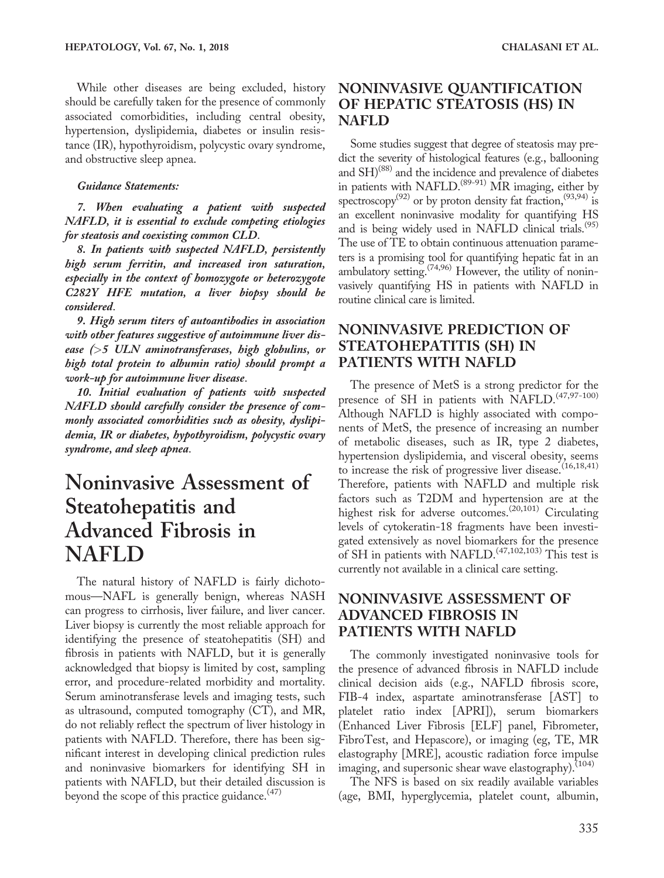While other diseases are being excluded, history should be carefully taken for the presence of commonly associated comorbidities, including central obesity, hypertension, dyslipidemia, diabetes or insulin resistance (IR), hypothyroidism, polycystic ovary syndrome, and obstructive sleep apnea.

***Guidance Statements:***

***7. When evaluating a patient with suspected NAFLD, it is essential to exclude competing etiologies for steatosis and coexisting common CLD.***

***8. In patients with suspected NAFLD, persistently high serum ferritin, and increased iron saturation, especially in the context of homozygote or heterozygote C282Y HFE mutation, a liver biopsy should be considered.***

***9. High serum titers of autoantibodies in association with other features suggestive of autoimmune liver disease (>5 ULN aminotransferases, high globulins, or high total protein to albumin ratio) should prompt a work-up for autoimmune liver disease.***

***10. Initial evaluation of patients with suspected NAFLD should carefully consider the presence of commonly associated comorbidities such as obesity, dyslipidemia, IR or diabetes, hypothyroidism, polycystic ovary syndrome, and sleep apnea.***

# Noninvasive Assessment of Steatohepatitis and Advanced Fibrosis in NAFLD

The natural history of NAFLD is fairly dichotomous—NAFL is generally benign, whereas NASH can progress to cirrhosis, liver failure, and liver cancer. Liver biopsy is currently the most reliable approach for identifying the presence of steatohepatitis (SH) and fibrosis in patients with NAFLD, but it is generally acknowledged that biopsy is limited by cost, sampling error, and procedure-related morbidity and mortality. Serum aminotransferase levels and imaging tests, such as ultrasound, computed tomography (CT), and MR, do not reliably reflect the spectrum of liver histology in patients with NAFLD. Therefore, there has been significant interest in developing clinical prediction rules and noninvasive biomarkers for identifying SH in patients with NAFLD, but their detailed discussion is beyond the scope of this practice guidance.[47]

## NONINVASIVE QUANTIFICATION OF HEPATIC STEATOSIS (HS) IN NAFLD

Some studies suggest that degree of steatosis may predict the severity of histological features (e.g., ballooning and SH)[88] and the incidence and prevalence of diabetes in patients with NAFLD.[89-91] MR imaging, either by spectroscopy[92] or by proton density fat fraction,[93,94] is an excellent noninvasive modality for quantifying HS and is being widely used in NAFLD clinical trials.[95] The use of TE to obtain continuous attenuation parameters is a promising tool for quantifying hepatic fat in an ambulatory setting.[74,96] However, the utility of noninvasively quantifying HS in patients with NAFLD in routine clinical care is limited.

## NONINVASIVE PREDICTION OF STEATOHEPATITIS (SH) IN PATIENTS WITH NAFLD

The presence of MetS is a strong predictor for the presence of SH in patients with NAFLD.[47,97-100] Although NAFLD is highly associated with components of MetS, the presence of increasing an number of metabolic diseases, such as IR, type 2 diabetes, hypertension dyslipidemia, and visceral obesity, seems to increase the risk of progressive liver disease.[16,18,41] Therefore, patients with NAFLD and multiple risk factors such as T2DM and hypertension are at the highest risk for adverse outcomes.[20,101] Circulating levels of cytokeratin-18 fragments have been investigated extensively as novel biomarkers for the presence of SH in patients with NAFLD.[47,102,103] This test is currently not available in a clinical care setting.

## NONINVASIVE ASSESSMENT OF ADVANCED FIBROSIS IN PATIENTS WITH NAFLD

The commonly investigated noninvasive tools for the presence of advanced fibrosis in NAFLD include clinical decision aids (e.g., NAFLD fibrosis score, FIB-4 index, aspartate aminotransferase [AST] to platelet ratio index [APRI]), serum biomarkers (Enhanced Liver Fibrosis [ELF] panel, Fibrometer, FibroTest, and Hepascore), or imaging (eg, TE, MR elastography [MRE], acoustic radiation force impulse imaging, and supersonic shear wave elastography).[104]

The NFS is based on six readily available variables (age, BMI, hyperglycemia, platelet count, albumin,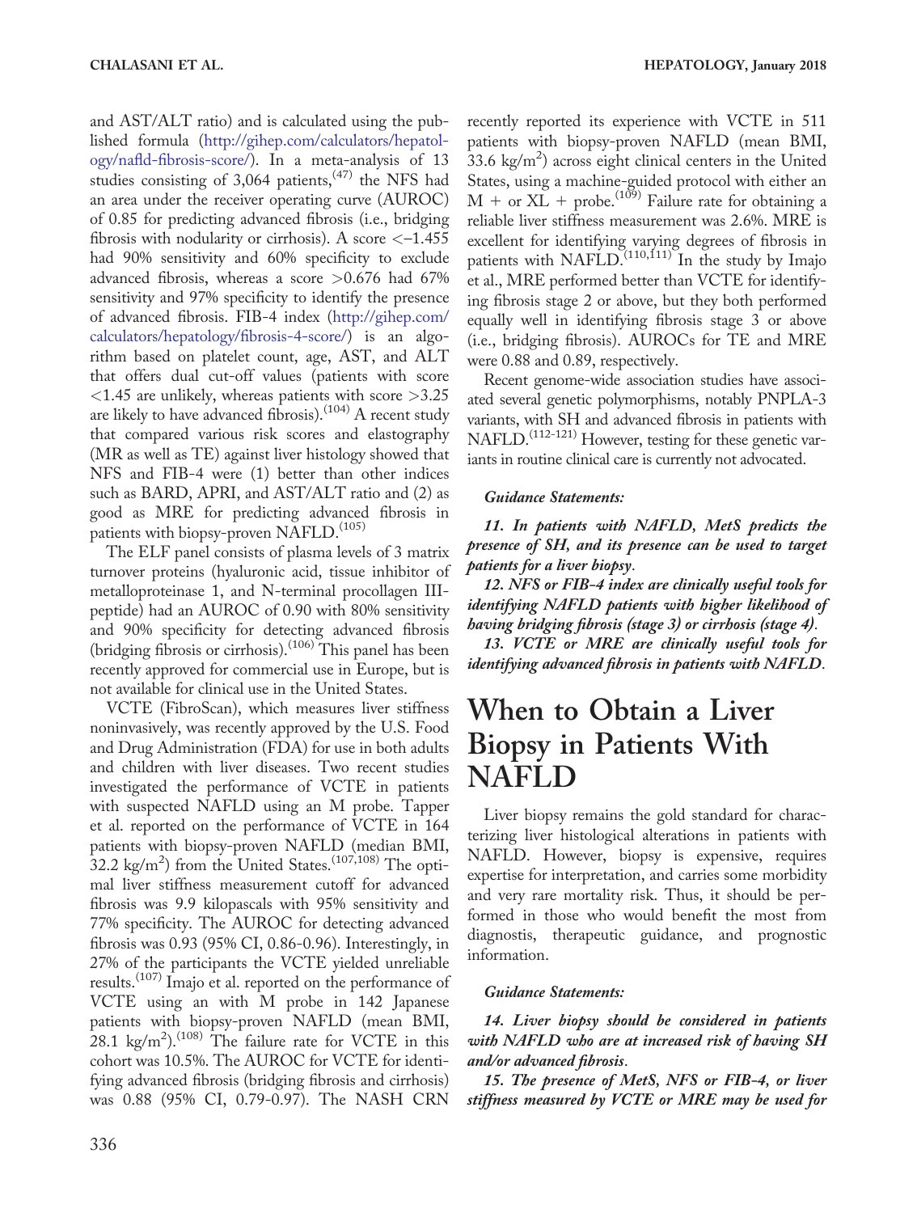and AST/ALT ratio) and is calculated using the published formula (http://gihep.com/calculators/hepatology/nafld-fibrosis-score/). In a meta-analysis of 13 studies consisting of 3,064 patients,[47] the NFS had an area under the receiver operating curve (AUROC) of 0.85 for predicting advanced fibrosis (i.e., bridging fibrosis with nodularity or cirrhosis). A score <−1.455 had 90% sensitivity and 60% specificity to exclude advanced fibrosis, whereas a score >0.676 had 67% sensitivity and 97% specificity to identify the presence of advanced fibrosis. FIB-4 index (http://gihep.com/calculators/hepatology/fibrosis-4-score/) is an algorithm based on platelet count, age, AST, and ALT that offers dual cut-off values (patients with score <1.45 are unlikely, whereas patients with score >3.25 are likely to have advanced fibrosis).[104] A recent study that compared various risk scores and elastography (MR as well as TE) against liver histology showed that NFS and FIB-4 were (1) better than other indices such as BARD, APRI, and AST/ALT ratio and (2) as good as MRE for predicting advanced fibrosis in patients with biopsy-proven NAFLD.[105]

The ELF panel consists of plasma levels of 3 matrix turnover proteins (hyaluronic acid, tissue inhibitor of metalloproteinase 1, and N-terminal procollagen III-peptide) had an AUROC of 0.90 with 80% sensitivity and 90% specificity for detecting advanced fibrosis (bridging fibrosis or cirrhosis).[106] This panel has been recently approved for commercial use in Europe, but is not available for clinical use in the United States.

VCTE (FibroScan), which measures liver stiffness noninvasively, was recently approved by the U.S. Food and Drug Administration (FDA) for use in both adults and children with liver diseases. Two recent studies investigated the performance of VCTE in patients with suspected NAFLD using an M probe. Tapper et al. reported on the performance of VCTE in 164 patients with biopsy-proven NAFLD (median BMI, 32.2 kg/m$^2$) from the United States.[107,108] The optimal liver stiffness measurement cutoff for advanced fibrosis was 9.9 kilopascals with 95% sensitivity and 77% specificity. The AUROC for detecting advanced fibrosis was 0.93 (95% CI, 0.86-0.96). Interestingly, in 27% of the participants the VCTE yielded unreliable results.[107] Imajo et al. reported on the performance of VCTE using an with M probe in 142 Japanese patients with biopsy-proven NAFLD (mean BMI, 28.1 kg/m$^2$).[108] The failure rate for VCTE in this cohort was 10.5%. The AUROC for VCTE for identifying advanced fibrosis (bridging fibrosis and cirrhosis) was 0.88 (95% CI, 0.79-0.97). The NASH CRN recently reported its experience with VCTE in 511 patients with biopsy-proven NAFLD (mean BMI, 33.6 kg/m$^2$) across eight clinical centers in the United States, using a machine-guided protocol with either an M + or XL + probe.[109] Failure rate for obtaining a reliable liver stiffness measurement was 2.6%. MRE is excellent for identifying varying degrees of fibrosis in patients with NAFLD.[110,111] In the study by Imajo et al., MRE performed better than VCTE for identifying fibrosis stage 2 or above, but they both performed equally well in identifying fibrosis stage 3 or above (i.e., bridging fibrosis). AUROCs for TE and MRE were 0.88 and 0.89, respectively.

Recent genome-wide association studies have associated several genetic polymorphisms, notably PNPLA-3 variants, with SH and advanced fibrosis in patients with NAFLD.[112-121] However, testing for these genetic variants in routine clinical care is currently not advocated.

***Guidance Statements:***

***11. In patients with NAFLD, MetS predicts the presence of SH, and its presence can be used to target patients for a liver biopsy.***

***12. NFS or FIB-4 index are clinically useful tools for identifying NAFLD patients with higher likelihood of having bridging fibrosis (stage 3) or cirrhosis (stage 4).***

***13. VCTE or MRE are clinically useful tools for identifying advanced fibrosis in patients with NAFLD.***

# When to Obtain a Liver Biopsy in Patients With NAFLD

Liver biopsy remains the gold standard for characterizing liver histological alterations in patients with NAFLD. However, biopsy is expensive, requires expertise for interpretation, and carries some morbidity and very rare mortality risk. Thus, it should be performed in those who would benefit the most from diagnostis, therapeutic guidance, and prognostic information.

***Guidance Statements:***

***14. Liver biopsy should be considered in patients with NAFLD who are at increased risk of having SH and/or advanced fibrosis.***

***15. The presence of MetS, NFS or FIB-4, or liver stiffness measured by VCTE or MRE may be used for***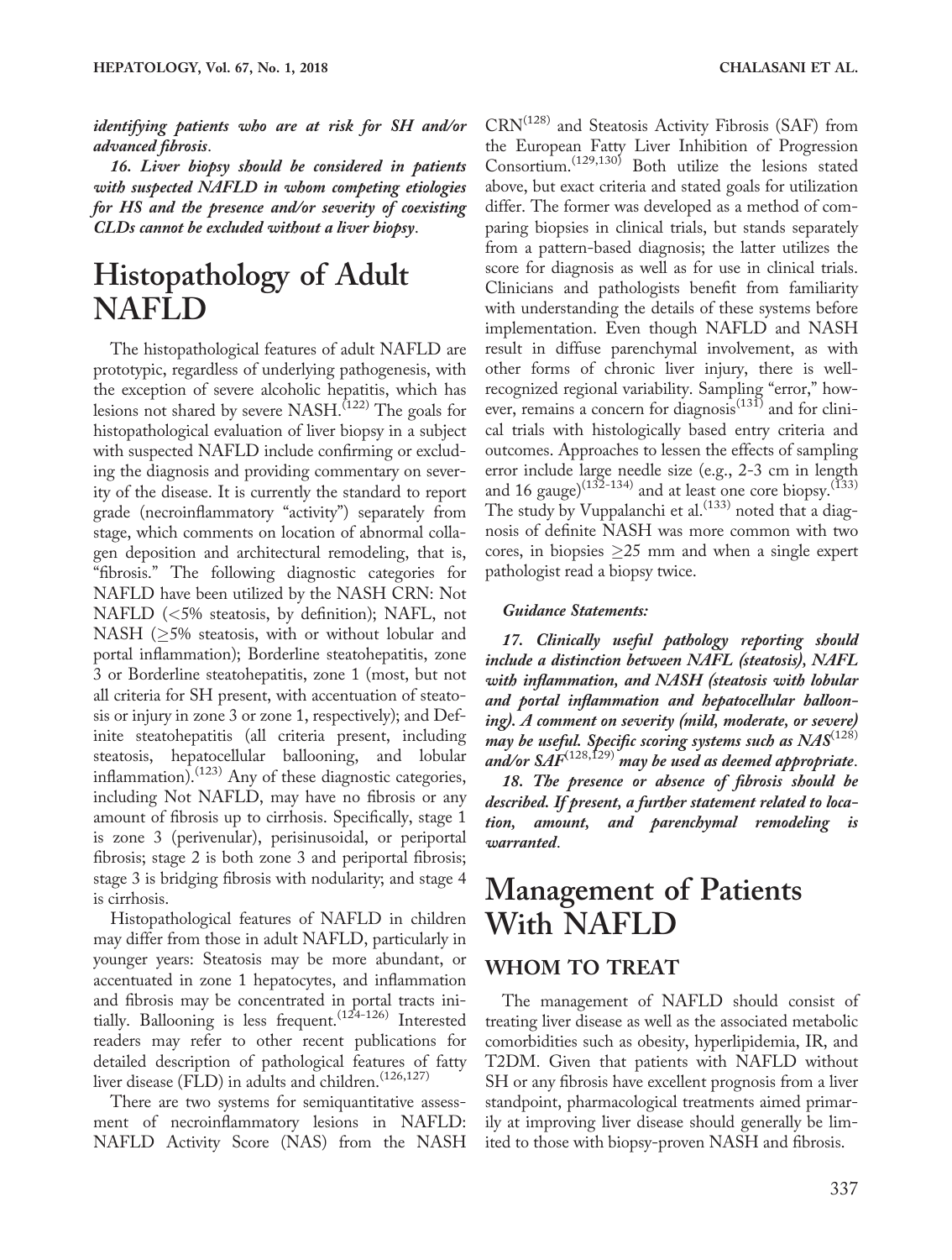***identifying patients who are at risk for SH and/or advanced fibrosis.***

***16. Liver biopsy should be considered in patients with suspected NAFLD in whom competing etiologies for HS and the presence and/or severity of coexisting CLDs cannot be excluded without a liver biopsy.***

# Histopathology of Adult NAFLD

The histopathological features of adult NAFLD are prototypic, regardless of underlying pathogenesis, with the exception of severe alcoholic hepatitis, which has lesions not shared by severe NASH.[122] The goals for histopathological evaluation of liver biopsy in a subject with suspected NAFLD include confirming or excluding the diagnosis and providing commentary on severity of the disease. It is currently the standard to report grade (necroinflammatory "activity") separately from stage, which comments on location of abnormal collagen deposition and architectural remodeling, that is, "fibrosis." The following diagnostic categories for NAFLD have been utilized by the NASH CRN: Not NAFLD (<5% steatosis, by definition); NAFL, not NASH (≥5% steatosis, with or without lobular and portal inflammation); Borderline steatohepatitis, zone 3 or Borderline steatohepatitis, zone 1 (most, but not all criteria for SH present, with accentuation of steatosis or injury in zone 3 or zone 1, respectively); and Definite steatohepatitis (all criteria present, including steatosis, hepatocellular ballooning, and lobular inflammation).[123] Any of these diagnostic categories, including Not NAFLD, may have no fibrosis or any amount of fibrosis up to cirrhosis. Specifically, stage 1 is zone 3 (perivenular), perisinusoidal, or periportal fibrosis; stage 2 is both zone 3 and periportal fibrosis; stage 3 is bridging fibrosis with nodularity; and stage 4 is cirrhosis.

Histopathological features of NAFLD in children may differ from those in adult NAFLD, particularly in younger years: Steatosis may be more abundant, or accentuated in zone 1 hepatocytes, and inflammation and fibrosis may be concentrated in portal tracts initially. Ballooning is less frequent.[124-126] Interested readers may refer to other recent publications for detailed description of pathological features of fatty liver disease (FLD) in adults and children.[126,127]

There are two systems for semiquantitative assessment of necroinflammatory lesions in NAFLD: NAFLD Activity Score (NAS) from the NASH CRN[128] and Steatosis Activity Fibrosis (SAF) from the European Fatty Liver Inhibition of Progression Consortium.[129,130] Both utilize the lesions stated above, but exact criteria and stated goals for utilization differ. The former was developed as a method of comparing biopsies in clinical trials, but stands separately from a pattern-based diagnosis; the latter utilizes the score for diagnosis as well as for use in clinical trials. Clinicians and pathologists benefit from familiarity with understanding the details of these systems before implementation. Even though NAFLD and NASH result in diffuse parenchymal involvement, as with other forms of chronic liver injury, there is well-recognized regional variability. Sampling "error," however, remains a concern for diagnosis[131] and for clinical trials with histologically based entry criteria and outcomes. Approaches to lessen the effects of sampling error include large needle size (e.g., 2-3 cm in length and 16 gauge)[132-134] and at least one core biopsy.[133] The study by Vuppalanchi et al.[133] noted that a diagnosis of definite NASH was more common with two cores, in biopsies ≥25 mm and when a single expert pathologist read a biopsy twice.

***Guidance Statements:***

***17. Clinically useful pathology reporting should include a distinction between NAFL (steatosis), NAFL with inflammation, and NASH (steatosis with lobular and portal inflammation and hepatocellular ballooning). A comment on severity (mild, moderate, or severe) may be useful. Specific scoring systems such as NAS[128] and/or SAF[128,129] may be used as deemed appropriate.***

***18. The presence or absence of fibrosis should be described. If present, a further statement related to location, amount, and parenchymal remodeling is warranted.***

# Management of Patients With NAFLD

## WHOM TO TREAT

The management of NAFLD should consist of treating liver disease as well as the associated metabolic comorbidities such as obesity, hyperlipidemia, IR, and T2DM. Given that patients with NAFLD without SH or any fibrosis have excellent prognosis from a liver standpoint, pharmacological treatments aimed primarily at improving liver disease should generally be limited to those with biopsy-proven NASH and fibrosis.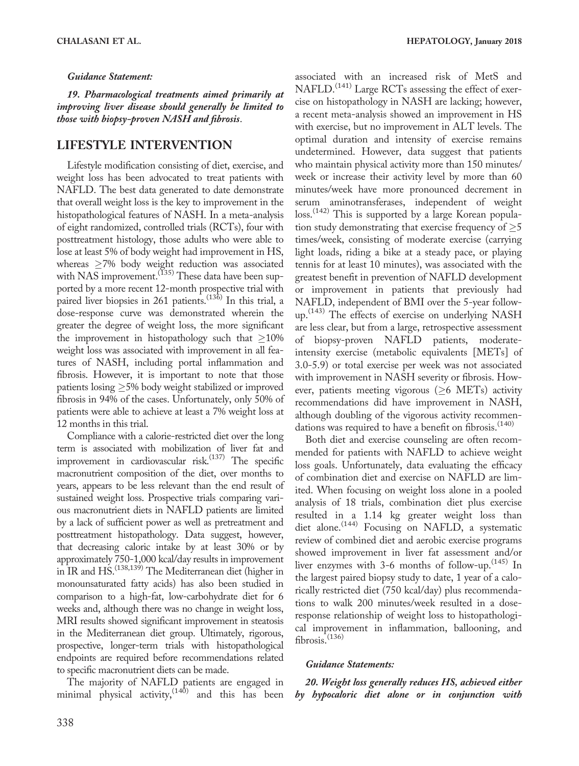***Guidance Statement:***

***19. Pharmacological treatments aimed primarily at improving liver disease should generally be limited to those with biopsy-proven NASH and fibrosis.***

## LIFESTYLE INTERVENTION

Lifestyle modification consisting of diet, exercise, and weight loss has been advocated to treat patients with NAFLD. The best data generated to date demonstrate that overall weight loss is the key to improvement in the histopathological features of NASH. In a meta-analysis of eight randomized, controlled trials (RCTs), four with posttreatment histology, those adults who were able to lose at least 5% of body weight had improvement in HS, whereas ≥7% body weight reduction was associated with NAS improvement.[135] These data have been supported by a more recent 12-month prospective trial with paired liver biopsies in 261 patients.[136] In this trial, a dose-response curve was demonstrated wherein the greater the degree of weight loss, the more significant the improvement in histopathology such that ≥10% weight loss was associated with improvement in all features of NASH, including portal inflammation and fibrosis. However, it is important to note that those patients losing ≥5% body weight stabilized or improved fibrosis in 94% of the cases. Unfortunately, only 50% of patients were able to achieve at least a 7% weight loss at 12 months in this trial.

Compliance with a calorie-restricted diet over the long term is associated with mobilization of liver fat and improvement in cardiovascular risk.[137] The specific macronutrient composition of the diet, over months to years, appears to be less relevant than the end result of sustained weight loss. Prospective trials comparing various macronutrient diets in NAFLD patients are limited by a lack of sufficient power as well as pretreatment and posttreatment histopathology. Data suggest, however, that decreasing caloric intake by at least 30% or by approximately 750-1,000 kcal/day results in improvement in IR and HS.[138,139] The Mediterranean diet (higher in monounsaturated fatty acids) has also been studied in comparison to a high-fat, low-carbohydrate diet for 6 weeks and, although there was no change in weight loss, MRI results showed significant improvement in steatosis in the Mediterranean diet group. Ultimately, rigorous, prospective, longer-term trials with histopathological endpoints are required before recommendations related to specific macronutrient diets can be made.

The majority of NAFLD patients are engaged in minimal physical activity,[140] and this has been associated with an increased risk of MetS and NAFLD.[141] Large RCTs assessing the effect of exercise on histopathology in NASH are lacking; however, a recent meta-analysis showed an improvement in HS with exercise, but no improvement in ALT levels. The optimal duration and intensity of exercise remains undetermined. However, data suggest that patients who maintain physical activity more than 150 minutes/week or increase their activity level by more than 60 minutes/week have more pronounced decrement in serum aminotransferases, independent of weight loss.[142] This is supported by a large Korean population study demonstrating that exercise frequency of ≥5 times/week, consisting of moderate exercise (carrying light loads, riding a bike at a steady pace, or playing tennis for at least 10 minutes), was associated with the greatest benefit in prevention of NAFLD development or improvement in patients that previously had NAFLD, independent of BMI over the 5-year follow-up.[143] The effects of exercise on underlying NASH are less clear, but from a large, retrospective assessment of biopsy-proven NAFLD patients, moderate-intensity exercise (metabolic equivalents [METs] of 3.0-5.9) or total exercise per week was not associated with improvement in NASH severity or fibrosis. However, patients meeting vigorous (≥6 METs) activity recommendations did have improvement in NASH, although doubling of the vigorous activity recommendations was required to have a benefit on fibrosis.[140]

Both diet and exercise counseling are often recommended for patients with NAFLD to achieve weight loss goals. Unfortunately, data evaluating the efficacy of combination diet and exercise on NAFLD are limited. When focusing on weight loss alone in a pooled analysis of 18 trials, combination diet plus exercise resulted in a 1.14 kg greater weight loss than diet alone.[144] Focusing on NAFLD, a systematic review of combined diet and aerobic exercise programs showed improvement in liver fat assessment and/or liver enzymes with 3-6 months of follow-up.[145] In the largest paired biopsy study to date, 1 year of a calorically restricted diet (750 kcal/day) plus recommendations to walk 200 minutes/week resulted in a dose-response relationship of weight loss to histopathological improvement in inflammation, ballooning, and fibrosis.[136]

***Guidance Statements:***

***20. Weight loss generally reduces HS, achieved either by hypocaloric diet alone or in conjunction with***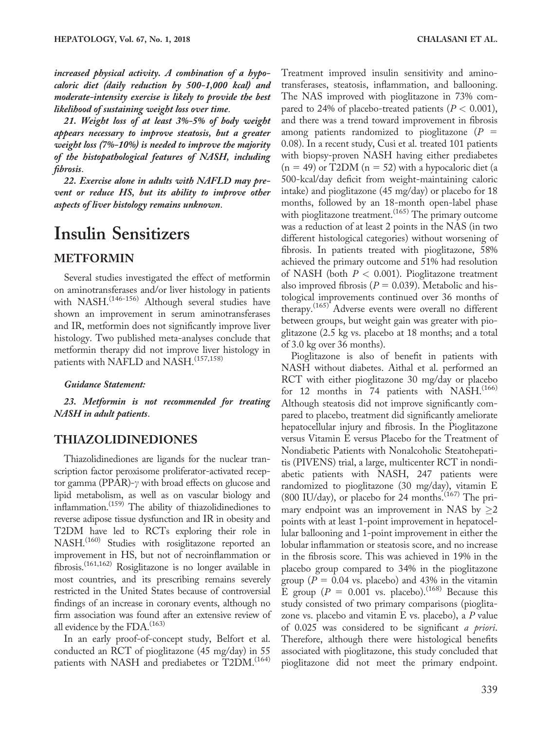*increased physical activity. A combination of a hypocaloric diet (daily reduction by 500-1,000 kcal) and moderate-intensity exercise is likely to provide the best likelihood of sustaining weight loss over time.*

*21. Weight loss of at least 3%-5% of body weight appears necessary to improve steatosis, but a greater weight loss (7%-10%) is needed to improve the majority of the histopathological features of NASH, including fibrosis.*

*22. Exercise alone in adults with NAFLD may prevent or reduce HS, but its ability to improve other aspects of liver histology remains unknown.*

# Insulin Sensitizers

## METFORMIN

Several studies investigated the effect of metformin on aminotransferases and/or liver histology in patients with NASH.[146-156] Although several studies have shown an improvement in serum aminotransferases and IR, metformin does not significantly improve liver histology. Two published meta-analyses conclude that metformin therapy did not improve liver histology in patients with NAFLD and NASH.[157,158]

***Guidance Statement:***

*23. Metformin is not recommended for treating NASH in adult patients.*

## THIAZOLIDINEDIONES

Thiazolidinediones are ligands for the nuclear transcription factor peroxisome proliferator-activated receptor gamma (PPAR)-$\gamma$ with broad effects on glucose and lipid metabolism, as well as on vascular biology and inflammation.[159] The ability of thiazolidinediones to reverse adipose tissue dysfunction and IR in obesity and T2DM have led to RCTs exploring their role in NASH.[160] Studies with rosiglitazone reported an improvement in HS, but not of necroinflammation or fibrosis.[161,162] Rosiglitazone is no longer available in most countries, and its prescribing remains severely restricted in the United States because of controversial findings of an increase in coronary events, although no firm association was found after an extensive review of all evidence by the FDA.[163]

In an early proof-of-concept study, Belfort et al. conducted an RCT of pioglitazone (45 mg/day) in 55 patients with NASH and prediabetes or T2DM.[164] Treatment improved insulin sensitivity and aminotransferases, steatosis, inflammation, and ballooning. The NAS improved with pioglitazone in 73% compared to 24% of placebo-treated patients ($P < 0.001$), and there was a trend toward improvement in fibrosis among patients randomized to pioglitazone ($P = 0.08$). In a recent study, Cusi et al. treated 101 patients with biopsy-proven NASH having either prediabetes (n = 49) or T2DM (n = 52) with a hypocaloric diet (a 500-kcal/day deficit from weight-maintaining caloric intake) and pioglitazone (45 mg/day) or placebo for 18 months, followed by an 18-month open-label phase with pioglitazone treatment.[165] The primary outcome was a reduction of at least 2 points in the NAS (in two different histological categories) without worsening of fibrosis. In patients treated with pioglitazone, 58% achieved the primary outcome and 51% had resolution of NASH (both $P < 0.001$). Pioglitazone treatment also improved fibrosis ($P = 0.039$). Metabolic and histological improvements continued over 36 months of therapy.[165] Adverse events were overall no different between groups, but weight gain was greater with pioglitazone (2.5 kg vs. placebo at 18 months; and a total of 3.0 kg over 36 months).

Pioglitazone is also of benefit in patients with NASH without diabetes. Aithal et al. performed an RCT with either pioglitazone 30 mg/day or placebo for 12 months in 74 patients with NASH.[166] Although steatosis did not improve significantly compared to placebo, treatment did significantly ameliorate hepatocellular injury and fibrosis. In the Pioglitazone versus Vitamin E versus Placebo for the Treatment of Nondiabetic Patients with Nonalcoholic Steatohepatitis (PIVENS) trial, a large, multicenter RCT in nondiabetic patients with NASH, 247 patients were randomized to pioglitazone (30 mg/day), vitamin E (800 IU/day), or placebo for 24 months.[167] The primary endpoint was an improvement in NAS by $\geq 2$ points with at least 1-point improvement in hepatocellular ballooning and 1-point improvement in either the lobular inflammation or steatosis score, and no increase in the fibrosis score. This was achieved in 19% in the placebo group compared to 34% in the pioglitazone group ($P = 0.04$ vs. placebo) and 43% in the vitamin E group ($P = 0.001$ vs. placebo).[168] Because this study consisted of two primary comparisons (pioglitazone vs. placebo and vitamin E vs. placebo), a $P$ value of 0.025 was considered to be significant *a priori*. Therefore, although there were histological benefits associated with pioglitazone, this study concluded that pioglitazone did not meet the primary endpoint.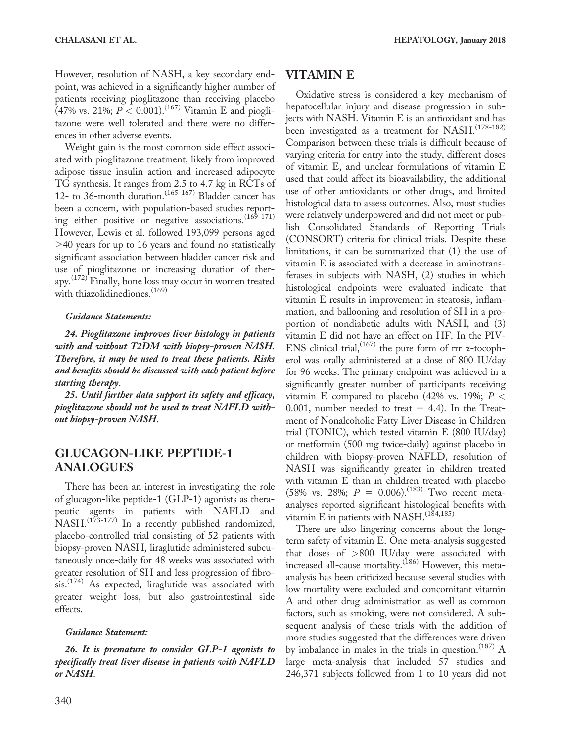However, resolution of NASH, a key secondary endpoint, was achieved in a significantly higher number of patients receiving pioglitazone than receiving placebo (47% vs. 21%; $P < 0.001$).[167] Vitamin E and pioglitazone were well tolerated and there were no differences in other adverse events.

Weight gain is the most common side effect associated with pioglitazone treatment, likely from improved adipose tissue insulin action and increased adipocyte TG synthesis. It ranges from 2.5 to 4.7 kg in RCTs of 12- to 36-month duration.[165-167] Bladder cancer has been a concern, with population-based studies reporting either positive or negative associations.[169-171] However, Lewis et al. followed 193,099 persons aged ≥40 years for up to 16 years and found no statistically significant association between bladder cancer risk and use of pioglitazone or increasing duration of therapy.[172] Finally, bone loss may occur in women treated with thiazolidinediones.[169]

***Guidance Statements:***

***24. Pioglitazone improves liver histology in patients with and without T2DM with biopsy-proven NASH. Therefore, it may be used to treat these patients. Risks and benefits should be discussed with each patient before starting therapy.***

***25. Until further data support its safety and efficacy, pioglitazone should not be used to treat NAFLD without biopsy-proven NASH.***

## GLUCAGON-LIKE PEPTIDE-1 ANALOGUES

There has been an interest in investigating the role of glucagon-like peptide-1 (GLP-1) agonists as therapeutic agents in patients with NAFLD and NASH.[173-177] In a recently published randomized, placebo-controlled trial consisting of 52 patients with biopsy-proven NASH, liraglutide administered subcutaneously once-daily for 48 weeks was associated with greater resolution of SH and less progression of fibrosis.[174] As expected, liraglutide was associated with greater weight loss, but also gastrointestinal side effects.

***Guidance Statement:***

***26. It is premature to consider GLP-1 agonists to specifically treat liver disease in patients with NAFLD or NASH.***

## VITAMIN E

Oxidative stress is considered a key mechanism of hepatocellular injury and disease progression in subjects with NASH. Vitamin E is an antioxidant and has been investigated as a treatment for NASH.[178-182] Comparison between these trials is difficult because of varying criteria for entry into the study, different doses of vitamin E, and unclear formulations of vitamin E used that could affect its bioavailability, the additional use of other antioxidants or other drugs, and limited histological data to assess outcomes. Also, most studies were relatively underpowered and did not meet or publish Consolidated Standards of Reporting Trials (CONSORT) criteria for clinical trials. Despite these limitations, it can be summarized that (1) the use of vitamin E is associated with a decrease in aminotransferases in subjects with NASH, (2) studies in which histological endpoints were evaluated indicate that vitamin E results in improvement in steatosis, inflammation, and ballooning and resolution of SH in a proportion of nondiabetic adults with NASH, and (3) vitamin E did not have an effect on HF. In the PIVENS clinical trial,[167] the pure form of rrr α-tocopherol was orally administered at a dose of 800 IU/day for 96 weeks. The primary endpoint was achieved in a significantly greater number of participants receiving vitamin E compared to placebo (42% vs. 19%; $P < 0.001$, number needed to treat = 4.4). In the Treatment of Nonalcoholic Fatty Liver Disease in Children trial (TONIC), which tested vitamin E (800 IU/day) or metformin (500 mg twice-daily) against placebo in children with biopsy-proven NAFLD, resolution of NASH was significantly greater in children treated with vitamin E than in children treated with placebo (58% vs. 28%; $P = 0.006$).[183] Two recent meta-analyses reported significant histological benefits with vitamin E in patients with NASH.[184,185]

There are also lingering concerns about the long-term safety of vitamin E. One meta-analysis suggested that doses of >800 IU/day were associated with increased all-cause mortality.[186] However, this meta-analysis has been criticized because several studies with low mortality were excluded and concomitant vitamin A and other drug administration as well as common factors, such as smoking, were not considered. A subsequent analysis of these trials with the addition of more studies suggested that the differences were driven by imbalance in males in the trials in question.[187] A large meta-analysis that included 57 studies and 246,371 subjects followed from 1 to 10 years did not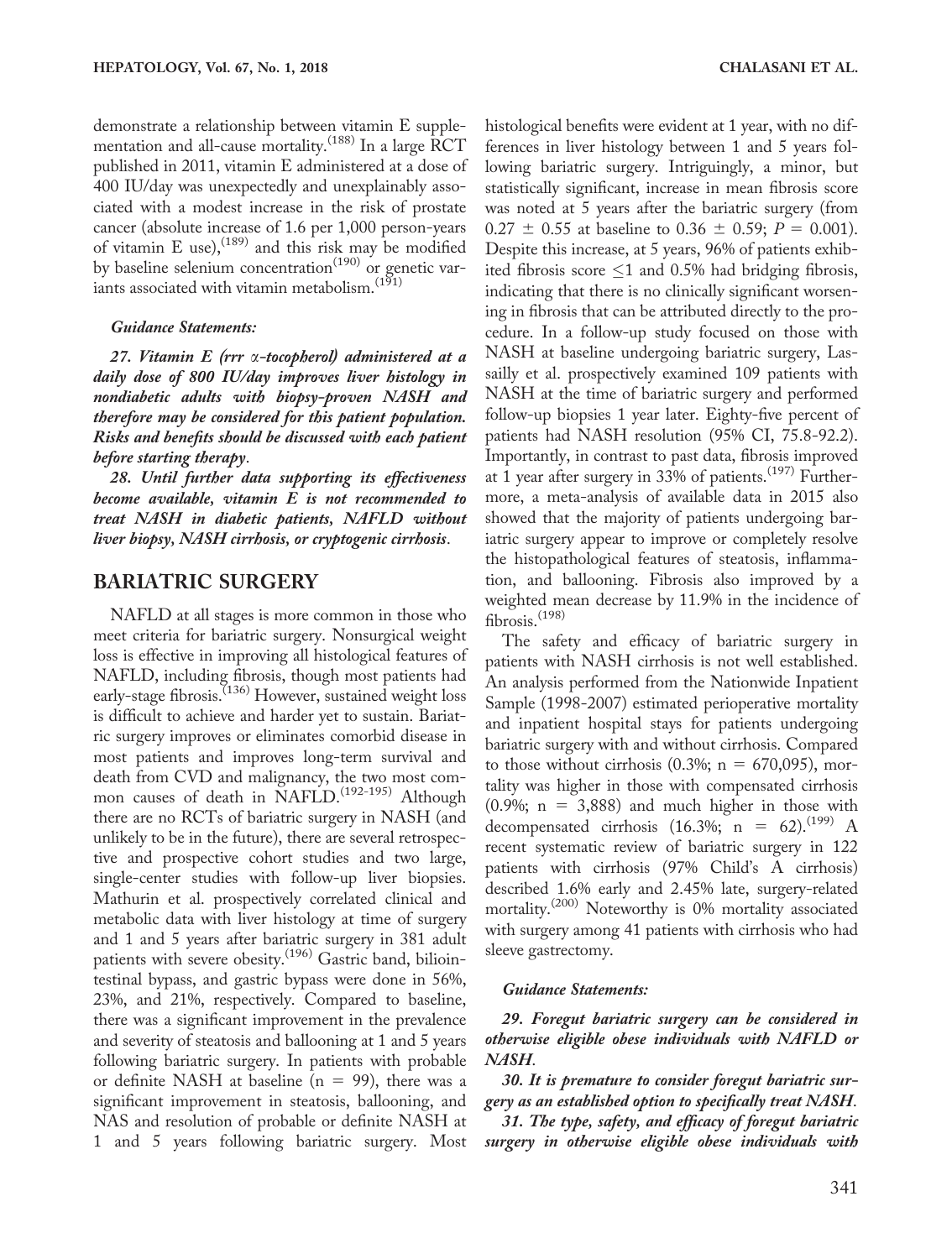demonstrate a relationship between vitamin E supplementation and all-cause mortality.[188] In a large RCT published in 2011, vitamin E administered at a dose of 400 IU/day was unexpectedly and unexplainably associated with a modest increase in the risk of prostate cancer (absolute increase of 1.6 per 1,000 person-years of vitamin E use),[189] and this risk may be modified by baseline selenium concentration[190] or genetic variants associated with vitamin metabolism.[191]

#### Guidance Statements:

***27. Vitamin E (rrr α-tocopherol) administered at a daily dose of 800 IU/day improves liver histology in nondiabetic adults with biopsy-proven NASH and therefore may be considered for this patient population. Risks and benefits should be discussed with each patient before starting therapy.***

***28. Until further data supporting its effectiveness become available, vitamin E is not recommended to treat NASH in diabetic patients, NAFLD without liver biopsy, NASH cirrhosis, or cryptogenic cirrhosis.***

## BARIATRIC SURGERY

NAFLD at all stages is more common in those who meet criteria for bariatric surgery. Nonsurgical weight loss is effective in improving all histological features of NAFLD, including fibrosis, though most patients had early-stage fibrosis.[136] However, sustained weight loss is difficult to achieve and harder yet to sustain. Bariatric surgery improves or eliminates comorbid disease in most patients and improves long-term survival and death from CVD and malignancy, the two most common causes of death in NAFLD.[192-195] Although there are no RCTs of bariatric surgery in NASH (and unlikely to be in the future), there are several retrospective and prospective cohort studies and two large, single-center studies with follow-up liver biopsies. Mathurin et al. prospectively correlated clinical and metabolic data with liver histology at time of surgery and 1 and 5 years after bariatric surgery in 381 adult patients with severe obesity.[196] Gastric band, biliointestinal bypass, and gastric bypass were done in 56%, 23%, and 21%, respectively. Compared to baseline, there was a significant improvement in the prevalence and severity of steatosis and ballooning at 1 and 5 years following bariatric surgery. In patients with probable or definite NASH at baseline (n = 99), there was a significant improvement in steatosis, ballooning, and NAS and resolution of probable or definite NASH at 1 and 5 years following bariatric surgery. Most histological benefits were evident at 1 year, with no differences in liver histology between 1 and 5 years following bariatric surgery. Intriguingly, a minor, but statistically significant, increase in mean fibrosis score was noted at 5 years after the bariatric surgery (from 0.27 ± 0.55 at baseline to 0.36 ± 0.59; $P = 0.001$). Despite this increase, at 5 years, 96% of patients exhibited fibrosis score ≤1 and 0.5% had bridging fibrosis, indicating that there is no clinically significant worsening in fibrosis that can be attributed directly to the procedure. In a follow-up study focused on those with NASH at baseline undergoing bariatric surgery, Lassailly et al. prospectively examined 109 patients with NASH at the time of bariatric surgery and performed follow-up biopsies 1 year later. Eighty-five percent of patients had NASH resolution (95% CI, 75.8-92.2). Importantly, in contrast to past data, fibrosis improved at 1 year after surgery in 33% of patients.[197] Furthermore, a meta-analysis of available data in 2015 also showed that the majority of patients undergoing bariatric surgery appear to improve or completely resolve the histopathological features of steatosis, inflammation, and ballooning. Fibrosis also improved by a weighted mean decrease by 11.9% in the incidence of fibrosis.[198]

The safety and efficacy of bariatric surgery in patients with NASH cirrhosis is not well established. An analysis performed from the Nationwide Inpatient Sample (1998-2007) estimated perioperative mortality and inpatient hospital stays for patients undergoing bariatric surgery with and without cirrhosis. Compared to those without cirrhosis (0.3%; n = 670,095), mortality was higher in those with compensated cirrhosis (0.9%; n = 3,888) and much higher in those with decompensated cirrhosis (16.3%; n = 62).[199] A recent systematic review of bariatric surgery in 122 patients with cirrhosis (97% Child's A cirrhosis) described 1.6% early and 2.45% late, surgery-related mortality.[200] Noteworthy is 0% mortality associated with surgery among 41 patients with cirrhosis who had sleeve gastrectomy.

#### Guidance Statements:

***29. Foregut bariatric surgery can be considered in otherwise eligible obese individuals with NAFLD or NASH.***

***30. It is premature to consider foregut bariatric surgery as an established option to specifically treat NASH.***

***31. The type, safety, and efficacy of foregut bariatric surgery in otherwise eligible obese individuals with***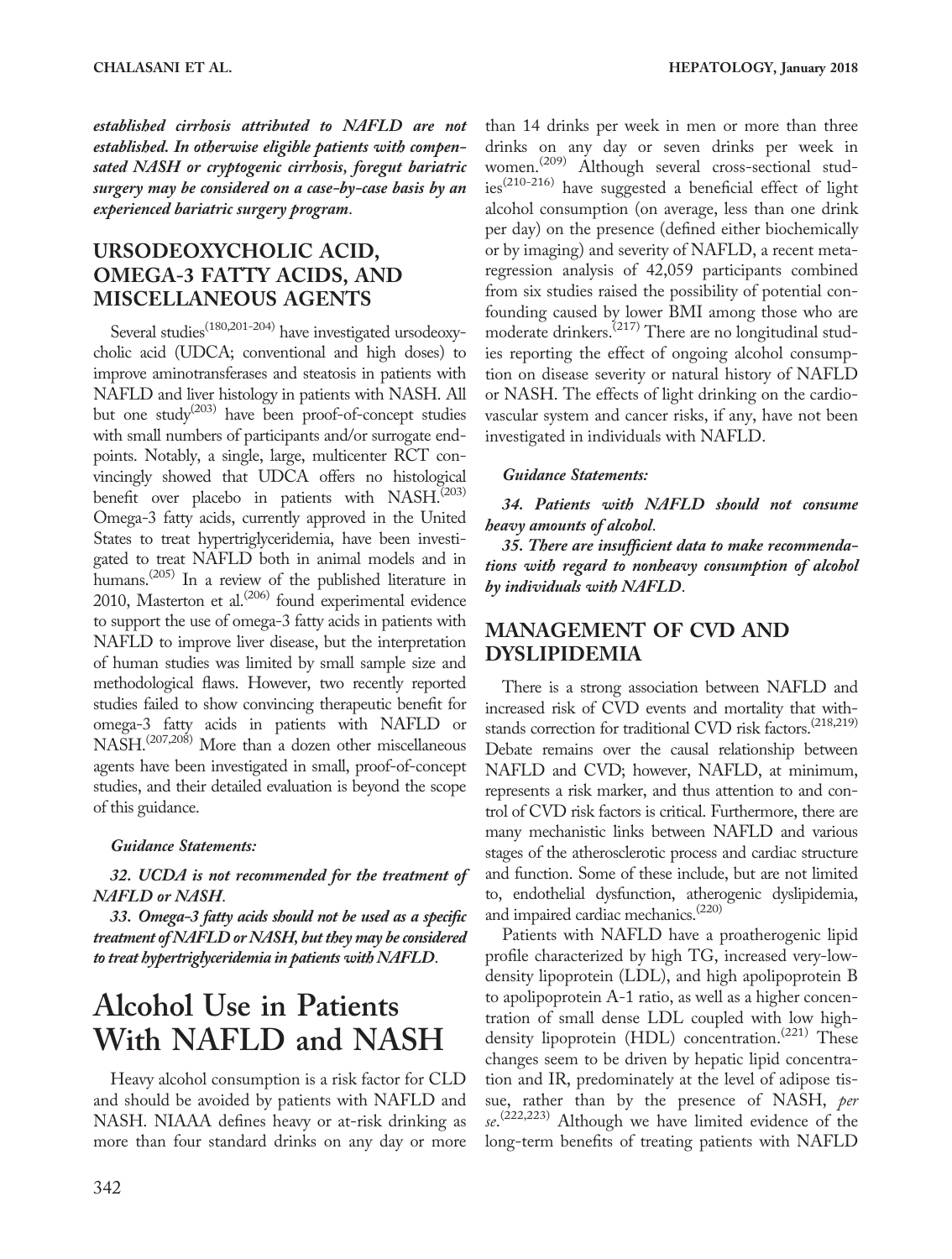***established cirrhosis attributed to NAFLD are not established. In otherwise eligible patients with compensated NASH or cryptogenic cirrhosis, foregut bariatric surgery may be considered on a case-by-case basis by an experienced bariatric surgery program.***

## URSODEOXYCHOLIC ACID, OMEGA-3 FATTY ACIDS, AND MISCELLANEOUS AGENTS

Several studies[180,201-204] have investigated ursodeoxycholic acid (UDCA; conventional and high doses) to improve aminotransferases and steatosis in patients with NAFLD and liver histology in patients with NASH. All but one study[203] have been proof-of-concept studies with small numbers of participants and/or surrogate endpoints. Notably, a single, large, multicenter RCT convincingly showed that UDCA offers no histological benefit over placebo in patients with NASH.[203] Omega-3 fatty acids, currently approved in the United States to treat hypertriglyceridemia, have been investigated to treat NAFLD both in animal models and in humans.[205] In a review of the published literature in 2010, Masterton et al.[206] found experimental evidence to support the use of omega-3 fatty acids in patients with NAFLD to improve liver disease, but the interpretation of human studies was limited by small sample size and methodological flaws. However, two recently reported studies failed to show convincing therapeutic benefit for omega-3 fatty acids in patients with NAFLD or NASH.[207,208] More than a dozen other miscellaneous agents have been investigated in small, proof-of-concept studies, and their detailed evaluation is beyond the scope of this guidance.

***Guidance Statements:***

***32. UCDA is not recommended for the treatment of NAFLD or NASH.***

***33. Omega-3 fatty acids should not be used as a specific treatment of NAFLD or NASH, but they may be considered to treat hypertriglyceridemia in patients with NAFLD.***

# Alcohol Use in Patients With NAFLD and NASH

Heavy alcohol consumption is a risk factor for CLD and should be avoided by patients with NAFLD and NASH. NIAAA defines heavy or at-risk drinking as more than four standard drinks on any day or more than 14 drinks per week in men or more than three drinks on any day or seven drinks per week in women.[209] Although several cross-sectional studies[210-216] have suggested a beneficial effect of light alcohol consumption (on average, less than one drink per day) on the presence (defined either biochemically or by imaging) and severity of NAFLD, a recent meta-regression analysis of 42,059 participants combined from six studies raised the possibility of potential confounding caused by lower BMI among those who are moderate drinkers.[217] There are no longitudinal studies reporting the effect of ongoing alcohol consumption on disease severity or natural history of NAFLD or NASH. The effects of light drinking on the cardiovascular system and cancer risks, if any, have not been investigated in individuals with NAFLD.

***Guidance Statements:***

***34. Patients with NAFLD should not consume heavy amounts of alcohol.***

***35. There are insufficient data to make recommendations with regard to nonheavy consumption of alcohol by individuals with NAFLD.***

## MANAGEMENT OF CVD AND DYSLIPIDEMIA

There is a strong association between NAFLD and increased risk of CVD events and mortality that withstands correction for traditional CVD risk factors.[218,219] Debate remains over the causal relationship between NAFLD and CVD; however, NAFLD, at minimum, represents a risk marker, and thus attention to and control of CVD risk factors is critical. Furthermore, there are many mechanistic links between NAFLD and various stages of the atherosclerotic process and cardiac structure and function. Some of these include, but are not limited to, endothelial dysfunction, atherogenic dyslipidemia, and impaired cardiac mechanics.[220]

Patients with NAFLD have a proatherogenic lipid profile characterized by high TG, increased very-low-density lipoprotein (LDL), and high apolipoprotein B to apolipoprotein A-1 ratio, as well as a higher concentration of small dense LDL coupled with low high-density lipoprotein (HDL) concentration.[221] These changes seem to be driven by hepatic lipid concentration and IR, predominately at the level of adipose tissue, rather than by the presence of NASH, *per se*.[222,223] Although we have limited evidence of the long-term benefits of treating patients with NAFLD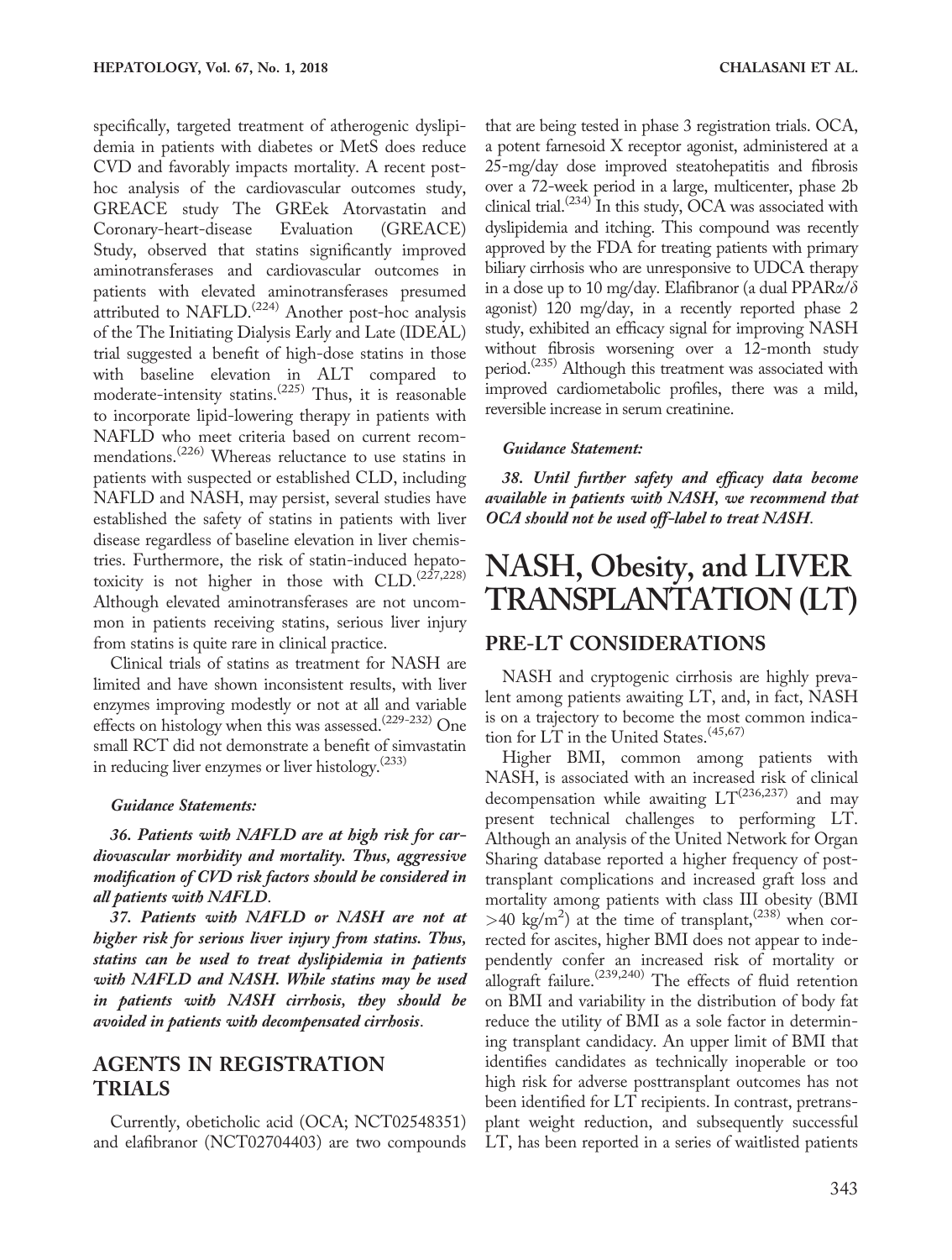specifically, targeted treatment of atherogenic dyslipidemia in patients with diabetes or MetS does reduce CVD and favorably impacts mortality. A recent post-hoc analysis of the cardiovascular outcomes study, GREACE study The GREek Atorvastatin and Coronary-heart-disease Evaluation (GREACE) Study, observed that statins significantly improved aminotransferases and cardiovascular outcomes in patients with elevated aminotransferases presumed attributed to NAFLD.[224] Another post-hoc analysis of the The Initiating Dialysis Early and Late (IDEAL) trial suggested a benefit of high-dose statins in those with baseline elevation in ALT compared to moderate-intensity statins.[225] Thus, it is reasonable to incorporate lipid-lowering therapy in patients with NAFLD who meet criteria based on current recommendations.[226] Whereas reluctance to use statins in patients with suspected or established CLD, including NAFLD and NASH, may persist, several studies have established the safety of statins in patients with liver disease regardless of baseline elevation in liver chemistries. Furthermore, the risk of statin-induced hepatotoxicity is not higher in those with CLD.[227,228] Although elevated aminotransferases are not uncommon in patients receiving statins, serious liver injury from statins is quite rare in clinical practice.

Clinical trials of statins as treatment for NASH are limited and have shown inconsistent results, with liver enzymes improving modestly or not at all and variable effects on histology when this was assessed.[229-232] One small RCT did not demonstrate a benefit of simvastatin in reducing liver enzymes or liver histology.[233]

***Guidance Statements:***

***36. Patients with NAFLD are at high risk for cardiovascular morbidity and mortality. Thus, aggressive modification of CVD risk factors should be considered in all patients with NAFLD.***

***37. Patients with NAFLD or NASH are not at higher risk for serious liver injury from statins. Thus, statins can be used to treat dyslipidemia in patients with NAFLD and NASH. While statins may be used in patients with NASH cirrhosis, they should be avoided in patients with decompensated cirrhosis.***

## AGENTS IN REGISTRATION TRIALS

Currently, obeticholic acid (OCA; NCT02548351) and elafibranor (NCT02704403) are two compounds that are being tested in phase 3 registration trials. OCA, a potent farnesoid X receptor agonist, administered at a 25-mg/day dose improved steatohepatitis and fibrosis over a 72-week period in a large, multicenter, phase 2b clinical trial.[234] In this study, OCA was associated with dyslipidemia and itching. This compound was recently approved by the FDA for treating patients with primary biliary cirrhosis who are unresponsive to UDCA therapy in a dose up to 10 mg/day. Elafibranor (a dual PPAR$\alpha$/$\delta$ agonist) 120 mg/day, in a recently reported phase 2 study, exhibited an efficacy signal for improving NASH without fibrosis worsening over a 12-month study period.[235] Although this treatment was associated with improved cardiometabolic profiles, there was a mild, reversible increase in serum creatinine.

***Guidance Statement:***

***38. Until further safety and efficacy data become available in patients with NASH, we recommend that OCA should not be used off-label to treat NASH.***

# NASH, Obesity, and LIVER TRANSPLANTATION (LT)

## PRE-LT CONSIDERATIONS

NASH and cryptogenic cirrhosis are highly prevalent among patients awaiting LT, and, in fact, NASH is on a trajectory to become the most common indication for LT in the United States.[45,67]

Higher BMI, common among patients with NASH, is associated with an increased risk of clinical decompensation while awaiting LT[236,237] and may present technical challenges to performing LT. Although an analysis of the United Network for Organ Sharing database reported a higher frequency of posttransplant complications and increased graft loss and mortality among patients with class III obesity (BMI $>40$ kg/m$^2$) at the time of transplant,[238] when corrected for ascites, higher BMI does not appear to independently confer an increased risk of mortality or allograft failure.[239,240] The effects of fluid retention on BMI and variability in the distribution of body fat reduce the utility of BMI as a sole factor in determining transplant candidacy. An upper limit of BMI that identifies candidates as technically inoperable or too high risk for adverse posttransplant outcomes has not been identified for LT recipients. In contrast, pretransplant weight reduction, and subsequently successful LT, has been reported in a series of waitlisted patients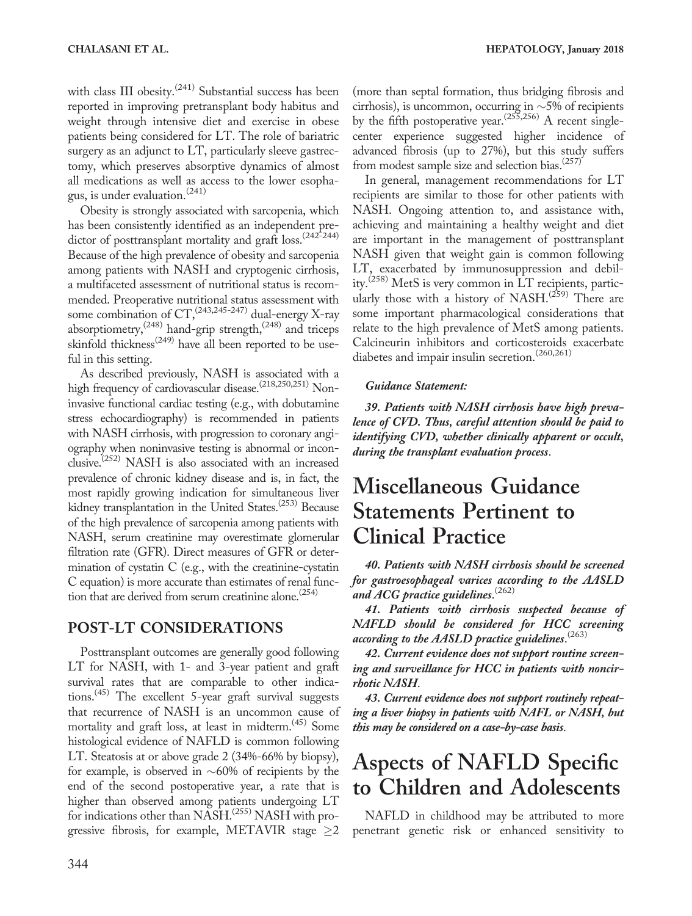with class III obesity.[241] Substantial success has been reported in improving pretransplant body habitus and weight through intensive diet and exercise in obese patients being considered for LT. The role of bariatric surgery as an adjunct to LT, particularly sleeve gastrectomy, which preserves absorptive dynamics of almost all medications as well as access to the lower esophagus, is under evaluation.[241]

Obesity is strongly associated with sarcopenia, which has been consistently identified as an independent predictor of posttransplant mortality and graft loss.[242-244] Because of the high prevalence of obesity and sarcopenia among patients with NASH and cryptogenic cirrhosis, a multifaceted assessment of nutritional status is recommended. Preoperative nutritional status assessment with some combination of CT,[243,245-247] dual-energy X-ray absorptiometry,[248] hand-grip strength,[248] and triceps skinfold thickness[249] have all been reported to be useful in this setting.

As described previously, NASH is associated with a high frequency of cardiovascular disease.[218,250,251] Noninvasive functional cardiac testing (e.g., with dobutamine stress echocardiography) is recommended in patients with NASH cirrhosis, with progression to coronary angiography when noninvasive testing is abnormal or inconclusive.[252] NASH is also associated with an increased prevalence of chronic kidney disease and is, in fact, the most rapidly growing indication for simultaneous liver kidney transplantation in the United States.[253] Because of the high prevalence of sarcopenia among patients with NASH, serum creatinine may overestimate glomerular filtration rate (GFR). Direct measures of GFR or determination of cystatin C (e.g., with the creatinine-cystatin C equation) is more accurate than estimates of renal function that are derived from serum creatinine alone.[254]

## POST-LT CONSIDERATIONS

Posttransplant outcomes are generally good following LT for NASH, with 1- and 3-year patient and graft survival rates that are comparable to other indications.[45] The excellent 5-year graft survival suggests that recurrence of NASH is an uncommon cause of mortality and graft loss, at least in midterm.[45] Some histological evidence of NAFLD is common following LT. Steatosis at or above grade 2 (34%-66% by biopsy), for example, is observed in ~60% of recipients by the end of the second postoperative year, a rate that is higher than observed among patients undergoing LT for indications other than NASH.[255] NASH with progressive fibrosis, for example, METAVIR stage $\geq 2$ (more than septal formation, thus bridging fibrosis and cirrhosis), is uncommon, occurring in ~5% of recipients by the fifth postoperative year.[255,256] A recent single-center experience suggested higher incidence of advanced fibrosis (up to 27%), but this study suffers from modest sample size and selection bias.[257]

In general, management recommendations for LT recipients are similar to those for other patients with NASH. Ongoing attention to, and assistance with, achieving and maintaining a healthy weight and diet are important in the management of posttransplant NASH given that weight gain is common following LT, exacerbated by immunosuppression and debility.[258] MetS is very common in LT recipients, particularly those with a history of NASH.[259] There are some important pharmacological considerations that relate to the high prevalence of MetS among patients. Calcineurin inhibitors and corticosteroids exacerbate diabetes and impair insulin secretion.[260,261]

***Guidance Statement:***

***39. Patients with NASH cirrhosis have high prevalence of CVD. Thus, careful attention should be paid to identifying CVD, whether clinically apparent or occult, during the transplant evaluation process.***

# Miscellaneous Guidance Statements Pertinent to Clinical Practice

***40. Patients with NASH cirrhosis should be screened for gastroesophageal varices according to the AASLD and ACG practice guidelines.***[262]

***41. Patients with cirrhosis suspected because of NAFLD should be considered for HCC screening according to the AASLD practice guidelines.***[263]

***42. Current evidence does not support routine screening and surveillance for HCC in patients with noncirrhotic NASH.***

***43. Current evidence does not support routinely repeating a liver biopsy in patients with NAFL or NASH, but this may be considered on a case-by-case basis.***

# Aspects of NAFLD Specific to Children and Adolescents

NAFLD in childhood may be attributed to more penetrant genetic risk or enhanced sensitivity to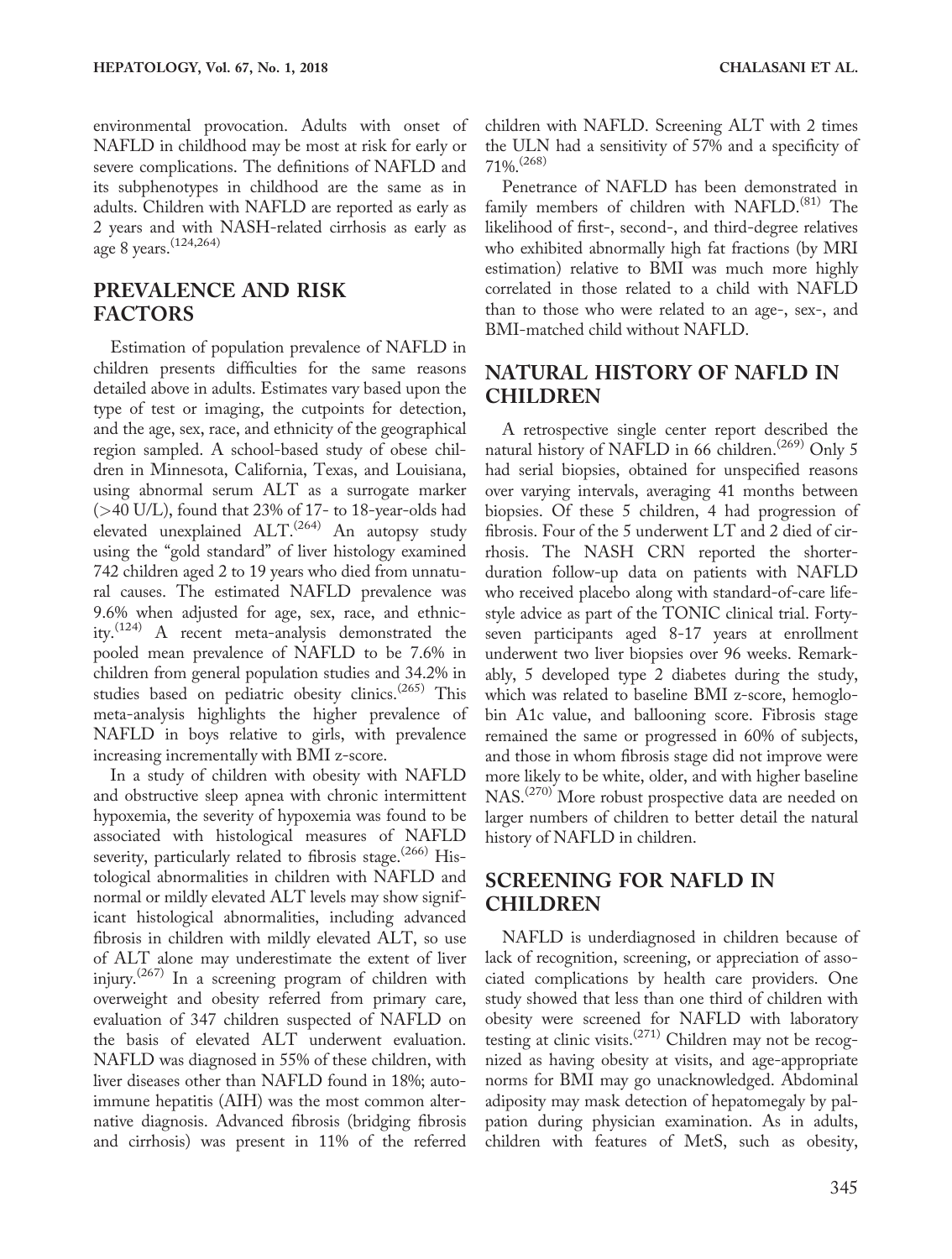environmental provocation. Adults with onset of NAFLD in childhood may be most at risk for early or severe complications. The definitions of NAFLD and its subphenotypes in childhood are the same as in adults. Children with NAFLD are reported as early as 2 years and with NASH-related cirrhosis as early as age 8 years.[124,264]

## PREVALENCE AND RISK FACTORS

Estimation of population prevalence of NAFLD in children presents difficulties for the same reasons detailed above in adults. Estimates vary based upon the type of test or imaging, the cutpoints for detection, and the age, sex, race, and ethnicity of the geographical region sampled. A school-based study of obese children in Minnesota, California, Texas, and Louisiana, using abnormal serum ALT as a surrogate marker (>40 U/L), found that 23% of 17- to 18-year-olds had elevated unexplained ALT.[264] An autopsy study using the "gold standard" of liver histology examined 742 children aged 2 to 19 years who died from unnatural causes. The estimated NAFLD prevalence was 9.6% when adjusted for age, sex, race, and ethnicity.[124] A recent meta-analysis demonstrated the pooled mean prevalence of NAFLD to be 7.6% in children from general population studies and 34.2% in studies based on pediatric obesity clinics.[265] This meta-analysis highlights the higher prevalence of NAFLD in boys relative to girls, with prevalence increasing incrementally with BMI z-score.

In a study of children with obesity with NAFLD and obstructive sleep apnea with chronic intermittent hypoxemia, the severity of hypoxemia was found to be associated with histological measures of NAFLD severity, particularly related to fibrosis stage.[266] Histological abnormalities in children with NAFLD and normal or mildly elevated ALT levels may show significant histological abnormalities, including advanced fibrosis in children with mildly elevated ALT, so use of ALT alone may underestimate the extent of liver injury.[267] In a screening program of children with overweight and obesity referred from primary care, evaluation of 347 children suspected of NAFLD on the basis of elevated ALT underwent evaluation. NAFLD was diagnosed in 55% of these children, with liver diseases other than NAFLD found in 18%; autoimmune hepatitis (AIH) was the most common alternative diagnosis. Advanced fibrosis (bridging fibrosis and cirrhosis) was present in 11% of the referred children with NAFLD. Screening ALT with 2 times the ULN had a sensitivity of 57% and a specificity of 71%.[268]

Penetrance of NAFLD has been demonstrated in family members of children with NAFLD.[81] The likelihood of first-, second-, and third-degree relatives who exhibited abnormally high fat fractions (by MRI estimation) relative to BMI was much more highly correlated in those related to a child with NAFLD than to those who were related to an age-, sex-, and BMI-matched child without NAFLD.

## NATURAL HISTORY OF NAFLD IN CHILDREN

A retrospective single center report described the natural history of NAFLD in 66 children.[269] Only 5 had serial biopsies, obtained for unspecified reasons over varying intervals, averaging 41 months between biopsies. Of these 5 children, 4 had progression of fibrosis. Four of the 5 underwent LT and 2 died of cirrhosis. The NASH CRN reported the shorter-duration follow-up data on patients with NAFLD who received placebo along with standard-of-care lifestyle advice as part of the TONIC clinical trial. Forty-seven participants aged 8-17 years at enrollment underwent two liver biopsies over 96 weeks. Remarkably, 5 developed type 2 diabetes during the study, which was related to baseline BMI z-score, hemoglobin A1c value, and ballooning score. Fibrosis stage remained the same or progressed in 60% of subjects, and those in whom fibrosis stage did not improve were more likely to be white, older, and with higher baseline NAS.[270] More robust prospective data are needed on larger numbers of children to better detail the natural history of NAFLD in children.

## SCREENING FOR NAFLD IN CHILDREN

NAFLD is underdiagnosed in children because of lack of recognition, screening, or appreciation of associated complications by health care providers. One study showed that less than one third of children with obesity were screened for NAFLD with laboratory testing at clinic visits.[271] Children may not be recognized as having obesity at visits, and age-appropriate norms for BMI may go unacknowledged. Abdominal adiposity may mask detection of hepatomegaly by palpation during physician examination. As in adults, children with features of MetS, such as obesity,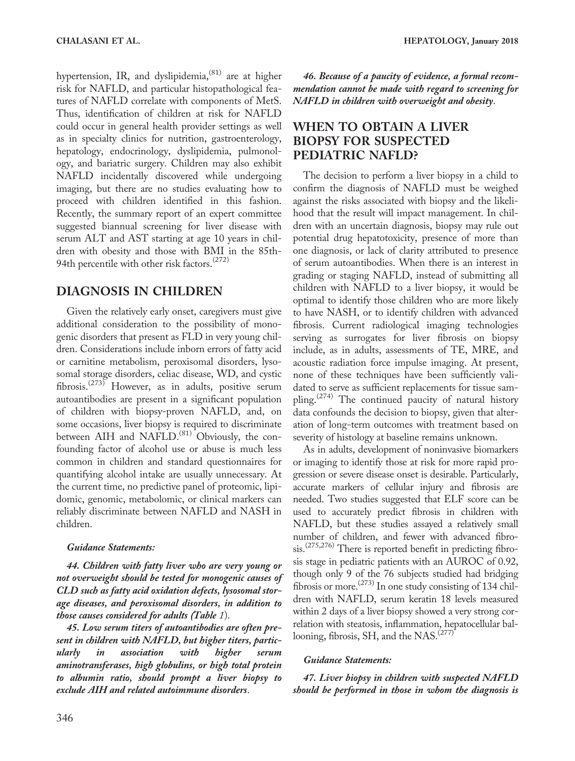hypertension, IR, and dyslipidemia,[81] are at higher risk for NAFLD, and particular histopathological features of NAFLD correlate with components of MetS. Thus, identification of children at risk for NAFLD could occur in general health provider settings as well as in specialty clinics for nutrition, gastroenterology, hepatology, endocrinology, dyslipidemia, pulmonology, and bariatric surgery. Children may also exhibit NAFLD incidentally discovered while undergoing imaging, but there are no studies evaluating how to proceed with children identified in this fashion. Recently, the summary report of an expert committee suggested biannual screening for liver disease with serum ALT and AST starting at age 10 years in children with obesity and those with BMI in the 85th-94th percentile with other risk factors.[272]

## DIAGNOSIS IN CHILDREN

Given the relatively early onset, caregivers must give additional consideration to the possibility of monogenic disorders that present as FLD in very young children. Considerations include inborn errors of fatty acid or carnitine metabolism, peroxisomal disorders, lysosomal storage disorders, celiac disease, WD, and cystic fibrosis.[273] However, as in adults, positive serum autoantibodies are present in a significant population of children with biopsy-proven NAFLD, and, on some occasions, liver biopsy is required to discriminate between AIH and NAFLD.[81] Obviously, the confounding factor of alcohol use or abuse is much less common in children and standard questionnaires for quantifying alcohol intake are usually unnecessary. At the current time, no predictive panel of proteomic, lipidomic, genomic, metabolomic, or clinical markers can reliably discriminate between NAFLD and NASH in children.

***Guidance Statements:***

***44. Children with fatty liver who are very young or not overweight should be tested for monogenic causes of CLD such as fatty acid oxidation defects, lysosomal storage diseases, and peroxisomal disorders, in addition to those causes considered for adults (Table 1).***

***45. Low serum titers of autoantibodies are often present in children with NAFLD, but higher titers, particularly in association with higher serum aminotransferases, high globulins, or high total protein to albumin ratio, should prompt a liver biopsy to exclude AIH and related autoimmune disorders.***

***46. Because of a paucity of evidence, a formal recommendation cannot be made with regard to screening for NAFLD in children with overweight and obesity.***

## WHEN TO OBTAIN A LIVER BIOPSY FOR SUSPECTED PEDIATRIC NAFLD?

The decision to perform a liver biopsy in a child to confirm the diagnosis of NAFLD must be weighed against the risks associated with biopsy and the likelihood that the result will impact management. In children with an uncertain diagnosis, biopsy may rule out potential drug hepatotoxicity, presence of more than one diagnosis, or lack of clarity attributed to presence of serum autoantibodies. When there is an interest in grading or staging NAFLD, instead of submitting all children with NAFLD to a liver biopsy, it would be optimal to identify those children who are more likely to have NASH, or to identify children with advanced fibrosis. Current radiological imaging technologies serving as surrogates for liver fibrosis on biopsy include, as in adults, assessments of TE, MRE, and acoustic radiation force impulse imaging. At present, none of these techniques have been sufficiently validated to serve as sufficient replacements for tissue sampling.[274] The continued paucity of natural history data confounds the decision to biopsy, given that alteration of long-term outcomes with treatment based on severity of histology at baseline remains unknown.

As in adults, development of noninvasive biomarkers or imaging to identify those at risk for more rapid progression or severe disease onset is desirable. Particularly, accurate markers of cellular injury and fibrosis are needed. Two studies suggested that ELF score can be used to accurately predict fibrosis in children with NAFLD, but these studies assayed a relatively small number of children, and fewer with advanced fibrosis.[275,276] There is reported benefit in predicting fibrosis stage in pediatric patients with an AUROC of 0.92, though only 9 of the 76 subjects studied had bridging fibrosis or more.[273] In one study consisting of 134 children with NAFLD, serum keratin 18 levels measured within 2 days of a liver biopsy showed a very strong correlation with steatosis, inflammation, hepatocellular ballooning, fibrosis, SH, and the NAS.[277]

***Guidance Statements:***

***47. Liver biopsy in children with suspected NAFLD should be performed in those in whom the diagnosis is***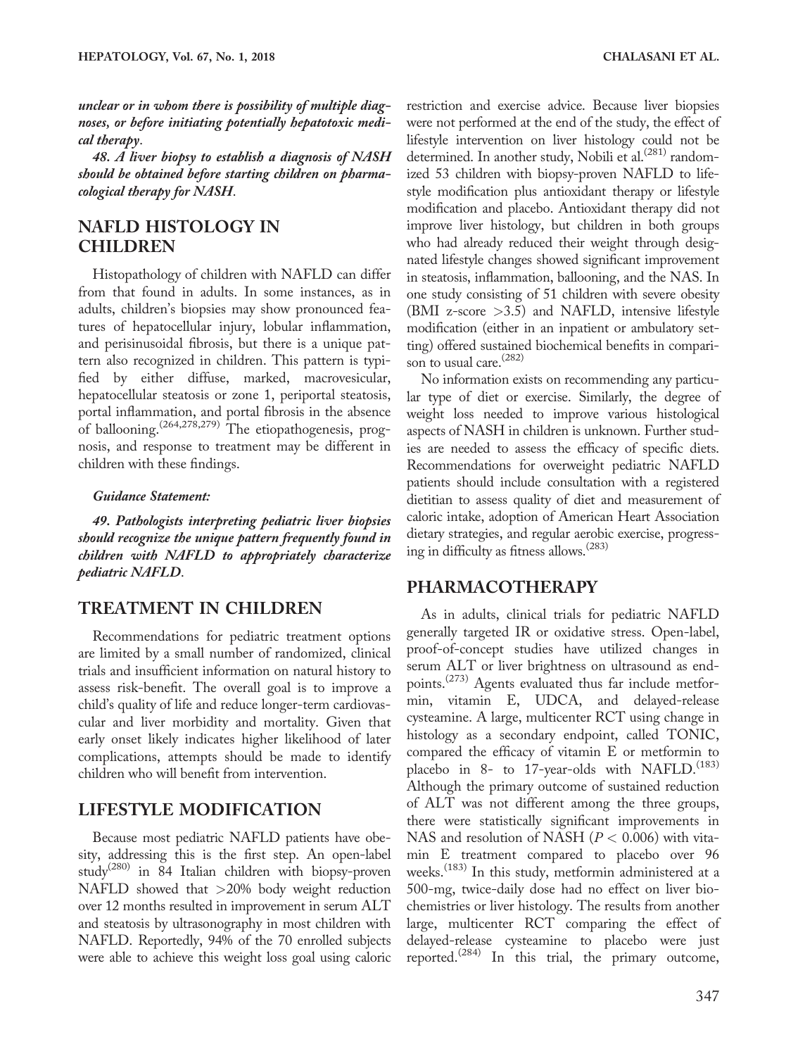*unclear or in whom there is possibility of multiple diagnoses, or before initiating potentially hepatotoxic medical therapy.*

***48. A liver biopsy to establish a diagnosis of NASH should be obtained before starting children on pharmacological therapy for NASH.***

## NAFLD HISTOLOGY IN CHILDREN

Histopathology of children with NAFLD can differ from that found in adults. In some instances, as in adults, children's biopsies may show pronounced features of hepatocellular injury, lobular inflammation, and perisinusoidal fibrosis, but there is a unique pattern also recognized in children. This pattern is typified by either diffuse, marked, macrovesicular, hepatocellular steatosis or zone 1, periportal steatosis, portal inflammation, and portal fibrosis in the absence of ballooning.[264,278,279] The etiopathogenesis, prognosis, and response to treatment may be different in children with these findings.

***Guidance Statement:***

***49. Pathologists interpreting pediatric liver biopsies should recognize the unique pattern frequently found in children with NAFLD to appropriately characterize pediatric NAFLD.***

## TREATMENT IN CHILDREN

Recommendations for pediatric treatment options are limited by a small number of randomized, clinical trials and insufficient information on natural history to assess risk-benefit. The overall goal is to improve a child's quality of life and reduce longer-term cardiovascular and liver morbidity and mortality. Given that early onset likely indicates higher likelihood of later complications, attempts should be made to identify children who will benefit from intervention.

## LIFESTYLE MODIFICATION

Because most pediatric NAFLD patients have obesity, addressing this is the first step. An open-label study[280] in 84 Italian children with biopsy-proven NAFLD showed that >20% body weight reduction over 12 months resulted in improvement in serum ALT and steatosis by ultrasonography in most children with NAFLD. Reportedly, 94% of the 70 enrolled subjects were able to achieve this weight loss goal using caloric restriction and exercise advice. Because liver biopsies were not performed at the end of the study, the effect of lifestyle intervention on liver histology could not be determined. In another study, Nobili et al.[281] randomized 53 children with biopsy-proven NAFLD to lifestyle modification plus antioxidant therapy or lifestyle modification and placebo. Antioxidant therapy did not improve liver histology, but children in both groups who had already reduced their weight through designated lifestyle changes showed significant improvement in steatosis, inflammation, ballooning, and the NAS. In one study consisting of 51 children with severe obesity (BMI z-score >3.5) and NAFLD, intensive lifestyle modification (either in an inpatient or ambulatory setting) offered sustained biochemical benefits in comparison to usual care.[282]

No information exists on recommending any particular type of diet or exercise. Similarly, the degree of weight loss needed to improve various histological aspects of NASH in children is unknown. Further studies are needed to assess the efficacy of specific diets. Recommendations for overweight pediatric NAFLD patients should include consultation with a registered dietitian to assess quality of diet and measurement of caloric intake, adoption of American Heart Association dietary strategies, and regular aerobic exercise, progressing in difficulty as fitness allows.[283]

## PHARMACOTHERAPY

As in adults, clinical trials for pediatric NAFLD generally targeted IR or oxidative stress. Open-label, proof-of-concept studies have utilized changes in serum ALT or liver brightness on ultrasound as endpoints.[273] Agents evaluated thus far include metformin, vitamin E, UDCA, and delayed-release cysteamine. A large, multicenter RCT using change in histology as a secondary endpoint, called TONIC, compared the efficacy of vitamin E or metformin to placebo in 8- to 17-year-olds with NAFLD.[183] Although the primary outcome of sustained reduction of ALT was not different among the three groups, there were statistically significant improvements in NAS and resolution of NASH ($P < 0.006$) with vitamin E treatment compared to placebo over 96 weeks.[183] In this study, metformin administered at a 500-mg, twice-daily dose had no effect on liver biochemistries or liver histology. The results from another large, multicenter RCT comparing the effect of delayed-release cysteamine to placebo were just reported.[284] In this trial, the primary outcome,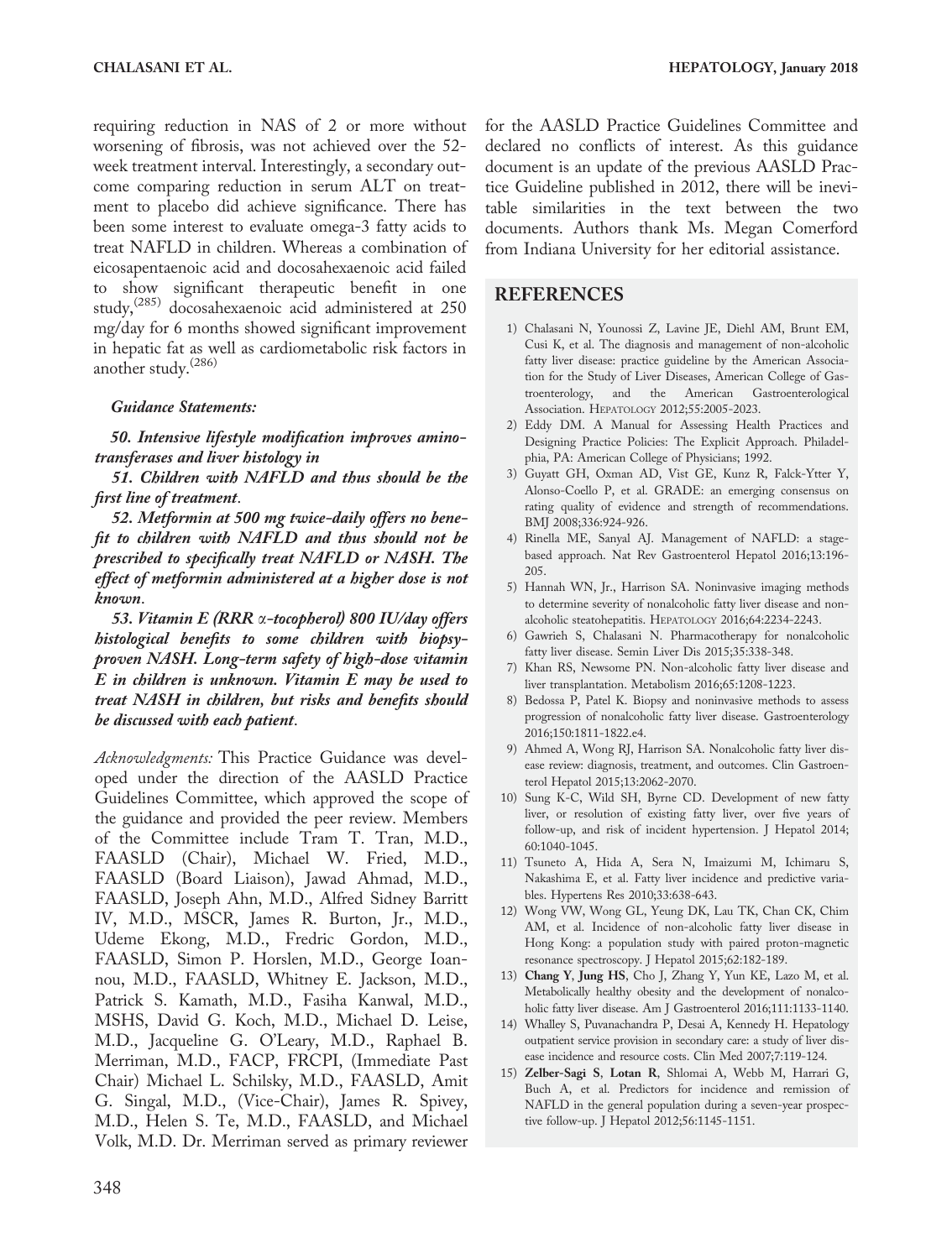requiring reduction in NAS of 2 or more without worsening of fibrosis, was not achieved over the 52-week treatment interval. Interestingly, a secondary outcome comparing reduction in serum ALT on treatment to placebo did achieve significance. There has been some interest to evaluate omega-3 fatty acids to treat NAFLD in children. Whereas a combination of eicosapentaenoic acid and docosahexaenoic acid failed to show significant therapeutic benefit in one study,[285] docosahexaenoic acid administered at 250 mg/day for 6 months showed significant improvement in hepatic fat as well as cardiometabolic risk factors in another study.[286]

***Guidance Statements:***

***50. Intensive lifestyle modification improves aminotransferases and liver histology in***

***51. Children with NAFLD and thus should be the first line of treatment.***

***52. Metformin at 500 mg twice-daily offers no benefit to children with NAFLD and thus should not be prescribed to specifically treat NAFLD or NASH. The effect of metformin administered at a higher dose is not known.***

***53. Vitamin E (RRR α-tocopherol) 800 IU/day offers histological benefits to some children with biopsy-proven NASH. Long-term safety of high-dose vitamin E in children is unknown. Vitamin E may be used to treat NASH in children, but risks and benefits should be discussed with each patient.***

*Acknowledgments:* This Practice Guidance was developed under the direction of the AASLD Practice Guidelines Committee, which approved the scope of the guidance and provided the peer review. Members of the Committee include Tram T. Tran, M.D., FAASLD (Chair), Michael W. Fried, M.D., FAASLD (Board Liaison), Jawad Ahmad, M.D., FAASLD, Joseph Ahn, M.D., Alfred Sidney Barritt IV, M.D., MSCR, James R. Burton, Jr., M.D., Udeme Ekong, M.D., Fredric Gordon, M.D., FAASLD, Simon P. Horslen, M.D., George Ioannou, M.D., FAASLD, Whitney E. Jackson, M.D., Patrick S. Kamath, M.D., Fasiha Kanwal, M.D., MSHS, David G. Koch, M.D., Michael D. Leise, M.D., Jacqueline G. O'Leary, M.D., Raphael B. Merriman, M.D., FACP, FRCPI, (Immediate Past Chair) Michael L. Schilsky, M.D., FAASLD, Amit G. Singal, M.D., (Vice-Chair), James R. Spivey, M.D., Helen S. Te, M.D., FAASLD, and Michael Volk, M.D. Dr. Merriman served as primary reviewer for the AASLD Practice Guidelines Committee and declared no conflicts of interest. As this guidance document is an update of the previous AASLD Practice Guideline published in 2012, there will be inevitable similarities in the text between the two documents. Authors thank Ms. Megan Comerford from Indiana University for her editorial assistance.

## REFERENCES

1) Chalasani N, Younossi Z, Lavine JE, Diehl AM, Brunt EM, Cusi K, et al. The diagnosis and management of non-alcoholic fatty liver disease: practice guideline by the American Association for the Study of Liver Diseases, American College of Gastroenterology, and the American Gastroenterological Association. HEPATOLOGY 2012;55:2005-2023.
2) Eddy DM. A Manual for Assessing Health Practices and Designing Practice Policies: The Explicit Approach. Philadelphia, PA: American College of Physicians; 1992.
3) Guyatt GH, Oxman AD, Vist GE, Kunz R, Falck-Ytter Y, Alonso-Coello P, et al. GRADE: an emerging consensus on rating quality of evidence and strength of recommendations. BMJ 2008;336:924-926.
4) Rinella ME, Sanyal AJ. Management of NAFLD: a stage-based approach. Nat Rev Gastroenterol Hepatol 2016;13:196-205.
5) Hannah WN, Jr., Harrison SA. Noninvasive imaging methods to determine severity of nonalcoholic fatty liver disease and nonalcoholic steatohepatitis. HEPATOLOGY 2016;64:2234-2243.
6) Gawrieh S, Chalasani N. Pharmacotherapy for nonalcoholic fatty liver disease. Semin Liver Dis 2015;35:338-348.
7) Khan RS, Newsome PN. Non-alcoholic fatty liver disease and liver transplantation. Metabolism 2016;65:1208-1223.
8) Bedossa P, Patel K. Biopsy and noninvasive methods to assess progression of nonalcoholic fatty liver disease. Gastroenterology 2016;150:1811-1822.e4.
9) Ahmed A, Wong RJ, Harrison SA. Nonalcoholic fatty liver disease review: diagnosis, treatment, and outcomes. Clin Gastroenterol Hepatol 2015;13:2062-2070.
10) Sung K-C, Wild SH, Byrne CD. Development of new fatty liver, or resolution of existing fatty liver, over five years of follow-up, and risk of incident hypertension. J Hepatol 2014; 60:1040-1045.
11) Tsuneto A, Hida A, Sera N, Imaizumi M, Ichimaru S, Nakashima E, et al. Fatty liver incidence and predictive variables. Hypertens Res 2010;33:638-643.
12) Wong VW, Wong GL, Yeung DK, Lau TK, Chan CK, Chim AM, et al. Incidence of non-alcoholic fatty liver disease in Hong Kong: a population study with paired proton-magnetic resonance spectroscopy. J Hepatol 2015;62:182-189.
13) **Chang Y**, **Jung HS**, Cho J, Zhang Y, Yun KE, Lazo M, et al. Metabolically healthy obesity and the development of nonalcoholic fatty liver disease. Am J Gastroenterol 2016;111:1133-1140.
14) Whalley S, Puvanachandra P, Desai A, Kennedy H. Hepatology outpatient service provision in secondary care: a study of liver disease incidence and resource costs. Clin Med 2007;7:119-124.
15) **Zelber-Sagi S**, **Lotan R**, Shlomai A, Webb M, Harrari G, Buch A, et al. Predictors for incidence and remission of NAFLD in the general population during a seven-year prospective follow-up. J Hepatol 2012;56:1145-1151.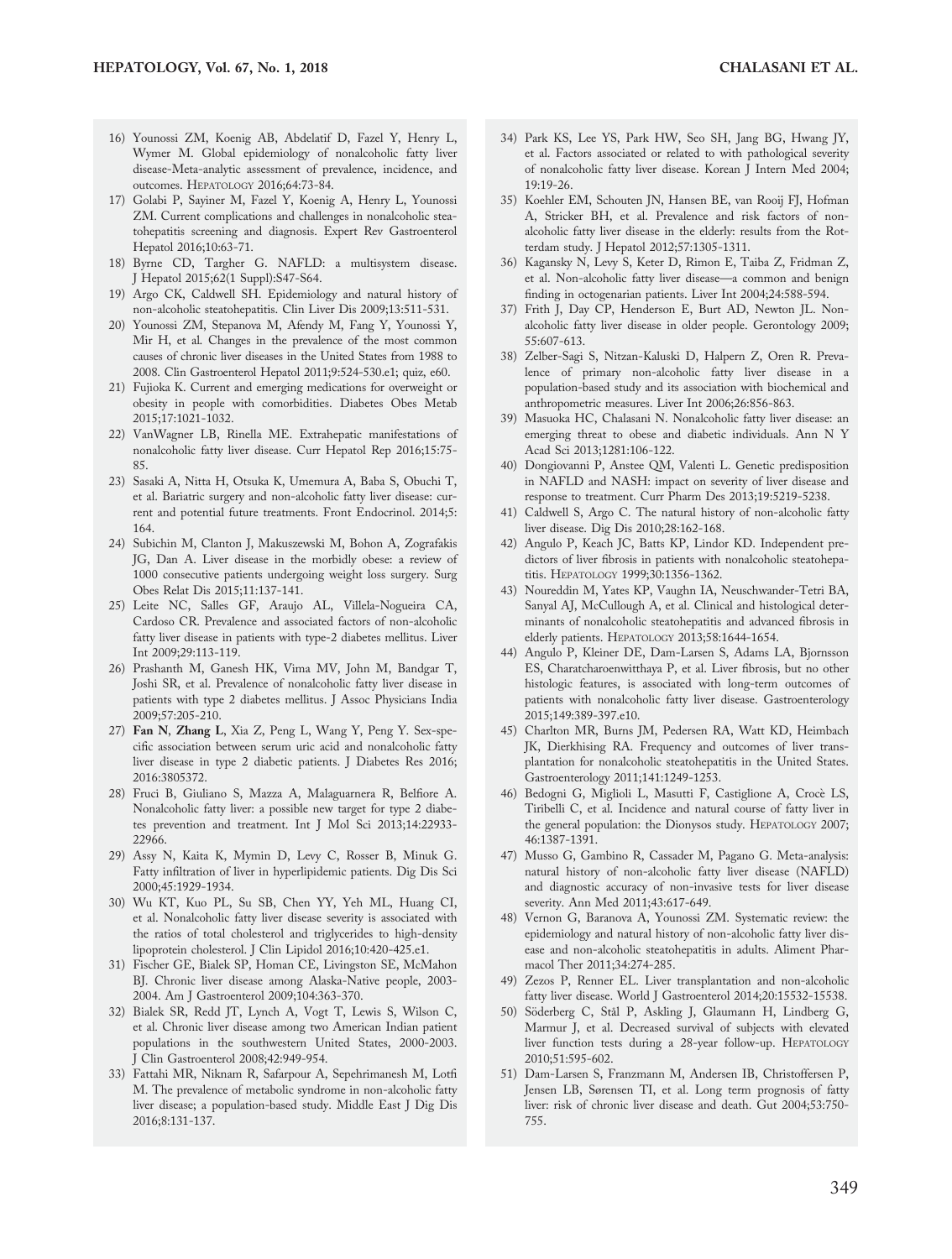16) Younossi ZM, Koenig AB, Abdelatif D, Fazel Y, Henry L, Wymer M. Global epidemiology of nonalcoholic fatty liver disease-Meta-analytic assessment of prevalence, incidence, and outcomes. HEPATOLOGY 2016;64:73-84.
17) Golabi P, Sayiner M, Fazel Y, Koenig A, Henry L, Younossi ZM. Current complications and challenges in nonalcoholic steatohepatitis screening and diagnosis. Expert Rev Gastroenterol Hepatol 2016;10:63-71.
18) Byrne CD, Targher G. NAFLD: a multisystem disease. J Hepatol 2015;62(1 Suppl):S47-S64.
19) Argo CK, Caldwell SH. Epidemiology and natural history of non-alcoholic steatohepatitis. Clin Liver Dis 2009;13:511-531.
20) Younossi ZM, Stepanova M, Afendy M, Fang Y, Younossi Y, Mir H, et al. Changes in the prevalence of the most common causes of chronic liver diseases in the United States from 1988 to 2008. Clin Gastroenterol Hepatol 2011;9:524-530.e1; quiz, e60.
21) Fujioka K. Current and emerging medications for overweight or obesity in people with comorbidities. Diabetes Obes Metab 2015;17:1021-1032.
22) VanWagner LB, Rinella ME. Extrahepatic manifestations of nonalcoholic fatty liver disease. Curr Hepatol Rep 2016;15:75-85.
23) Sasaki A, Nitta H, Otsuka K, Umemura A, Baba S, Obuchi T, et al. Bariatric surgery and non-alcoholic fatty liver disease: current and potential future treatments. Front Endocrinol. 2014;5:164.
24) Subichin M, Clanton J, Makuszewski M, Bohon A, Zografakis JG, Dan A. Liver disease in the morbidly obese: a review of 1000 consecutive patients undergoing weight loss surgery. Surg Obes Relat Dis 2015;11:137-141.
25) Leite NC, Salles GF, Araujo AL, Villela-Nogueira CA, Cardoso CR. Prevalence and associated factors of non-alcoholic fatty liver disease in patients with type-2 diabetes mellitus. Liver Int 2009;29:113-119.
26) Prashanth M, Ganesh HK, Vima MV, John M, Bandgar T, Joshi SR, et al. Prevalence of nonalcoholic fatty liver disease in patients with type 2 diabetes mellitus. J Assoc Physicians India 2009;57:205-210.
27) **Fan N**, **Zhang L**, Xia Z, Peng L, Wang Y, Peng Y. Sex-specific association between serum uric acid and nonalcoholic fatty liver disease in type 2 diabetic patients. J Diabetes Res 2016; 2016:3805372.
28) Fruci B, Giuliano S, Mazza A, Malaguarnera R, Belfiore A. Nonalcoholic fatty liver: a possible new target for type 2 diabetes prevention and treatment. Int J Mol Sci 2013;14:22933-22966.
29) Assy N, Kaita K, Mymin D, Levy C, Rosser B, Minuk G. Fatty infiltration of liver in hyperlipidemic patients. Dig Dis Sci 2000;45:1929-1934.
30) Wu KT, Kuo PL, Su SB, Chen YY, Yeh ML, Huang CI, et al. Nonalcoholic fatty liver disease severity is associated with the ratios of total cholesterol and triglycerides to high-density lipoprotein cholesterol. J Clin Lipidol 2016;10:420-425.e1.
31) Fischer GE, Bialek SP, Homan CE, Livingston SE, McMahon BJ. Chronic liver disease among Alaska-Native people, 2003-2004. Am J Gastroenterol 2009;104:363-370.
32) Bialek SR, Redd JT, Lynch A, Vogt T, Lewis S, Wilson C, et al. Chronic liver disease among two American Indian patient populations in the southwestern United States, 2000-2003. J Clin Gastroenterol 2008;42:949-954.
33) Fattahi MR, Niknam R, Safarpour A, Sepehrimanesh M, Lotfi M. The prevalence of metabolic syndrome in non-alcoholic fatty liver disease; a population-based study. Middle East J Dig Dis 2016;8:131-137.
34) Park KS, Lee YS, Park HW, Seo SH, Jang BG, Hwang JY, et al. Factors associated or related to with pathological severity of nonalcoholic fatty liver disease. Korean J Intern Med 2004; 19:19-26.
35) Koehler EM, Schouten JN, Hansen BE, van Rooij FJ, Hofman A, Stricker BH, et al. Prevalence and risk factors of non-alcoholic fatty liver disease in the elderly: results from the Rotterdam study. J Hepatol 2012;57:1305-1311.
36) Kagansky N, Levy S, Keter D, Rimon E, Taiba Z, Fridman Z, et al. Non-alcoholic fatty liver disease—a common and benign finding in octogenarian patients. Liver Int 2004;24:588-594.
37) Frith J, Day CP, Henderson E, Burt AD, Newton JL. Non-alcoholic fatty liver disease in older people. Gerontology 2009; 55:607-613.
38) Zelber-Sagi S, Nitzan-Kaluski D, Halpern Z, Oren R. Prevalence of primary non-alcoholic fatty liver disease in a population-based study and its association with biochemical and anthropometric measures. Liver Int 2006;26:856-863.
39) Masuoka HC, Chalasani N. Nonalcoholic fatty liver disease: an emerging threat to obese and diabetic individuals. Ann N Y Acad Sci 2013;1281:106-122.
40) Dongiovanni P, Anstee QM, Valenti L. Genetic predisposition in NAFLD and NASH: impact on severity of liver disease and response to treatment. Curr Pharm Des 2013;19:5219-5238.
41) Caldwell S, Argo C. The natural history of non-alcoholic fatty liver disease. Dig Dis 2010;28:162-168.
42) Angulo P, Keach JC, Batts KP, Lindor KD. Independent predictors of liver fibrosis in patients with nonalcoholic steatohepatitis. HEPATOLOGY 1999;30:1356-1362.
43) Noureddin M, Yates KP, Vaughn IA, Neuschwander-Tetri BA, Sanyal AJ, McCullough A, et al. Clinical and histological determinants of nonalcoholic steatohepatitis and advanced fibrosis in elderly patients. HEPATOLOGY 2013;58:1644-1654.
44) Angulo P, Kleiner DE, Dam-Larsen S, Adams LA, Bjornsson ES, Charatcharoenwitthaya P, et al. Liver fibrosis, but no other histologic features, is associated with long-term outcomes of patients with nonalcoholic fatty liver disease. Gastroenterology 2015;149:389-397.e10.
45) Charlton MR, Burns JM, Pedersen RA, Watt KD, Heimbach JK, Dierkhising RA. Frequency and outcomes of liver transplantation for nonalcoholic steatohepatitis in the United States. Gastroenterology 2011;141:1249-1253.
46) Bedogni G, Miglioli L, Masutti F, Castiglione A, Crocè LS, Tiribelli C, et al. Incidence and natural course of fatty liver in the general population: the Dionysos study. HEPATOLOGY 2007; 46:1387-1391.
47) Musso G, Gambino R, Cassader M, Pagano G. Meta-analysis: natural history of non-alcoholic fatty liver disease (NAFLD) and diagnostic accuracy of non-invasive tests for liver disease severity. Ann Med 2011;43:617-649.
48) Vernon G, Baranova A, Younossi ZM. Systematic review: the epidemiology and natural history of non-alcoholic fatty liver disease and non-alcoholic steatohepatitis in adults. Aliment Pharmacol Ther 2011;34:274-285.
49) Zezos P, Renner EL. Liver transplantation and non-alcoholic fatty liver disease. World J Gastroenterol 2014;20:15532-15538.
50) Söderberg C, Stål P, Askling J, Glaumann H, Lindberg G, Marmur J, et al. Decreased survival of subjects with elevated liver function tests during a 28-year follow-up. HEPATOLOGY 2010;51:595-602.
51) Dam-Larsen S, Franzmann M, Andersen IB, Christoffersen P, Jensen LB, Sørensen TI, et al. Long term prognosis of fatty liver: risk of chronic liver disease and death. Gut 2004;53:750-755.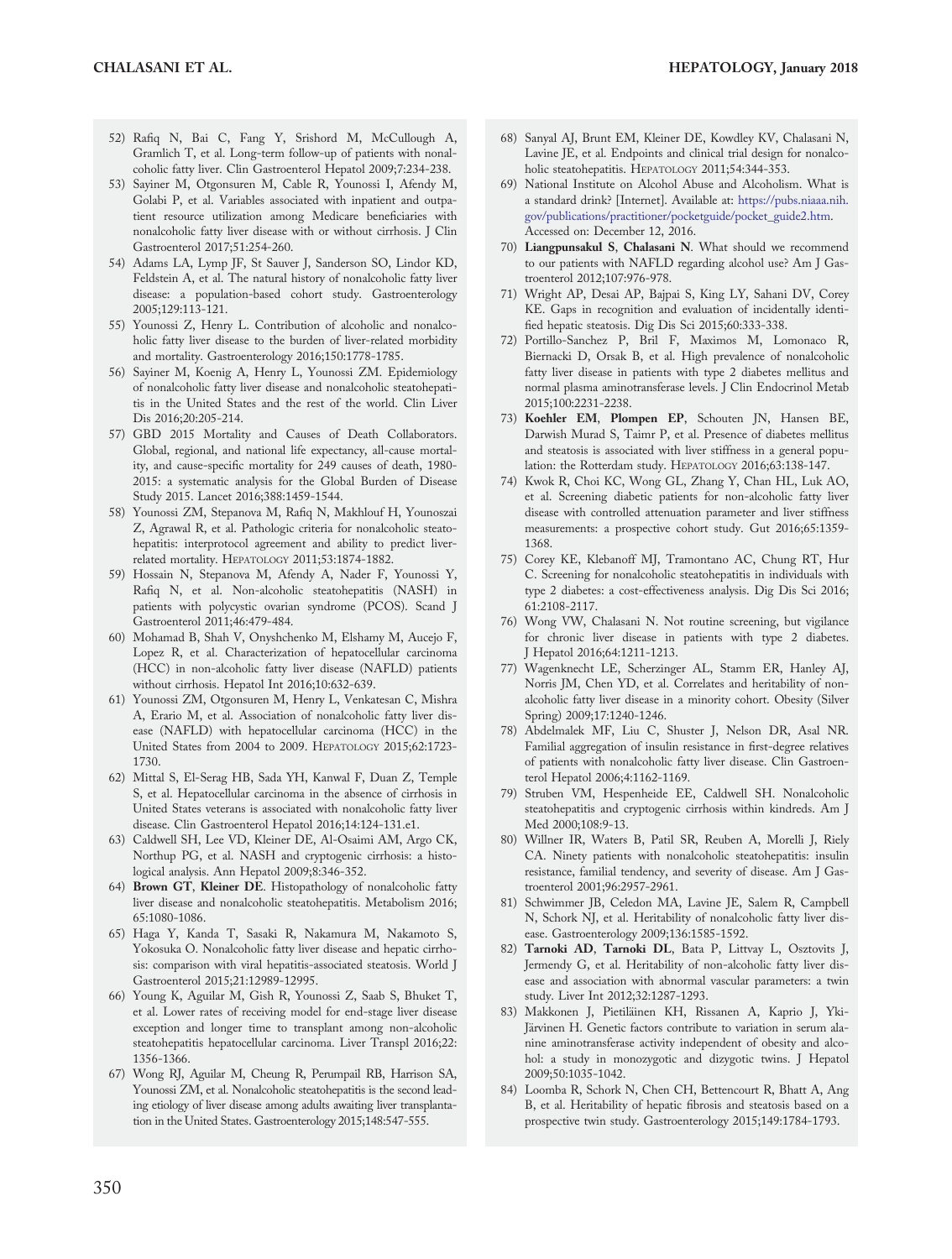52) Rafiq N, Bai C, Fang Y, Srishord M, McCullough A, Gramlich T, et al. Long-term follow-up of patients with nonalcoholic fatty liver. Clin Gastroenterol Hepatol 2009;7:234-238.

53) Sayiner M, Otgonsuren M, Cable R, Younossi I, Afendy M, Golabi P, et al. Variables associated with inpatient and outpatient resource utilization among Medicare beneficiaries with nonalcoholic fatty liver disease with or without cirrhosis. J Clin Gastroenterol 2017;51:254-260.

54) Adams LA, Lymp JF, St Sauver J, Sanderson SO, Lindor KD, Feldstein A, et al. The natural history of nonalcoholic fatty liver disease: a population-based cohort study. Gastroenterology 2005;129:113-121.

55) Younossi Z, Henry L. Contribution of alcoholic and nonalcoholic fatty liver disease to the burden of liver-related morbidity and mortality. Gastroenterology 2016;150:1778-1785.

56) Sayiner M, Koenig A, Henry L, Younossi ZM. Epidemiology of nonalcoholic fatty liver disease and nonalcoholic steatohepatitis in the United States and the rest of the world. Clin Liver Dis 2016;20:205-214.

57) GBD 2015 Mortality and Causes of Death Collaborators. Global, regional, and national life expectancy, all-cause mortality, and cause-specific mortality for 249 causes of death, 1980-2015: a systematic analysis for the Global Burden of Disease Study 2015. Lancet 2016;388:1459-1544.

58) Younossi ZM, Stepanova M, Rafiq N, Makhlouf H, Younoszai Z, Agrawal R, et al. Pathologic criteria for nonalcoholic steatohepatitis: interprotocol agreement and ability to predict liver-related mortality. HEPATOLOGY 2011;53:1874-1882.

59) Hossain N, Stepanova M, Afendy A, Nader F, Younossi Y, Rafiq N, et al. Non-alcoholic steatohepatitis (NASH) in patients with polycystic ovarian syndrome (PCOS). Scand J Gastroenterol 2011;46:479-484.

60) Mohamad B, Shah V, Onyshchenko M, Elshamy M, Aucejo F, Lopez R, et al. Characterization of hepatocellular carcinoma (HCC) in non-alcoholic fatty liver disease (NAFLD) patients without cirrhosis. Hepatol Int 2016;10:632-639.

61) Younossi ZM, Otgonsuren M, Henry L, Venkatesan C, Mishra A, Erario M, et al. Association of nonalcoholic fatty liver disease (NAFLD) with hepatocellular carcinoma (HCC) in the United States from 2004 to 2009. HEPATOLOGY 2015;62:1723-1730.

62) Mittal S, El-Serag HB, Sada YH, Kanwal F, Duan Z, Temple S, et al. Hepatocellular carcinoma in the absence of cirrhosis in United States veterans is associated with nonalcoholic fatty liver disease. Clin Gastroenterol Hepatol 2016;14:124-131.e1.

63) Caldwell SH, Lee VD, Kleiner DE, Al-Osaimi AM, Argo CK, Northup PG, et al. NASH and cryptogenic cirrhosis: a histological analysis. Ann Hepatol 2009;8:346-352.

64) **Brown GT**, **Kleiner DE**. Histopathology of nonalcoholic fatty liver disease and nonalcoholic steatohepatitis. Metabolism 2016; 65:1080-1086.

65) Haga Y, Kanda T, Sasaki R, Nakamura M, Nakamoto S, Yokosuka O. Nonalcoholic fatty liver disease and hepatic cirrhosis: comparison with viral hepatitis-associated steatosis. World J Gastroenterol 2015;21:12989-12995.

66) Young K, Aguilar M, Gish R, Younossi Z, Saab S, Bhuket T, et al. Lower rates of receiving model for end-stage liver disease exception and longer time to transplant among non-alcoholic steatohepatitis hepatocellular carcinoma. Liver Transpl 2016;22: 1356-1366.

67) Wong RJ, Aguilar M, Cheung R, Perumpail RB, Harrison SA, Younossi ZM, et al. Nonalcoholic steatohepatitis is the second leading etiology of liver disease among adults awaiting liver transplantation in the United States. Gastroenterology 2015;148:547-555.

68) Sanyal AJ, Brunt EM, Kleiner DE, Kowdley KV, Chalasani N, Lavine JE, et al. Endpoints and clinical trial design for nonalcoholic steatohepatitis. HEPATOLOGY 2011;54:344-353.

69) National Institute on Alcohol Abuse and Alcoholism. What is a standard drink? [Internet]. Available at: https://pubs.niaaa.nih.gov/publications/practitioner/pocketguide/pocket_guide2.htm. Accessed on: December 12, 2016.

70) **Liangpunsakul S**, **Chalasani N**. What should we recommend to our patients with NAFLD regarding alcohol use? Am J Gastroenterol 2012;107:976-978.

71) Wright AP, Desai AP, Bajpai S, King LY, Sahani DV, Corey KE. Gaps in recognition and evaluation of incidentally identified hepatic steatosis. Dig Dis Sci 2015;60:333-338.

72) Portillo-Sanchez P, Bril F, Maximos M, Lomonaco R, Biernacki D, Orsak B, et al. High prevalence of nonalcoholic fatty liver disease in patients with type 2 diabetes mellitus and normal plasma aminotransferase levels. J Clin Endocrinol Metab 2015;100:2231-2238.

73) **Koehler EM**, **Plompen EP**, Schouten JN, Hansen BE, Darwish Murad S, Taimr P, et al. Presence of diabetes mellitus and steatosis is associated with liver stiffness in a general population: the Rotterdam study. HEPATOLOGY 2016;63:138-147.

74) Kwok R, Choi KC, Wong GL, Zhang Y, Chan HL, Luk AO, et al. Screening diabetic patients for non-alcoholic fatty liver disease with controlled attenuation parameter and liver stiffness measurements: a prospective cohort study. Gut 2016;65:1359-1368.

75) Corey KE, Klebanoff MJ, Tramontano AC, Chung RT, Hur C. Screening for nonalcoholic steatohepatitis in individuals with type 2 diabetes: a cost-effectiveness analysis. Dig Dis Sci 2016; 61:2108-2117.

76) Wong VW, Chalasani N. Not routine screening, but vigilance for chronic liver disease in patients with type 2 diabetes. J Hepatol 2016;64:1211-1213.

77) Wagenknecht LE, Scherzinger AL, Stamm ER, Hanley AJ, Norris JM, Chen YD, et al. Correlates and heritability of nonalcoholic fatty liver disease in a minority cohort. Obesity (Silver Spring) 2009;17:1240-1246.

78) Abdelmalek MF, Liu C, Shuster J, Nelson DR, Asal NR. Familial aggregation of insulin resistance in first-degree relatives of patients with nonalcoholic fatty liver disease. Clin Gastroenterol Hepatol 2006;4:1162-1169.

79) Struben VM, Hespenheide EE, Caldwell SH. Nonalcoholic steatohepatitis and cryptogenic cirrhosis within kindreds. Am J Med 2000;108:9-13.

80) Willner IR, Waters B, Patil SR, Reuben A, Morelli J, Riely CA. Ninety patients with nonalcoholic steatohepatitis: insulin resistance, familial tendency, and severity of disease. Am J Gastroenterol 2001;96:2957-2961.

81) Schwimmer JB, Celedon MA, Lavine JE, Salem R, Campbell N, Schork NJ, et al. Heritability of nonalcoholic fatty liver disease. Gastroenterology 2009;136:1585-1592.

82) **Tarnoki AD**, **Tarnoki DL**, Bata P, Littvay L, Osztovits J, Jermendy G, et al. Heritability of non-alcoholic fatty liver disease and association with abnormal vascular parameters: a twin study. Liver Int 2012;32:1287-1293.

83) Makkonen J, Pietiläinen KH, Rissanen A, Kaprio J, Yki-Järvinen H. Genetic factors contribute to variation in serum alanine aminotransferase activity independent of obesity and alcohol: a study in monozygotic and dizygotic twins. J Hepatol 2009;50:1035-1042.

84) Loomba R, Schork N, Chen CH, Bettencourt R, Bhatt A, Ang B, et al. Heritability of hepatic fibrosis and steatosis based on a prospective twin study. Gastroenterology 2015;149:1784-1793.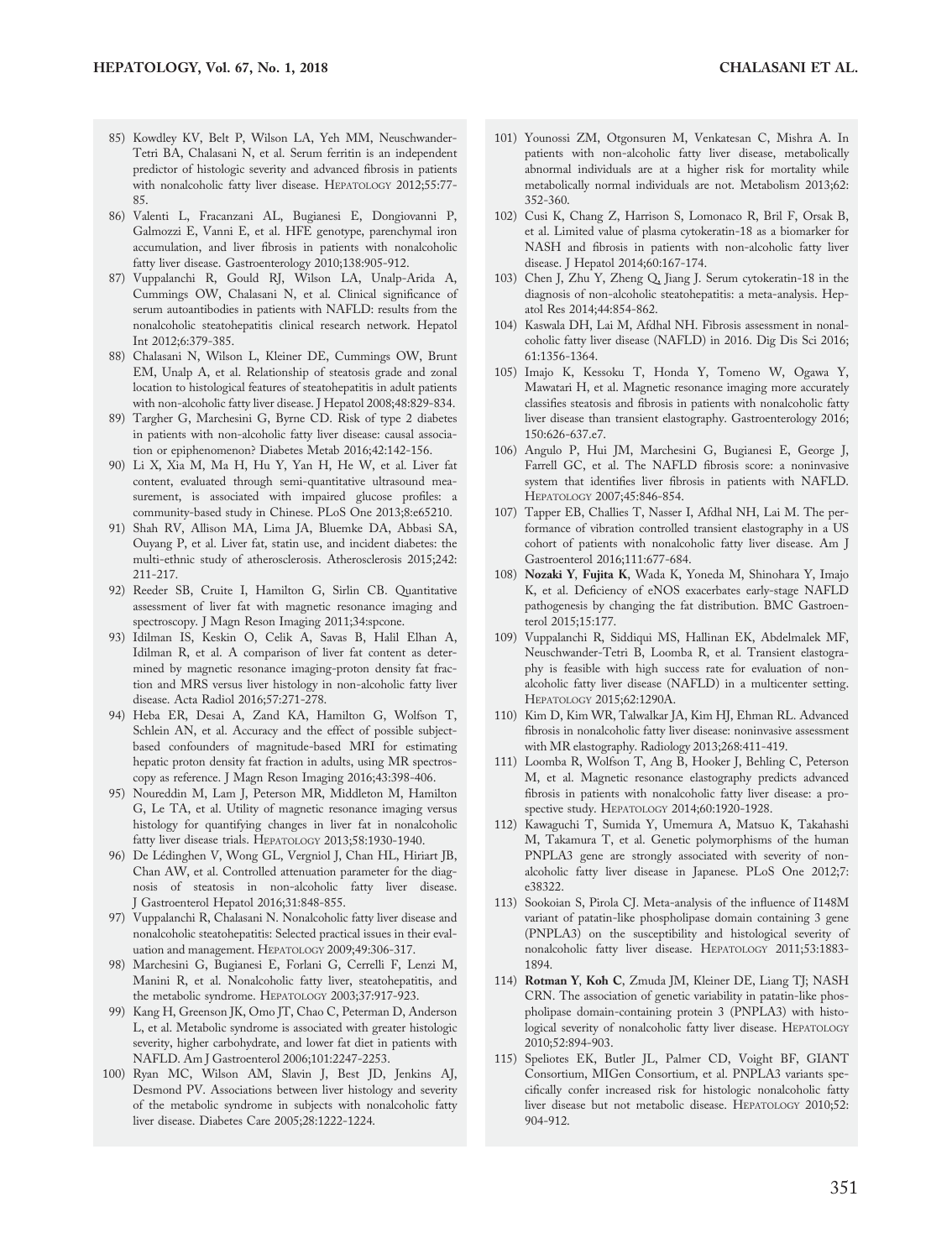85) Kowdley KV, Belt P, Wilson LA, Yeh MM, Neuschwander-Tetri BA, Chalasani N, et al. Serum ferritin is an independent predictor of histologic severity and advanced fibrosis in patients with nonalcoholic fatty liver disease. HEPATOLOGY 2012;55:77-85.

86) Valenti L, Fracanzani AL, Bugianesi E, Dongiovanni P, Galmozzi E, Vanni E, et al. HFE genotype, parenchymal iron accumulation, and liver fibrosis in patients with nonalcoholic fatty liver disease. Gastroenterology 2010;138:905-912.

87) Vuppalanchi R, Gould RJ, Wilson LA, Unalp-Arida A, Cummings OW, Chalasani N, et al. Clinical significance of serum autoantibodies in patients with NAFLD: results from the nonalcoholic steatohepatitis clinical research network. Hepatol Int 2012;6:379-385.

88) Chalasani N, Wilson L, Kleiner DE, Cummings OW, Brunt EM, Unalp A, et al. Relationship of steatosis grade and zonal location to histological features of steatohepatitis in adult patients with non-alcoholic fatty liver disease. J Hepatol 2008;48:829-834.

89) Targher G, Marchesini G, Byrne CD. Risk of type 2 diabetes in patients with non-alcoholic fatty liver disease: causal association or epiphenomenon? Diabetes Metab 2016;42:142-156.

90) Li X, Xia M, Ma H, Hu Y, Yan H, He W, et al. Liver fat content, evaluated through semi-quantitative ultrasound measurement, is associated with impaired glucose profiles: a community-based study in Chinese. PLoS One 2013;8:e65210.

91) Shah RV, Allison MA, Lima JA, Bluemke DA, Abbasi SA, Ouyang P, et al. Liver fat, statin use, and incident diabetes: the multi-ethnic study of atherosclerosis. Atherosclerosis 2015;242:211-217.

92) Reeder SB, Cruite I, Hamilton G, Sirlin CB. Quantitative assessment of liver fat with magnetic resonance imaging and spectroscopy. J Magn Reson Imaging 2011;34:spcone.

93) Idilman IS, Keskin O, Celik A, Savas B, Halil Elhan A, Idilman R, et al. A comparison of liver fat content as determined by magnetic resonance imaging-proton density fat fraction and MRS versus liver histology in non-alcoholic fatty liver disease. Acta Radiol 2016;57:271-278.

94) Heba ER, Desai A, Zand KA, Hamilton G, Wolfson T, Schlein AN, et al. Accuracy and the effect of possible subject-based confounders of magnitude-based MRI for estimating hepatic proton density fat fraction in adults, using MR spectroscopy as reference. J Magn Reson Imaging 2016;43:398-406.

95) Noureddin M, Lam J, Peterson MR, Middleton M, Hamilton G, Le TA, et al. Utility of magnetic resonance imaging versus histology for quantifying changes in liver fat in nonalcoholic fatty liver disease trials. HEPATOLOGY 2013;58:1930-1940.

96) De Lédinghen V, Wong GL, Vergniol J, Chan HL, Hiriart JB, Chan AW, et al. Controlled attenuation parameter for the diagnosis of steatosis in non-alcoholic fatty liver disease. J Gastroenterol Hepatol 2016;31:848-855.

97) Vuppalanchi R, Chalasani N. Nonalcoholic fatty liver disease and nonalcoholic steatohepatitis: Selected practical issues in their evaluation and management. HEPATOLOGY 2009;49:306-317.

98) Marchesini G, Bugianesi E, Forlani G, Cerrelli F, Lenzi M, Manini R, et al. Nonalcoholic fatty liver, steatohepatitis, and the metabolic syndrome. HEPATOLOGY 2003;37:917-923.

99) Kang H, Greenson JK, Omo JT, Chao C, Peterman D, Anderson L, et al. Metabolic syndrome is associated with greater histologic severity, higher carbohydrate, and lower fat diet in patients with NAFLD. Am J Gastroenterol 2006;101:2247-2253.

100) Ryan MC, Wilson AM, Slavin J, Best JD, Jenkins AJ, Desmond PV. Associations between liver histology and severity of the metabolic syndrome in subjects with nonalcoholic fatty liver disease. Diabetes Care 2005;28:1222-1224.

101) Younossi ZM, Otgonsuren M, Venkatesan C, Mishra A. In patients with non-alcoholic fatty liver disease, metabolically abnormal individuals are at a higher risk for mortality while metabolically normal individuals are not. Metabolism 2013;62:352-360.

102) Cusi K, Chang Z, Harrison S, Lomonaco R, Bril F, Orsak B, et al. Limited value of plasma cytokeratin-18 as a biomarker for NASH and fibrosis in patients with non-alcoholic fatty liver disease. J Hepatol 2014;60:167-174.

103) Chen J, Zhu Y, Zheng Q, Jiang J. Serum cytokeratin-18 in the diagnosis of non-alcoholic steatohepatitis: a meta-analysis. Hepatol Res 2014;44:854-862.

104) Kaswala DH, Lai M, Afdhal NH. Fibrosis assessment in nonalcoholic fatty liver disease (NAFLD) in 2016. Dig Dis Sci 2016;61:1356-1364.

105) Imajo K, Kessoku T, Honda Y, Tomeno W, Ogawa Y, Mawatari H, et al. Magnetic resonance imaging more accurately classifies steatosis and fibrosis in patients with nonalcoholic fatty liver disease than transient elastography. Gastroenterology 2016;150:626-637.e7.

106) Angulo P, Hui JM, Marchesini G, Bugianesi E, George J, Farrell GC, et al. The NAFLD fibrosis score: a noninvasive system that identifies liver fibrosis in patients with NAFLD. HEPATOLOGY 2007;45:846-854.

107) Tapper EB, Challies T, Nasser I, Afdhal NH, Lai M. The performance of vibration controlled transient elastography in a US cohort of patients with nonalcoholic fatty liver disease. Am J Gastroenterol 2016;111:677-684.

108) **Nozaki Y**, **Fujita K**, Wada K, Yoneda M, Shinohara Y, Imajo K, et al. Deficiency of eNOS exacerbates early-stage NAFLD pathogenesis by changing the fat distribution. BMC Gastroenterol 2015;15:177.

109) Vuppalanchi R, Siddiqui MS, Hallinan EK, Abdelmalek MF, Neuschwander-Tetri B, Loomba R, et al. Transient elastography is feasible with high success rate for evaluation of nonalcoholic fatty liver disease (NAFLD) in a multicenter setting. HEPATOLOGY 2015;62:1290A.

110) Kim D, Kim WR, Talwalkar JA, Kim HJ, Ehman RL. Advanced fibrosis in nonalcoholic fatty liver disease: noninvasive assessment with MR elastography. Radiology 2013;268:411-419.

111) Loomba R, Wolfson T, Ang B, Hooker J, Behling C, Peterson M, et al. Magnetic resonance elastography predicts advanced fibrosis in patients with nonalcoholic fatty liver disease: a prospective study. HEPATOLOGY 2014;60:1920-1928.

112) Kawaguchi T, Sumida Y, Umemura A, Matsuo K, Takahashi M, Takamura T, et al. Genetic polymorphisms of the human PNPLA3 gene are strongly associated with severity of nonalcoholic fatty liver disease in Japanese. PLoS One 2012;7:e38322.

113) Sookoian S, Pirola CJ. Meta-analysis of the influence of I148M variant of patatin-like phospholipase domain containing 3 gene (PNPLA3) on the susceptibility and histological severity of nonalcoholic fatty liver disease. HEPATOLOGY 2011;53:1883-1894.

114) **Rotman Y**, **Koh C**, Zmuda JM, Kleiner DE, Liang TJ; NASH CRN. The association of genetic variability in patatin-like phospholipase domain-containing protein 3 (PNPLA3) with histological severity of nonalcoholic fatty liver disease. HEPATOLOGY 2010;52:894-903.

115) Speliotes EK, Butler JL, Palmer CD, Voight BF, GIANT Consortium, MIGen Consortium, et al. PNPLA3 variants specifically confer increased risk for histologic nonalcoholic fatty liver disease but not metabolic disease. HEPATOLOGY 2010;52:904-912.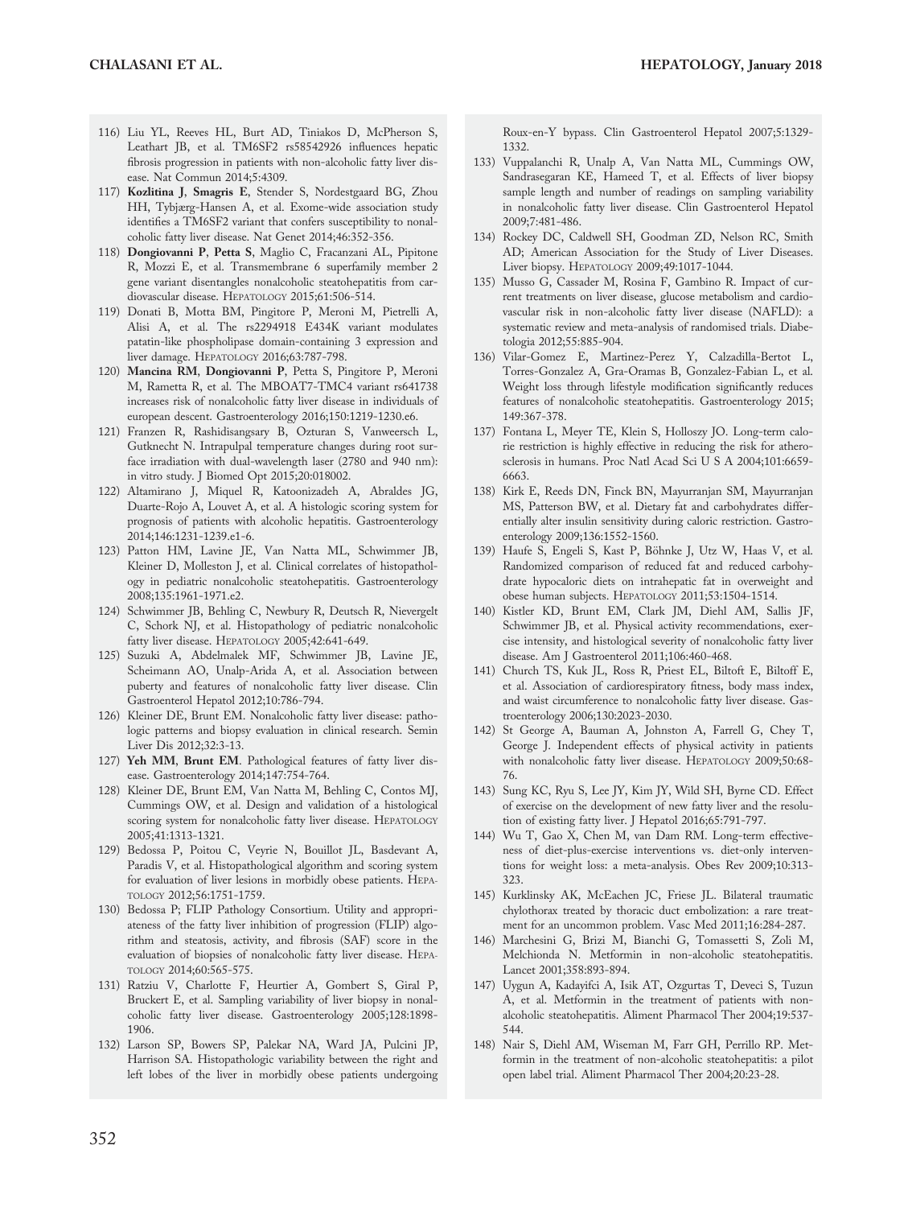116) Liu YL, Reeves HL, Burt AD, Tiniakos D, McPherson S, Leathart JB, et al. TM6SF2 rs58542926 influences hepatic fibrosis progression in patients with non-alcoholic fatty liver disease. Nat Commun 2014;5:4309.

117) **Kozlitina J**, **Smagris E**, Stender S, Nordestgaard BG, Zhou HH, Tybjærg-Hansen A, et al. Exome-wide association study identifies a TM6SF2 variant that confers susceptibility to nonalcoholic fatty liver disease. Nat Genet 2014;46:352-356.

118) **Dongiovanni P**, **Petta S**, Maglio C, Fracanzani AL, Pipitone R, Mozzi E, et al. Transmembrane 6 superfamily member 2 gene variant disentangles nonalcoholic steatohepatitis from cardiovascular disease. HEPATOLOGY 2015;61:506-514.

119) Donati B, Motta BM, Pingitore P, Meroni M, Pietrelli A, Alisi A, et al. The rs2294918 E434K variant modulates patatin-like phospholipase domain-containing 3 expression and liver damage. HEPATOLOGY 2016;63:787-798.

120) **Mancina RM**, **Dongiovanni P**, Petta S, Pingitore P, Meroni M, Rametta R, et al. The MBOAT7-TMC4 variant rs641738 increases risk of nonalcoholic fatty liver disease in individuals of european descent. Gastroenterology 2016;150:1219-1230.e6.

121) Franzen R, Rashidisangsary B, Ozturan S, Vanweersch L, Gutknecht N. Intrapulpal temperature changes during root surface irradiation with dual-wavelength laser (2780 and 940 nm): in vitro study. J Biomed Opt 2015;20:018002.

122) Altamirano J, Miquel R, Katoonizadeh A, Abraldes JG, Duarte-Rojo A, Louvet A, et al. A histologic scoring system for prognosis of patients with alcoholic hepatitis. Gastroenterology 2014;146:1231-1239.e1-6.

123) Patton HM, Lavine JE, Van Natta ML, Schwimmer JB, Kleiner D, Molleston J, et al. Clinical correlates of histopathology in pediatric nonalcoholic steatohepatitis. Gastroenterology 2008;135:1961-1971.e2.

124) Schwimmer JB, Behling C, Newbury R, Deutsch R, Nievergelt C, Schork NJ, et al. Histopathology of pediatric nonalcoholic fatty liver disease. HEPATOLOGY 2005;42:641-649.

125) Suzuki A, Abdelmalek MF, Schwimmer JB, Lavine JE, Scheimann AO, Unalp-Arida A, et al. Association between puberty and features of nonalcoholic fatty liver disease. Clin Gastroenterol Hepatol 2012;10:786-794.

126) Kleiner DE, Brunt EM. Nonalcoholic fatty liver disease: pathologic patterns and biopsy evaluation in clinical research. Semin Liver Dis 2012;32:3-13.

127) **Yeh MM**, **Brunt EM**. Pathological features of fatty liver disease. Gastroenterology 2014;147:754-764.

128) Kleiner DE, Brunt EM, Van Natta M, Behling C, Contos MJ, Cummings OW, et al. Design and validation of a histological scoring system for nonalcoholic fatty liver disease. HEPATOLOGY 2005;41:1313-1321.

129) Bedossa P, Poitou C, Veyrie N, Bouillot JL, Basdevant A, Paradis V, et al. Histopathological algorithm and scoring system for evaluation of liver lesions in morbidly obese patients. HEPATOLOGY 2012;56:1751-1759.

130) Bedossa P; FLIP Pathology Consortium. Utility and appropriateness of the fatty liver inhibition of progression (FLIP) algorithm and steatosis, activity, and fibrosis (SAF) score in the evaluation of biopsies of nonalcoholic fatty liver disease. HEPATOLOGY 2014;60:565-575.

131) Ratziu V, Charlotte F, Heurtier A, Gombert S, Giral P, Bruckert E, et al. Sampling variability of liver biopsy in nonalcoholic fatty liver disease. Gastroenterology 2005;128:1898-1906.

132) Larson SP, Bowers SP, Palekar NA, Ward JA, Pulcini JP, Harrison SA. Histopathologic variability between the right and left lobes of the liver in morbidly obese patients undergoing Roux-en-Y bypass. Clin Gastroenterol Hepatol 2007;5:1329-1332.

133) Vuppalanchi R, Unalp A, Van Natta ML, Cummings OW, Sandrasegaran KE, Hameed T, et al. Effects of liver biopsy sample length and number of readings on sampling variability in nonalcoholic fatty liver disease. Clin Gastroenterol Hepatol 2009;7:481-486.

134) Rockey DC, Caldwell SH, Goodman ZD, Nelson RC, Smith AD; American Association for the Study of Liver Diseases. Liver biopsy. HEPATOLOGY 2009;49:1017-1044.

135) Musso G, Cassader M, Rosina F, Gambino R. Impact of current treatments on liver disease, glucose metabolism and cardiovascular risk in non-alcoholic fatty liver disease (NAFLD): a systematic review and meta-analysis of randomised trials. Diabetologia 2012;55:885-904.

136) Vilar-Gomez E, Martinez-Perez Y, Calzadilla-Bertot L, Torres-Gonzalez A, Gra-Oramas B, Gonzalez-Fabian L, et al. Weight loss through lifestyle modification significantly reduces features of nonalcoholic steatohepatitis. Gastroenterology 2015; 149:367-378.

137) Fontana L, Meyer TE, Klein S, Holloszy JO. Long-term calorie restriction is highly effective in reducing the risk for atherosclerosis in humans. Proc Natl Acad Sci U S A 2004;101:6659-6663.

138) Kirk E, Reeds DN, Finck BN, Mayurranjan SM, Mayurranjan MS, Patterson BW, et al. Dietary fat and carbohydrates differentially alter insulin sensitivity during caloric restriction. Gastroenterology 2009;136:1552-1560.

139) Haufe S, Engeli S, Kast P, Böhnke J, Utz W, Haas V, et al. Randomized comparison of reduced fat and reduced carbohydrate hypocaloric diets on intrahepatic fat in overweight and obese human subjects. HEPATOLOGY 2011;53:1504-1514.

140) Kistler KD, Brunt EM, Clark JM, Diehl AM, Sallis JF, Schwimmer JB, et al. Physical activity recommendations, exercise intensity, and histological severity of nonalcoholic fatty liver disease. Am J Gastroenterol 2011;106:460-468.

141) Church TS, Kuk JL, Ross R, Priest EL, Biltoft E, Biltoff E, et al. Association of cardiorespiratory fitness, body mass index, and waist circumference to nonalcoholic fatty liver disease. Gastroenterology 2006;130:2023-2030.

142) St George A, Bauman A, Johnston A, Farrell G, Chey T, George J. Independent effects of physical activity in patients with nonalcoholic fatty liver disease. HEPATOLOGY 2009;50:68-76.

143) Sung KC, Ryu S, Lee JY, Kim JY, Wild SH, Byrne CD. Effect of exercise on the development of new fatty liver and the resolution of existing fatty liver. J Hepatol 2016;65:791-797.

144) Wu T, Gao X, Chen M, van Dam RM. Long-term effectiveness of diet-plus-exercise interventions vs. diet-only interventions for weight loss: a meta-analysis. Obes Rev 2009;10:313-323.

145) Kurklinsky AK, McEachen JC, Friese JL. Bilateral traumatic chylothorax treated by thoracic duct embolization: a rare treatment for an uncommon problem. Vasc Med 2011;16:284-287.

146) Marchesini G, Brizi M, Bianchi G, Tomassetti S, Zoli M, Melchionda N. Metformin in non-alcoholic steatohepatitis. Lancet 2001;358:893-894.

147) Uygun A, Kadayifci A, Isik AT, Ozgurtas T, Deveci S, Tuzun A, et al. Metformin in the treatment of patients with non-alcoholic steatohepatitis. Aliment Pharmacol Ther 2004;19:537-544.

148) Nair S, Diehl AM, Wiseman M, Farr GH, Perrillo RP. Metformin in the treatment of non-alcoholic steatohepatitis: a pilot open label trial. Aliment Pharmacol Ther 2004;20:23-28.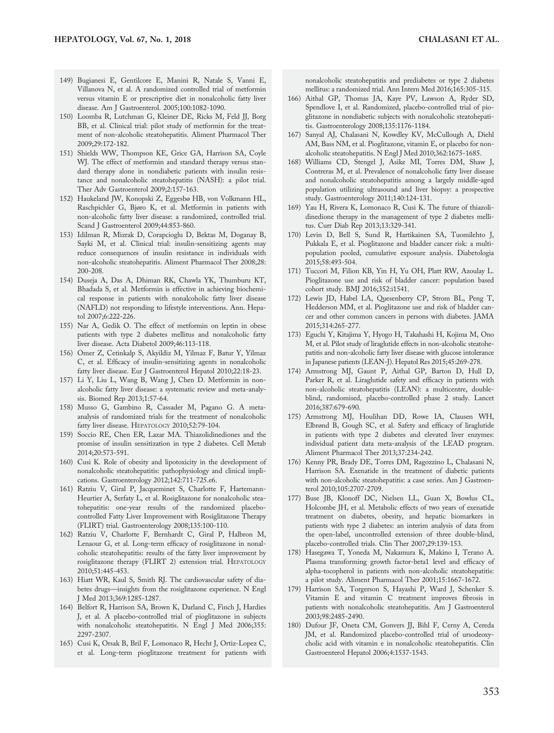149) Bugianesi E, Gentilcore E, Manini R, Natale S, Vanni E, Villanova N, et al. A randomized controlled trial of metformin versus vitamin E or prescriptive diet in nonalcoholic fatty liver disease. Am J Gastroenterol. 2005;100:1082-1090.

150) Loomba R, Lutchman G, Kleiner DE, Ricks M, Feld JJ, Borg BB, et al. Clinical trial: pilot study of metformin for the treatment of non-alcoholic steatohepatitis. Aliment Pharmacol Ther 2009;29:172-182.

151) Shields WW, Thompson KE, Grice GA, Harrison SA, Coyle WJ. The effect of metformin and standard therapy versus standard therapy alone in nondiabetic patients with insulin resistance and nonalcoholic steatohepatitis (NASH): a pilot trial. Ther Adv Gastroenterol 2009;2:157-163.

152) Haukeland JW, Konopski Z, Eggesbø HB, von Volkmann HL, Raschpichler G, Bjøro K, et al. Metformin in patients with non-alcoholic fatty liver disease: a randomized, controlled trial. Scand J Gastroenterol 2009;44:853-860.

153) Idilman R, Mizrak D, Corapcioglu D, Bektas M, Doganay B, Sayki M, et al. Clinical trial: insulin-sensitizing agents may reduce consequences of insulin resistance in individuals with non-alcoholic steatohepatitis. Aliment Pharmacol Ther 2008;28: 200-208.

154) Duseja A, Das A, Dhiman RK, Chawla YK, Thumburu KT, Bhadada S, et al. Metformin is effective in achieving biochemical response in patients with nonalcoholic fatty liver disease (NAFLD) not responding to lifestyle interventions. Ann. Hepatol 2007;6:222-226.

155) Nar A, Gedik O. The effect of metformin on leptin in obese patients with type 2 diabetes mellitus and nonalcoholic fatty liver disease. Acta Diabetol 2009;46:113-118.

156) Omer Z, Cetinkalp S, Akyildiz M, Yilmaz F, Batur Y, Yilmaz C, et al. Efficacy of insulin-sensitizing agents in nonalcoholic fatty liver disease. Eur J Gastroenterol Hepatol 2010;22:18-23.

157) Li Y, Liu L, Wang B, Wang J, Chen D. Metformin in nonalcoholic fatty liver disease: a systematic review and meta-analysis. Biomed Rep 2013;1:57-64.

158) Musso G, Gambino R, Cassader M, Pagano G. A meta-analysis of randomized trials for the treatment of nonalcoholic fatty liver disease. HEPATOLOGY 2010;52:79-104.

159) Soccio RE, Chen ER, Lazar MA. Thiazolidinediones and the promise of insulin sensitization in type 2 diabetes. Cell Metab 2014;20:573-591.

160) Cusi K. Role of obesity and lipotoxicity in the development of nonalcoholic steatohepatitis: pathophysiology and clinical implications. Gastroenterology 2012;142:711-725.e6.

161) Ratziu V, Giral P, Jacqueminet S, Charlotte F, Hartemann-Heurtier A, Serfaty L, et al. Rosiglitazone for nonalcoholic steatohepatitis: one-year results of the randomized placebo-controlled Fatty Liver Improvement with Rosiglitazone Therapy (FLIRT) trial. Gastroenterology 2008;135:100-110.

162) Ratziu V, Charlotte F, Bernhardt C, Giral P, Halbron M, Lenaour G, et al. Long-term efficacy of rosiglitazone in nonalcoholic steatohepatitis: results of the fatty liver improvement by rosiglitazone therapy (FLIRT 2) extension trial. HEPATOLOGY 2010;51:445-453.

163) Hiatt WR, Kaul S, Smith RJ. The cardiovascular safety of diabetes drugs—insights from the rosiglitazone experience. N Engl J Med 2013;369:1285-1287.

164) Belfort R, Harrison SA, Brown K, Darland C, Finch J, Hardies J, et al. A placebo-controlled trial of pioglitazone in subjects with nonalcoholic steatohepatitis. N Engl J Med 2006;355: 2297-2307.

165) Cusi K, Orsak B, Bril F, Lomonaco R, Hecht J, Ortiz-Lopez C, et al. Long-term pioglitazone treatment for patients with nonalcoholic steatohepatitis and prediabetes or type 2 diabetes mellitus: a randomized trial. Ann Intern Med 2016;165:305-315.

166) Aithal GP, Thomas JA, Kaye PV, Lawson A, Ryder SD, Spendlove I, et al. Randomized, placebo-controlled trial of pioglitazone in nondiabetic subjects with nonalcoholic steatohepatitis. Gastroenterology 2008;135:1176-1184.

167) Sanyal AJ, Chalasani N, Kowdley KV, McCullough A, Diehl AM, Bass NM, et al. Pioglitazone, vitamin E, or placebo for nonalcoholic steatohepatitis. N Engl J Med 2010;362:1675-1685.

168) Williams CD, Stengel J, Asike MI, Torres DM, Shaw J, Contreras M, et al. Prevalence of nonalcoholic fatty liver disease and nonalcoholic steatohepatitis among a largely middle-aged population utilizing ultrasound and liver biopsy: a prospective study. Gastroenterology 2011;140:124-131.

169) Yau H, Rivera K, Lomonaco R, Cusi K. The future of thiazolidinedione therapy in the management of type 2 diabetes mellitus. Curr Diab Rep 2013;13:329-341.

170) Levin D, Bell S, Sund R, Hartikainen SA, Tuomilehto J, Pukkala E, et al. Pioglitazone and bladder cancer risk: a multipopulation pooled, cumulative exposure analysis. Diabetologia 2015;58:493-504.

171) Tuccori M, Filion KB, Yin H, Yu OH, Platt RW, Azoulay L. Pioglitazone use and risk of bladder cancer: population based cohort study. BMJ 2016;352:i1541.

172) Lewis JD, Habel LA, Quesenberry CP, Strom BL, Peng T, Hedderson MM, et al. Pioglitazone use and risk of bladder cancer and other common cancers in persons with diabetes. JAMA 2015;314:265-277.

173) Eguchi Y, Kitajima Y, Hyogo H, Takahashi H, Kojima M, Ono M, et al. Pilot study of liraglutide effects in non-alcoholic steatohepatitis and non-alcoholic fatty liver disease with glucose intolerance in Japanese patients (LEAN-J). Hepatol Res 2015;45:269-278.

174) Armstrong MJ, Gaunt P, Aithal GP, Barton D, Hull D, Parker R, et al. Liraglutide safety and efficacy in patients with non-alcoholic steatohepatitis (LEAN): a multicentre, double-blind, randomised, placebo-controlled phase 2 study. Lancet 2016;387:679-690.

175) Armstrong MJ, Houlihan DD, Rowe IA, Clausen WH, Elbrønd B, Gough SC, et al. Safety and efficacy of liraglutide in patients with type 2 diabetes and elevated liver enzymes: individual patient data meta-analysis of the LEAD program. Aliment Pharmacol Ther 2013;37:234-242.

176) Kenny PR, Brady DE, Torres DM, Ragozzino L, Chalasani N, Harrison SA. Exenatide in the treatment of diabetic patients with non-alcoholic steatohepatitis: a case series. Am J Gastroenterol 2010;105:2707-2709.

177) Buse JB, Klonoff DC, Nielsen LL, Guan X, Bowlus CL, Holcombe JH, et al. Metabolic effects of two years of exenatide treatment on diabetes, obesity, and hepatic biomarkers in patients with type 2 diabetes: an interim analysis of data from the open-label, uncontrolled extension of three double-blind, placebo-controlled trials. Clin Ther 2007;29:139-153.

178) Hasegawa T, Yoneda M, Nakamura K, Makino I, Terano A. Plasma transforming growth factor-beta1 level and efficacy of alpha-tocopherol in patients with non-alcoholic steatohepatitis: a pilot study. Aliment Pharmacol Ther 2001;15:1667-1672.

179) Harrison SA, Torgerson S, Hayashi P, Ward J, Schenker S. Vitamin E and vitamin C treatment improves fibrosis in patients with nonalcoholic steatohepatitis. Am J Gastroenterol 2003;98:2485-2490.

180) Dufour JF, Oneta CM, Gonvers JJ, Bihl F, Cerny A, Cereda JM, et al. Randomized placebo-controlled trial of ursodeoxycholic acid with vitamin e in nonalcoholic steatohepatitis. Clin Gastroenterol Hepatol 2006;4:1537-1543.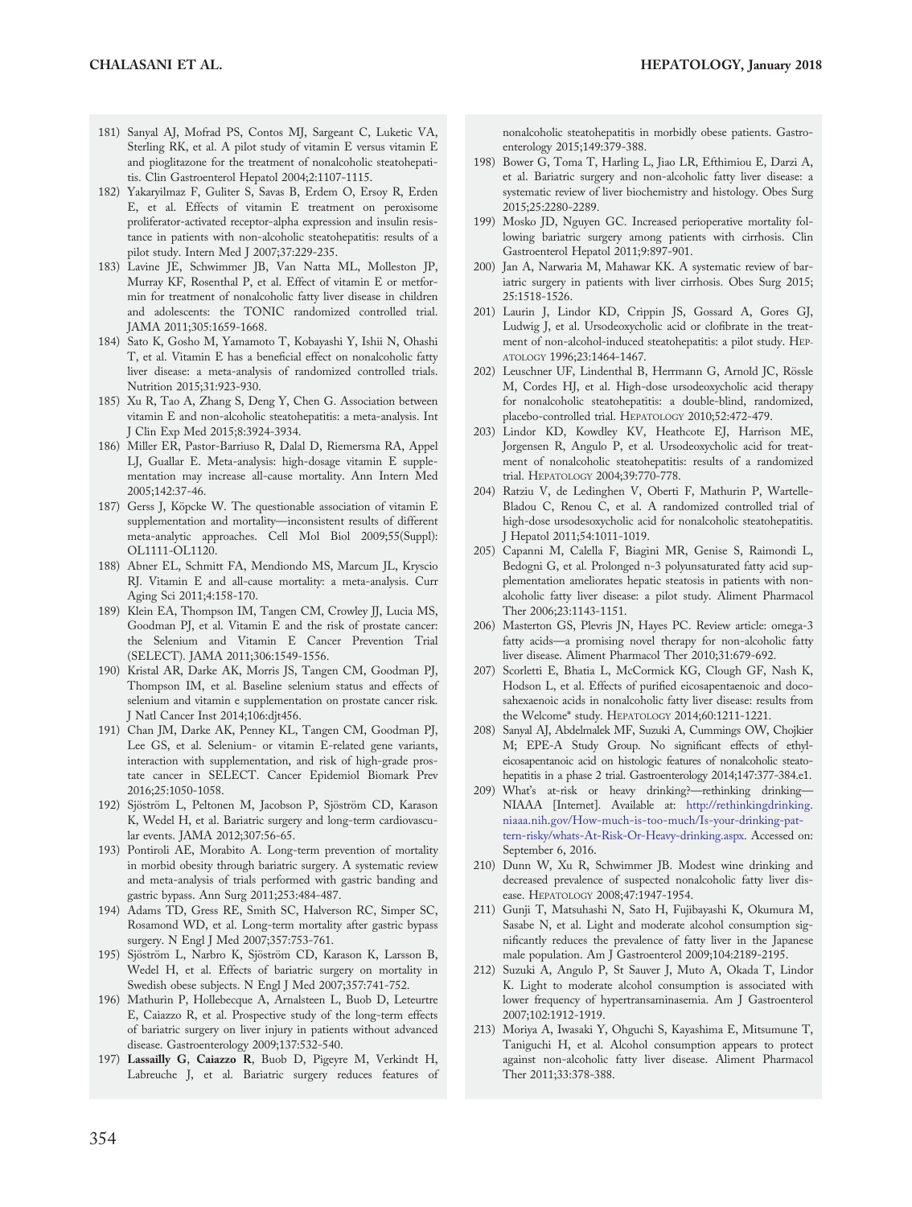181) Sanyal AJ, Mofrad PS, Contos MJ, Sargeant C, Luketic VA, Sterling RK, et al. A pilot study of vitamin E versus vitamin E and pioglitazone for the treatment of nonalcoholic steatohepatitis. Clin Gastroenterol Hepatol 2004;2:1107-1115.

182) Yakaryilmaz F, Guliter S, Savas B, Erdem O, Ersoy R, Erden E, et al. Effects of vitamin E treatment on peroxisome proliferator-activated receptor-alpha expression and insulin resistance in patients with non-alcoholic steatohepatitis: results of a pilot study. Intern Med J 2007;37:229-235.

183) Lavine JE, Schwimmer JB, Van Natta ML, Molleston JP, Murray KF, Rosenthal P, et al. Effect of vitamin E or metformin for treatment of nonalcoholic fatty liver disease in children and adolescents: the TONIC randomized controlled trial. JAMA 2011;305:1659-1668.

184) Sato K, Gosho M, Yamamoto T, Kobayashi Y, Ishii N, Ohashi T, et al. Vitamin E has a beneficial effect on nonalcoholic fatty liver disease: a meta-analysis of randomized controlled trials. Nutrition 2015;31:923-930.

185) Xu R, Tao A, Zhang S, Deng Y, Chen G. Association between vitamin E and non-alcoholic steatohepatitis: a meta-analysis. Int J Clin Exp Med 2015;8:3924-3934.

186) Miller ER, Pastor-Barriuso R, Dalal D, Riemersma RA, Appel LJ, Guallar E. Meta-analysis: high-dosage vitamin E supplementation may increase all-cause mortality. Ann Intern Med 2005;142:37-46.

187) Gerss J, Köpcke W. The questionable association of vitamin E supplementation and mortality—inconsistent results of different meta-analytic approaches. Cell Mol Biol 2009;55(Suppl): OL1111-OL1120.

188) Abner EL, Schmitt FA, Mendiondo MS, Marcum JL, Kryscio RJ. Vitamin E and all-cause mortality: a meta-analysis. Curr Aging Sci 2011;4:158-170.

189) Klein EA, Thompson IM, Tangen CM, Crowley JJ, Lucia MS, Goodman PJ, et al. Vitamin E and the risk of prostate cancer: the Selenium and Vitamin E Cancer Prevention Trial (SELECT). JAMA 2011;306:1549-1556.

190) Kristal AR, Darke AK, Morris JS, Tangen CM, Goodman PJ, Thompson IM, et al. Baseline selenium status and effects of selenium and vitamin e supplementation on prostate cancer risk. J Natl Cancer Inst 2014;106:djt456.

191) Chan JM, Darke AK, Penney KL, Tangen CM, Goodman PJ, Lee GS, et al. Selenium- or vitamin E-related gene variants, interaction with supplementation, and risk of high-grade prostate cancer in SELECT. Cancer Epidemiol Biomark Prev 2016;25:1050-1058.

192) Sjöström L, Peltonen M, Jacobson P, Sjöström CD, Karason K, Wedel H, et al. Bariatric surgery and long-term cardiovascular events. JAMA 2012;307:56-65.

193) Pontiroli AE, Morabito A. Long-term prevention of mortality in morbid obesity through bariatric surgery. A systematic review and meta-analysis of trials performed with gastric banding and gastric bypass. Ann Surg 2011;253:484-487.

194) Adams TD, Gress RE, Smith SC, Halverson RC, Simper SC, Rosamond WD, et al. Long-term mortality after gastric bypass surgery. N Engl J Med 2007;357:753-761.

195) Sjöström L, Narbro K, Sjöström CD, Karason K, Larsson B, Wedel H, et al. Effects of bariatric surgery on mortality in Swedish obese subjects. N Engl J Med 2007;357:741-752.

196) Mathurin P, Hollebecque A, Arnalsteen L, Buob D, Leteurtre E, Caiazzo R, et al. Prospective study of the long-term effects of bariatric surgery on liver injury in patients without advanced disease. Gastroenterology 2009;137:532-540.

197) **Lassailly G**, **Caiazzo R**, Buob D, Pigeyre M, Verkindt H, Labreuche J, et al. Bariatric surgery reduces features of nonalcoholic steatohepatitis in morbidly obese patients. Gastroenterology 2015;149:379-388.

198) Bower G, Toma T, Harling L, Jiao LR, Efthimiou E, Darzi A, et al. Bariatric surgery and non-alcoholic fatty liver disease: a systematic review of liver biochemistry and histology. Obes Surg 2015;25:2280-2289.

199) Mosko JD, Nguyen GC. Increased perioperative mortality following bariatric surgery among patients with cirrhosis. Clin Gastroenterol Hepatol 2011;9:897-901.

200) Jan A, Narwaria M, Mahawar KK. A systematic review of bariatric surgery in patients with liver cirrhosis. Obes Surg 2015; 25:1518-1526.

201) Laurin J, Lindor KD, Crippin JS, Gossard A, Gores GJ, Ludwig J, et al. Ursodeoxycholic acid or clofibrate in the treatment of non-alcohol-induced steatohepatitis: a pilot study. HEPATOLOGY 1996;23:1464-1467.

202) Leuschner UF, Lindenthal B, Herrmann G, Arnold JC, Rössle M, Cordes HJ, et al. High-dose ursodeoxycholic acid therapy for nonalcoholic steatohepatitis: a double-blind, randomized, placebo-controlled trial. HEPATOLOGY 2010;52:472-479.

203) Lindor KD, Kowdley KV, Heathcote EJ, Harrison ME, Jorgensen R, Angulo P, et al. Ursodeoxycholic acid for treatment of nonalcoholic steatohepatitis: results of a randomized trial. HEPATOLOGY 2004;39:770-778.

204) Ratziu V, de Ledinghen V, Oberti F, Mathurin P, Wartelle-Bladou C, Renou C, et al. A randomized controlled trial of high-dose ursodesoxycholic acid for nonalcoholic steatohepatitis. J Hepatol 2011;54:1011-1019.

205) Capanni M, Calella F, Biagini MR, Genise S, Raimondi L, Bedogni G, et al. Prolonged n-3 polyunsaturated fatty acid supplementation ameliorates hepatic steatosis in patients with non-alcoholic fatty liver disease: a pilot study. Aliment Pharmacol Ther 2006;23:1143-1151.

206) Masterton GS, Plevris JN, Hayes PC. Review article: omega-3 fatty acids—a promising novel therapy for non-alcoholic fatty liver disease. Aliment Pharmacol Ther 2010;31:679-692.

207) Scorletti E, Bhatia L, McCormick KG, Clough GF, Nash K, Hodson L, et al. Effects of purified eicosapentaenoic and docosahexaenoic acids in nonalcoholic fatty liver disease: results from the Welcome* study. HEPATOLOGY 2014;60:1211-1221.

208) Sanyal AJ, Abdelmalek MF, Suzuki A, Cummings OW, Chojkier M; EPE-A Study Group. No significant effects of ethyl-eicosapentanoic acid on histologic features of nonalcoholic steatohepatitis in a phase 2 trial. Gastroenterology 2014;147:377-384.e1.

209) What's at-risk or heavy drinking?—rethinking drinking—NIAAA [Internet]. Available at: http://rethinkingdrinking.niaaa.nih.gov/How-much-is-too-much/Is-your-drinking-pattern-risky/whats-At-Risk-Or-Heavy-drinking.aspx. Accessed on: September 6, 2016.

210) Dunn W, Xu R, Schwimmer JB. Modest wine drinking and decreased prevalence of suspected nonalcoholic fatty liver disease. HEPATOLOGY 2008;47:1947-1954.

211) Gunji T, Matsuhashi N, Sato H, Fujibayashi K, Okumura M, Sasabe N, et al. Light and moderate alcohol consumption significantly reduces the prevalence of fatty liver in the Japanese male population. Am J Gastroenterol 2009;104:2189-2195.

212) Suzuki A, Angulo P, St Sauver J, Muto A, Okada T, Lindor K. Light to moderate alcohol consumption is associated with lower frequency of hypertransaminasemia. Am J Gastroenterol 2007;102:1912-1919.

213) Moriya A, Iwasaki Y, Ohguchi S, Kayashima E, Mitsumune T, Taniguchi H, et al. Alcohol consumption appears to protect against non-alcoholic fatty liver disease. Aliment Pharmacol Ther 2011;33:378-388.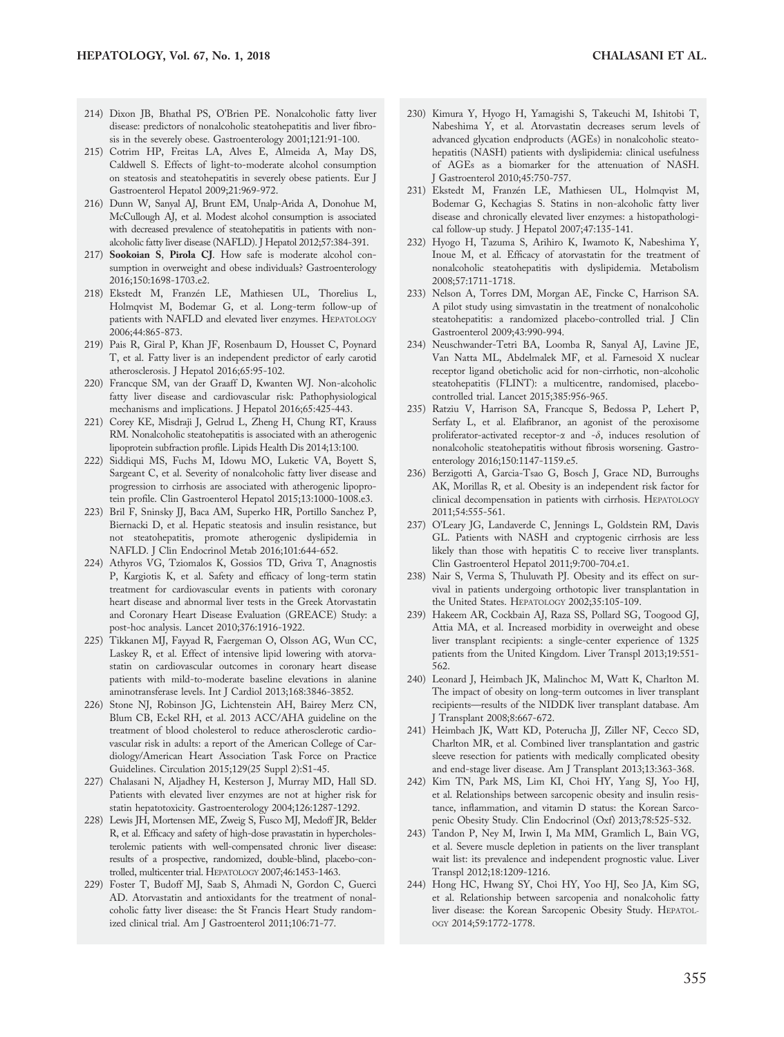214) Dixon JB, Bhathal PS, O'Brien PE. Nonalcoholic fatty liver disease: predictors of nonalcoholic steatohepatitis and liver fibrosis in the severely obese. Gastroenterology 2001;121:91-100.

215) Cotrim HP, Freitas LA, Alves E, Almeida A, May DS, Caldwell S. Effects of light-to-moderate alcohol consumption on steatosis and steatohepatitis in severely obese patients. Eur J Gastroenterol Hepatol 2009;21:969-972.

216) Dunn W, Sanyal AJ, Brunt EM, Unalp-Arida A, Donohue M, McCullough AJ, et al. Modest alcohol consumption is associated with decreased prevalence of steatohepatitis in patients with non-alcoholic fatty liver disease (NAFLD). J Hepatol 2012;57:384-391.

217) **Sookoian S**, **Pirola CJ**. How safe is moderate alcohol consumption in overweight and obese individuals? Gastroenterology 2016;150:1698-1703.e2.

218) Ekstedt M, Franzén LE, Mathiesen UL, Thorelius L, Holmqvist M, Bodemar G, et al. Long-term follow-up of patients with NAFLD and elevated liver enzymes. HEPATOLOGY 2006;44:865-873.

219) Pais R, Giral P, Khan JF, Rosenbaum D, Housset C, Poynard T, et al. Fatty liver is an independent predictor of early carotid atherosclerosis. J Hepatol 2016;65:95-102.

220) Francque SM, van der Graaff D, Kwanten WJ. Non-alcoholic fatty liver disease and cardiovascular risk: Pathophysiological mechanisms and implications. J Hepatol 2016;65:425-443.

221) Corey KE, Misdraji J, Gelrud L, Zheng H, Chung RT, Krauss RM. Nonalcoholic steatohepatitis is associated with an atherogenic lipoprotein subfraction profile. Lipids Health Dis 2014;13:100.

222) Siddiqui MS, Fuchs M, Idowu MO, Luketic VA, Boyett S, Sargeant C, et al. Severity of nonalcoholic fatty liver disease and progression to cirrhosis are associated with atherogenic lipoprotein profile. Clin Gastroenterol Hepatol 2015;13:1000-1008.e3.

223) Bril F, Sninsky JJ, Baca AM, Superko HR, Portillo Sanchez P, Biernacki D, et al. Hepatic steatosis and insulin resistance, but not steatohepatitis, promote atherogenic dyslipidemia in NAFLD. J Clin Endocrinol Metab 2016;101:644-652.

224) Athyros VG, Tziomalos K, Gossios TD, Griva T, Anagnostis P, Kargiotis K, et al. Safety and efficacy of long-term statin treatment for cardiovascular events in patients with coronary heart disease and abnormal liver tests in the Greek Atorvastatin and Coronary Heart Disease Evaluation (GREACE) Study: a post-hoc analysis. Lancet 2010;376:1916-1922.

225) Tikkanen MJ, Fayyad R, Faergeman O, Olsson AG, Wun CC, Laskey R, et al. Effect of intensive lipid lowering with atorvastatin on cardiovascular outcomes in coronary heart disease patients with mild-to-moderate baseline elevations in alanine aminotransferase levels. Int J Cardiol 2013;168:3846-3852.

226) Stone NJ, Robinson JG, Lichtenstein AH, Bairey Merz CN, Blum CB, Eckel RH, et al. 2013 ACC/AHA guideline on the treatment of blood cholesterol to reduce atherosclerotic cardiovascular risk in adults: a report of the American College of Cardiology/American Heart Association Task Force on Practice Guidelines. Circulation 2015;129(25 Suppl 2):S1-45.

227) Chalasani N, Aljadhey H, Kesterson J, Murray MD, Hall SD. Patients with elevated liver enzymes are not at higher risk for statin hepatotoxicity. Gastroenterology 2004;126:1287-1292.

228) Lewis JH, Mortensen ME, Zweig S, Fusco MJ, Medoff JR, Belder R, et al. Efficacy and safety of high-dose pravastatin in hypercholesterolemic patients with well-compensated chronic liver disease: results of a prospective, randomized, double-blind, placebo-controlled, multicenter trial. HEPATOLOGY 2007;46:1453-1463.

229) Foster T, Budoff MJ, Saab S, Ahmadi N, Gordon C, Guerci AD. Atorvastatin and antioxidants for the treatment of nonalcoholic fatty liver disease: the St Francis Heart Study randomized clinical trial. Am J Gastroenterol 2011;106:71-77.

230) Kimura Y, Hyogo H, Yamagishi S, Takeuchi M, Ishitobi T, Nabeshima Y, et al. Atorvastatin decreases serum levels of advanced glycation endproducts (AGEs) in nonalcoholic steatohepatitis (NASH) patients with dyslipidemia: clinical usefulness of AGEs as a biomarker for the attenuation of NASH. J Gastroenterol 2010;45:750-757.

231) Ekstedt M, Franzén LE, Mathiesen UL, Holmqvist M, Bodemar G, Kechagias S. Statins in non-alcoholic fatty liver disease and chronically elevated liver enzymes: a histopathological follow-up study. J Hepatol 2007;47:135-141.

232) Hyogo H, Tazuma S, Arihiro K, Iwamoto K, Nabeshima Y, Inoue M, et al. Efficacy of atorvastatin for the treatment of nonalcoholic steatohepatitis with dyslipidemia. Metabolism 2008;57:1711-1718.

233) Nelson A, Torres DM, Morgan AE, Fincke C, Harrison SA. A pilot study using simvastatin in the treatment of nonalcoholic steatohepatitis: a randomized placebo-controlled trial. J Clin Gastroenterol 2009;43:990-994.

234) Neuschwander-Tetri BA, Loomba R, Sanyal AJ, Lavine JE, Van Natta ML, Abdelmalek MF, et al. Farnesoid X nuclear receptor ligand obeticholic acid for non-cirrhotic, non-alcoholic steatohepatitis (FLINT): a multicentre, randomised, placebo-controlled trial. Lancet 2015;385:956-965.

235) Ratziu V, Harrison SA, Francque S, Bedossa P, Lehert P, Serfaty L, et al. Elafibranor, an agonist of the peroxisome proliferator-activated receptor-$\alpha$ and -$\delta$, induces resolution of nonalcoholic steatohepatitis without fibrosis worsening. Gastroenterology 2016;150:1147-1159.e5.

236) Berzigotti A, Garcia-Tsao G, Bosch J, Grace ND, Burroughs AK, Morillas R, et al. Obesity is an independent risk factor for clinical decompensation in patients with cirrhosis. HEPATOLOGY 2011;54:555-561.

237) O'Leary JG, Landaverde C, Jennings L, Goldstein RM, Davis GL. Patients with NASH and cryptogenic cirrhosis are less likely than those with hepatitis C to receive liver transplants. Clin Gastroenterol Hepatol 2011;9:700-704.e1.

238) Nair S, Verma S, Thuluvath PJ. Obesity and its effect on survival in patients undergoing orthotopic liver transplantation in the United States. HEPATOLOGY 2002;35:105-109.

239) Hakeem AR, Cockbain AJ, Raza SS, Pollard SG, Toogood GJ, Attia MA, et al. Increased morbidity in overweight and obese liver transplant recipients: a single-center experience of 1325 patients from the United Kingdom. Liver Transpl 2013;19:551-562.

240) Leonard J, Heimbach JK, Malinchoc M, Watt K, Charlton M. The impact of obesity on long-term outcomes in liver transplant recipients—results of the NIDDK liver transplant database. Am J Transplant 2008;8:667-672.

241) Heimbach JK, Watt KD, Poterucha JJ, Ziller NF, Cecco SD, Charlton MR, et al. Combined liver transplantation and gastric sleeve resection for patients with medically complicated obesity and end-stage liver disease. Am J Transplant 2013;13:363-368.

242) Kim TN, Park MS, Lim KI, Choi HY, Yang SJ, Yoo HJ, et al. Relationships between sarcopenic obesity and insulin resistance, inflammation, and vitamin D status: the Korean Sarcopenic Obesity Study. Clin Endocrinol (Oxf) 2013;78:525-532.

243) Tandon P, Ney M, Irwin I, Ma MM, Gramlich L, Bain VG, et al. Severe muscle depletion in patients on the liver transplant wait list: its prevalence and independent prognostic value. Liver Transpl 2012;18:1209-1216.

244) Hong HC, Hwang SY, Choi HY, Yoo HJ, Seo JA, Kim SG, et al. Relationship between sarcopenia and nonalcoholic fatty liver disease: the Korean Sarcopenic Obesity Study. HEPATOLOGY 2014;59:1772-1778.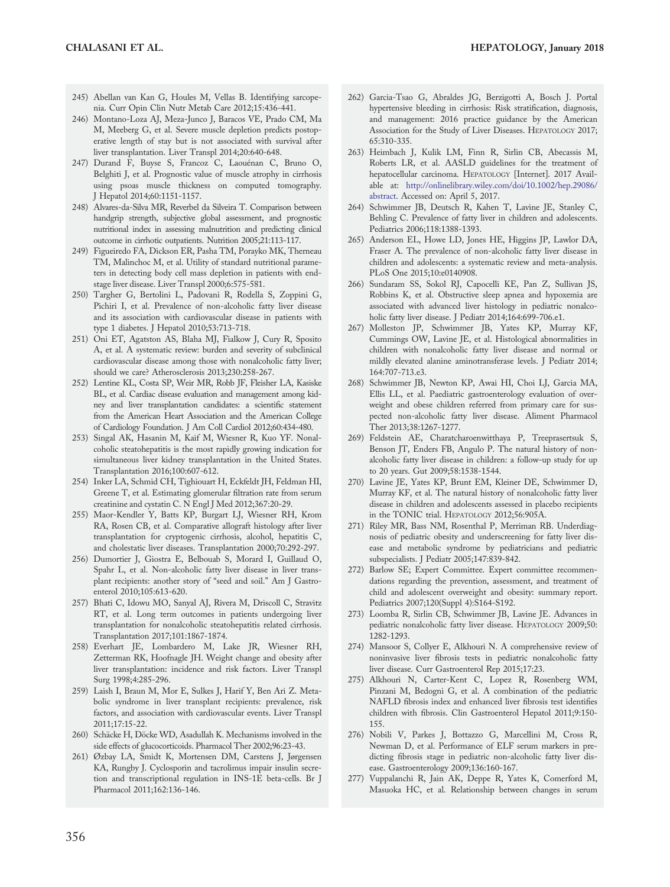245) Abellan van Kan G, Houles M, Vellas B. Identifying sarcopenia. Curr Opin Clin Nutr Metab Care 2012;15:436-441.

246) Montano-Loza AJ, Meza-Junco J, Baracos VE, Prado CM, Ma M, Meeberg G, et al. Severe muscle depletion predicts postoperative length of stay but is not associated with survival after liver transplantation. Liver Transpl 2014;20:640-648.

247) Durand F, Buyse S, Francoz C, Laouénan C, Bruno O, Belghiti J, et al. Prognostic value of muscle atrophy in cirrhosis using psoas muscle thickness on computed tomography. J Hepatol 2014;60:1151-1157.

248) Alvares-da-Silva MR, Reverbel da Silveira T. Comparison between handgrip strength, subjective global assessment, and prognostic nutritional index in assessing malnutrition and predicting clinical outcome in cirrhotic outpatients. Nutrition 2005;21:113-117.

249) Figueiredo FA, Dickson ER, Pasha TM, Porayko MK, Therneau TM, Malinchoc M, et al. Utility of standard nutritional parameters in detecting body cell mass depletion in patients with end-stage liver disease. Liver Transpl 2000;6:575-581.

250) Targher G, Bertolini L, Padovani R, Rodella S, Zoppini G, Pichiri I, et al. Prevalence of non-alcoholic fatty liver disease and its association with cardiovascular disease in patients with type 1 diabetes. J Hepatol 2010;53:713-718.

251) Oni ET, Agatston AS, Blaha MJ, Fialkow J, Cury R, Sposito A, et al. A systematic review: burden and severity of subclinical cardiovascular disease among those with nonalcoholic fatty liver; should we care? Atherosclerosis 2013;230:258-267.

252) Lentine KL, Costa SP, Weir MR, Robb JF, Fleisher LA, Kasiske BL, et al. Cardiac disease evaluation and management among kidney and liver transplantation candidates: a scientific statement from the American Heart Association and the American College of Cardiology Foundation. J Am Coll Cardiol 2012;60:434-480.

253) Singal AK, Hasanin M, Kaif M, Wiesner R, Kuo YF. Nonalcoholic steatohepatitis is the most rapidly growing indication for simultaneous liver kidney transplantation in the United States. Transplantation 2016;100:607-612.

254) Inker LA, Schmid CH, Tighiouart H, Eckfeldt JH, Feldman HI, Greene T, et al. Estimating glomerular filtration rate from serum creatinine and cystatin C. N Engl J Med 2012;367:20-29.

255) Maor-Kendler Y, Batts KP, Burgart LJ, Wiesner RH, Krom RA, Rosen CB, et al. Comparative allograft histology after liver transplantation for cryptogenic cirrhosis, alcohol, hepatitis C, and cholestatic liver diseases. Transplantation 2000;70:292-297.

256) Dumortier J, Giostra E, Belbouab S, Morard I, Guillaud O, Spahr L, et al. Non-alcoholic fatty liver disease in liver transplant recipients: another story of "seed and soil." Am J Gastroenterol 2010;105:613-620.

257) Bhati C, Idowu MO, Sanyal AJ, Rivera M, Driscoll C, Stravitz RT, et al. Long term outcomes in patients undergoing liver transplantation for nonalcoholic steatohepatitis related cirrhosis. Transplantation 2017;101:1867-1874.

258) Everhart JE, Lombardero M, Lake JR, Wiesner RH, Zetterman RK, Hoofnagle JH. Weight change and obesity after liver transplantation: incidence and risk factors. Liver Transpl Surg 1998;4:285-296.

259) Laish I, Braun M, Mor E, Sulkes J, Harif Y, Ben Ari Z. Metabolic syndrome in liver transplant recipients: prevalence, risk factors, and association with cardiovascular events. Liver Transpl 2011;17:15-22.

260) Schäcke H, Döcke WD, Asadullah K. Mechanisms involved in the side effects of glucocorticoids. Pharmacol Ther 2002;96:23-43.

261) Øzbay LA, Smidt K, Mortensen DM, Carstens J, Jørgensen KA, Rungby J. Cyclosporin and tacrolimus impair insulin secretion and transcriptional regulation in INS-1E beta-cells. Br J Pharmacol 2011;162:136-146.

262) Garcia-Tsao G, Abraldes JG, Berzigotti A, Bosch J. Portal hypertensive bleeding in cirrhosis: Risk stratification, diagnosis, and management: 2016 practice guidance by the American Association for the Study of Liver Diseases. HEPATOLOGY 2017; 65:310-335.

263) Heimbach J, Kulik LM, Finn R, Sirlin CB, Abecassis M, Roberts LR, et al. AASLD guidelines for the treatment of hepatocellular carcinoma. HEPATOLOGY [Internet]. 2017 Available at: http://onlinelibrary.wiley.com/doi/10.1002/hep.29086/abstract. Accessed on: April 5, 2017.

264) Schwimmer JB, Deutsch R, Kahen T, Lavine JE, Stanley C, Behling C. Prevalence of fatty liver in children and adolescents. Pediatrics 2006;118:1388-1393.

265) Anderson EL, Howe LD, Jones HE, Higgins JP, Lawlor DA, Fraser A. The prevalence of non-alcoholic fatty liver disease in children and adolescents: a systematic review and meta-analysis. PLoS One 2015;10:e0140908.

266) Sundaram SS, Sokol RJ, Capocelli KE, Pan Z, Sullivan JS, Robbins K, et al. Obstructive sleep apnea and hypoxemia are associated with advanced liver histology in pediatric nonalcoholic fatty liver disease. J Pediatr 2014;164:699-706.e1.

267) Molleston JP, Schwimmer JB, Yates KP, Murray KF, Cummings OW, Lavine JE, et al. Histological abnormalities in children with nonalcoholic fatty liver disease and normal or mildly elevated alanine aminotransferase levels. J Pediatr 2014; 164:707-713.e3.

268) Schwimmer JB, Newton KP, Awai HI, Choi LJ, Garcia MA, Ellis LL, et al. Paediatric gastroenterology evaluation of overweight and obese children referred from primary care for suspected non-alcoholic fatty liver disease. Aliment Pharmacol Ther 2013;38:1267-1277.

269) Feldstein AE, Charatcharoenwitthaya P, Treeprasertsuk S, Benson JT, Enders FB, Angulo P. The natural history of non-alcoholic fatty liver disease in children: a follow-up study for up to 20 years. Gut 2009;58:1538-1544.

270) Lavine JE, Yates KP, Brunt EM, Kleiner DE, Schwimmer D, Murray KF, et al. The natural history of nonalcoholic fatty liver disease in children and adolescents assessed in placebo recipients in the TONIC trial. HEPATOLOGY 2012;56:905A.

271) Riley MR, Bass NM, Rosenthal P, Merriman RB. Underdiagnosis of pediatric obesity and underscreening for fatty liver disease and metabolic syndrome by pediatricians and pediatric subspecialists. J Pediatr 2005;147:839-842.

272) Barlow SE; Expert Committee. Expert committee recommendations regarding the prevention, assessment, and treatment of child and adolescent overweight and obesity: summary report. Pediatrics 2007;120(Suppl 4):S164-S192.

273) Loomba R, Sirlin CB, Schwimmer JB, Lavine JE. Advances in pediatric nonalcoholic fatty liver disease. HEPATOLOGY 2009;50: 1282-1293.

274) Mansoor S, Collyer E, Alkhouri N. A comprehensive review of noninvasive liver fibrosis tests in pediatric nonalcoholic fatty liver disease. Curr Gastroenterol Rep 2015;17:23.

275) Alkhouri N, Carter-Kent C, Lopez R, Rosenberg WM, Pinzani M, Bedogni G, et al. A combination of the pediatric NAFLD fibrosis index and enhanced liver fibrosis test identifies children with fibrosis. Clin Gastroenterol Hepatol 2011;9:150-155.

276) Nobili V, Parkes J, Bottazzo G, Marcellini M, Cross R, Newman D, et al. Performance of ELF serum markers in predicting fibrosis stage in pediatric non-alcoholic fatty liver disease. Gastroenterology 2009;136:160-167.

277) Vuppalanchi R, Jain AK, Deppe R, Yates K, Comerford M, Masuoka HC, et al. Relationship between changes in serum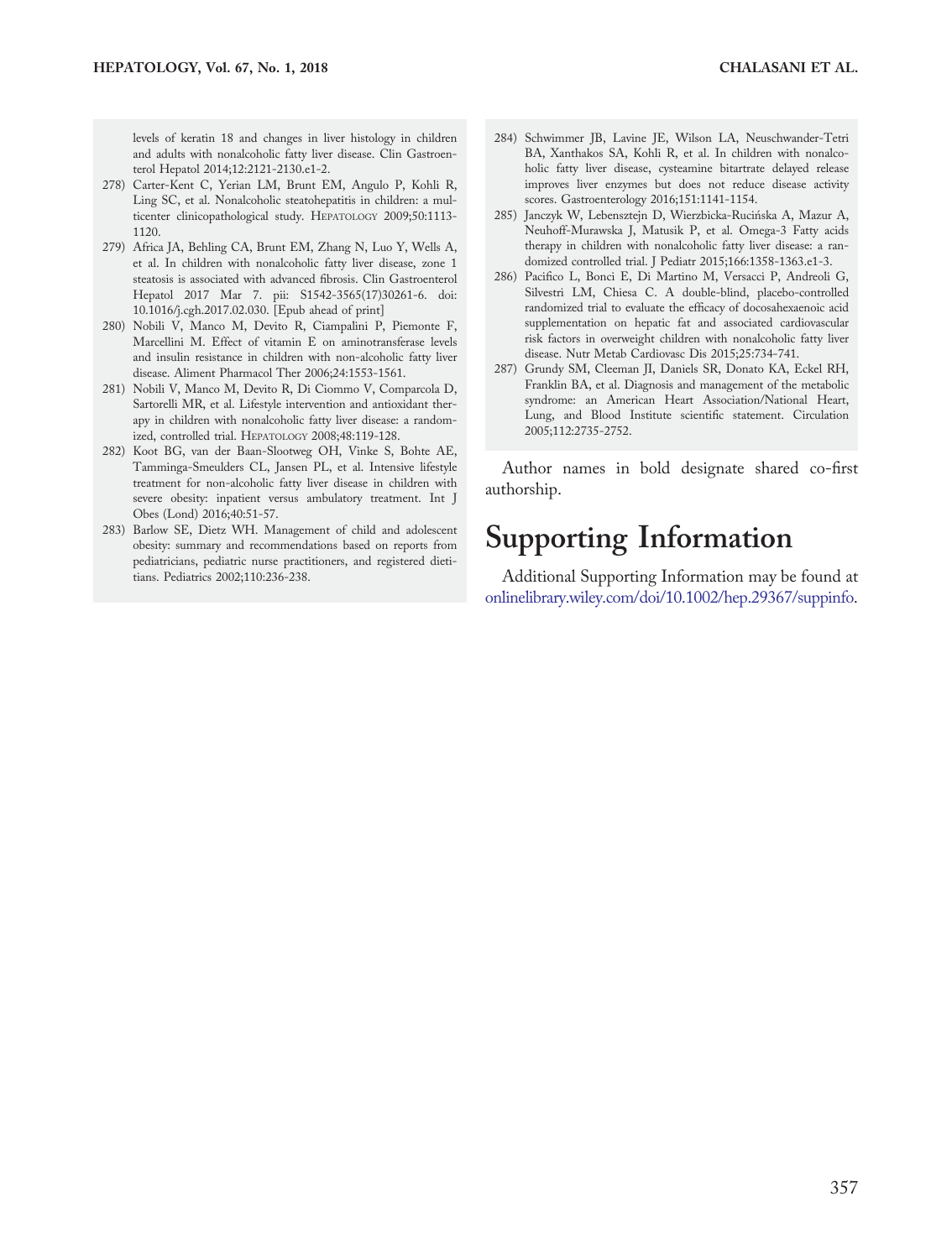levels of keratin 18 and changes in liver histology in children and adults with nonalcoholic fatty liver disease. Clin Gastroenterol Hepatol 2014;12:2121-2130.e1-2.

278) Carter-Kent C, Yerian LM, Brunt EM, Angulo P, Kohli R, Ling SC, et al. Nonalcoholic steatohepatitis in children: a multicenter clinicopathological study. HEPATOLOGY 2009;50:1113-1120.

279) Africa JA, Behling CA, Brunt EM, Zhang N, Luo Y, Wells A, et al. In children with nonalcoholic fatty liver disease, zone 1 steatosis is associated with advanced fibrosis. Clin Gastroenterol Hepatol 2017 Mar 7. pii: S1542-3565(17)30261-6. doi: 10.1016/j.cgh.2017.02.030. [Epub ahead of print]

280) Nobili V, Manco M, Devito R, Ciampalini P, Piemonte F, Marcellini M. Effect of vitamin E on aminotransferase levels and insulin resistance in children with non-alcoholic fatty liver disease. Aliment Pharmacol Ther 2006;24:1553-1561.

281) Nobili V, Manco M, Devito R, Di Ciommo V, Comparcola D, Sartorelli MR, et al. Lifestyle intervention and antioxidant therapy in children with nonalcoholic fatty liver disease: a randomized, controlled trial. HEPATOLOGY 2008;48:119-128.

282) Koot BG, van der Baan-Slootweg OH, Vinke S, Bohte AE, Tamminga-Smeulders CL, Jansen PL, et al. Intensive lifestyle treatment for non-alcoholic fatty liver disease in children with severe obesity: inpatient versus ambulatory treatment. Int J Obes (Lond) 2016;40:51-57.

283) Barlow SE, Dietz WH. Management of child and adolescent obesity: summary and recommendations based on reports from pediatricians, pediatric nurse practitioners, and registered dietitians. Pediatrics 2002;110:236-238.

284) Schwimmer JB, Lavine JE, Wilson LA, Neuschwander-Tetri BA, Xanthakos SA, Kohli R, et al. In children with nonalcoholic fatty liver disease, cysteamine bitartrate delayed release improves liver enzymes but does not reduce disease activity scores. Gastroenterology 2016;151:1141-1154.

285) Janczyk W, Lebensztejn D, Wierzbicka-Rucińska A, Mazur A, Neuhoff-Murawska J, Matusik P, et al. Omega-3 Fatty acids therapy in children with nonalcoholic fatty liver disease: a randomized controlled trial. J Pediatr 2015;166:1358-1363.e1-3.

286) Pacifico L, Bonci E, Di Martino M, Versacci P, Andreoli G, Silvestri LM, Chiesa C. A double-blind, placebo-controlled randomized trial to evaluate the efficacy of docosahexaenoic acid supplementation on hepatic fat and associated cardiovascular risk factors in overweight children with nonalcoholic fatty liver disease. Nutr Metab Cardiovasc Dis 2015;25:734-741.

287) Grundy SM, Cleeman JI, Daniels SR, Donato KA, Eckel RH, Franklin BA, et al. Diagnosis and management of the metabolic syndrome: an American Heart Association/National Heart, Lung, and Blood Institute scientific statement. Circulation 2005;112:2735-2752.

Author names in bold designate shared co-first authorship.

# Supporting Information

Additional Supporting Information may be found at onlinelibrary.wiley.com/doi/10.1002/hep.29367/suppinfo.